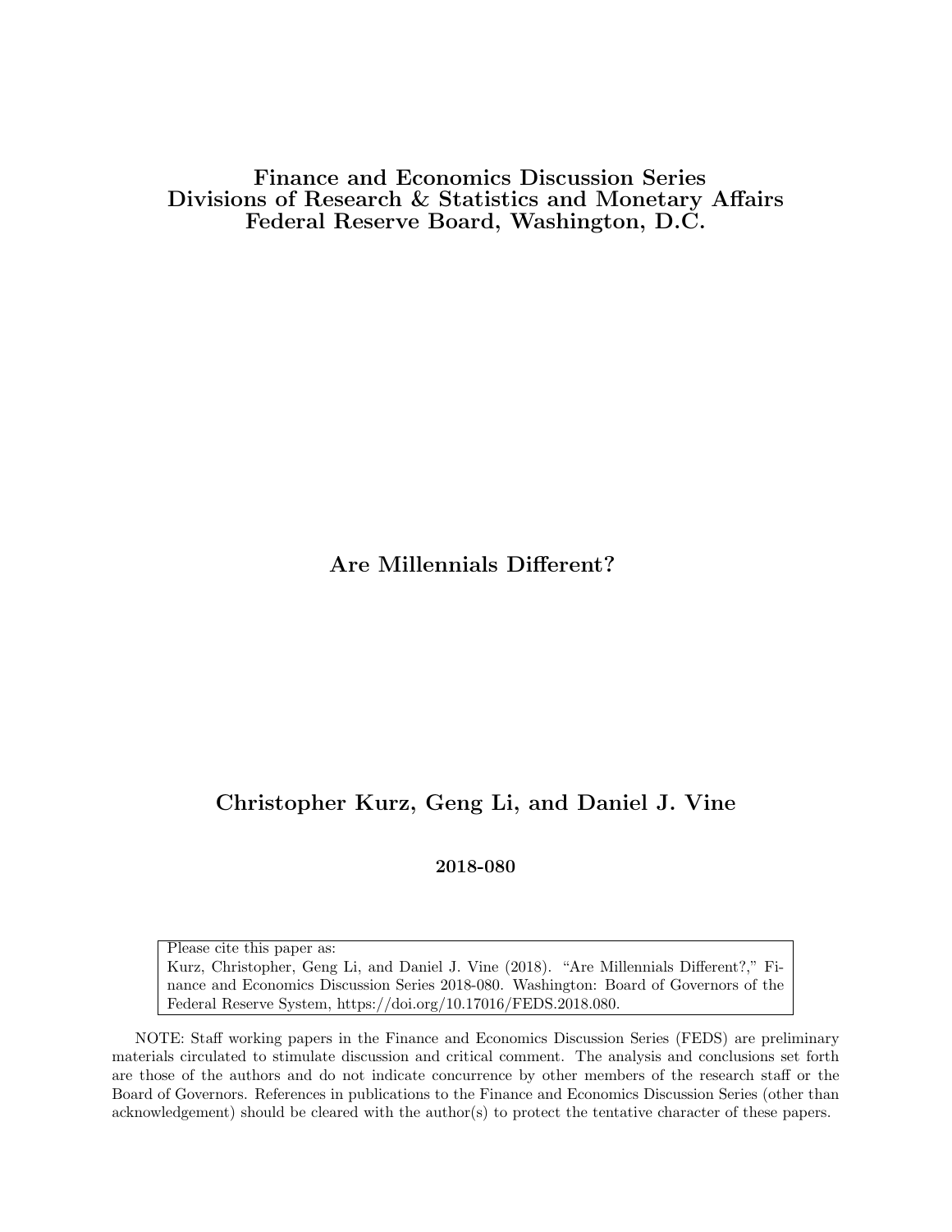**Finance and Economics Discussion Series**
**Divisions of Research & Statistics and Monetary Affairs**
**Federal Reserve Board, Washington, D.C.**

# Are Millennials Different?

## Christopher Kurz, Geng Li, and Daniel J. Vine

**2018-080**

Please cite this paper as:
Kurz, Christopher, Geng Li, and Daniel J. Vine (2018). "Are Millennials Different?," Finance and Economics Discussion Series 2018-080. Washington: Board of Governors of the Federal Reserve System, https://doi.org/10.17016/FEDS.2018.080.

NOTE: Staff working papers in the Finance and Economics Discussion Series (FEDS) are preliminary materials circulated to stimulate discussion and critical comment. The analysis and conclusions set forth are those of the authors and do not indicate concurrence by other members of the research staff or the Board of Governors. References in publications to the Finance and Economics Discussion Series (other than acknowledgement) should be cleared with the author(s) to protect the tentative character of these papers.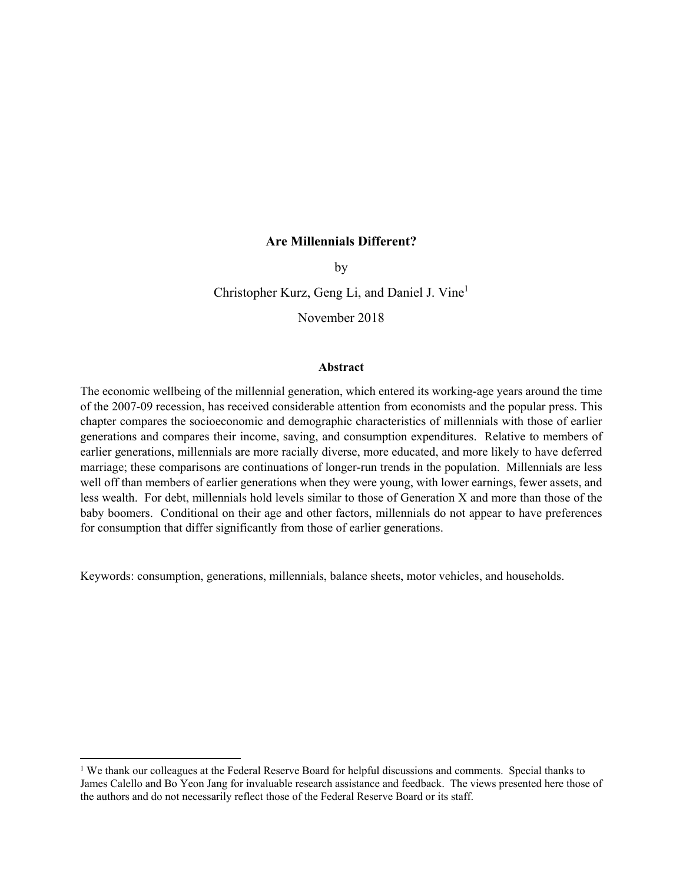**Are Millennials Different?**

by

Christopher Kurz, Geng Li, and Daniel J. Vine[1]

November 2018

**Abstract**

The economic wellbeing of the millennial generation, which entered its working-age years around the time of the 2007-09 recession, has received considerable attention from economists and the popular press. This chapter compares the socioeconomic and demographic characteristics of millennials with those of earlier generations and compares their income, saving, and consumption expenditures. Relative to members of earlier generations, millennials are more racially diverse, more educated, and more likely to have deferred marriage; these comparisons are continuations of longer-run trends in the population. Millennials are less well off than members of earlier generations when they were young, with lower earnings, fewer assets, and less wealth. For debt, millennials hold levels similar to those of Generation X and more than those of the baby boomers. Conditional on their age and other factors, millennials do not appear to have preferences for consumption that differ significantly from those of earlier generations.

Keywords: consumption, generations, millennials, balance sheets, motor vehicles, and households.

---

[1] We thank our colleagues at the Federal Reserve Board for helpful discussions and comments. Special thanks to James Calello and Bo Yeon Jang for invaluable research assistance and feedback. The views presented here those of the authors and do not necessarily reflect those of the Federal Reserve Board or its staff.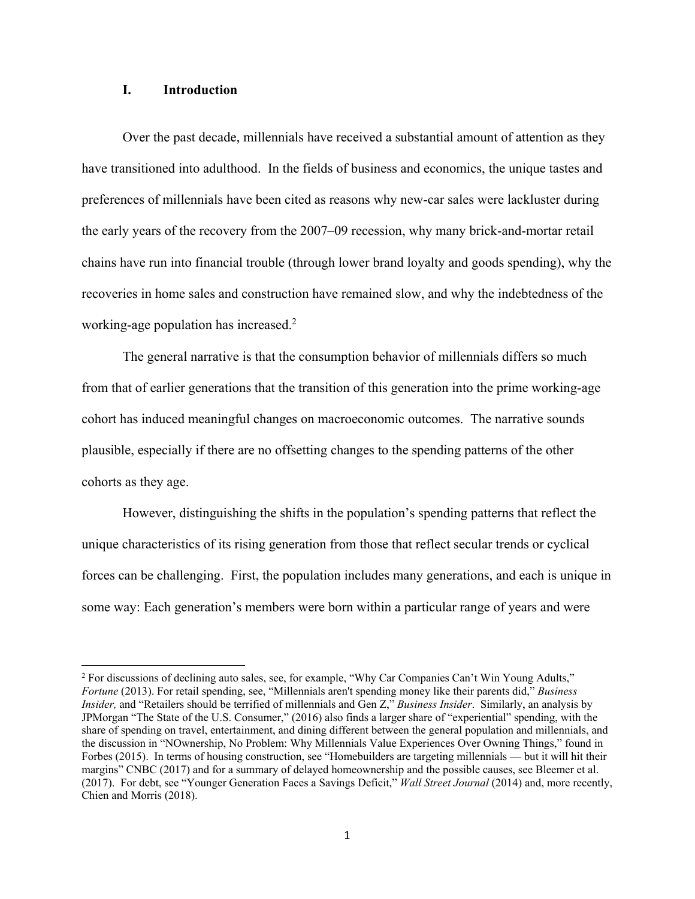# I. Introduction

Over the past decade, millennials have received a substantial amount of attention as they have transitioned into adulthood. In the fields of business and economics, the unique tastes and preferences of millennials have been cited as reasons why new-car sales were lackluster during the early years of the recovery from the 2007–09 recession, why many brick-and-mortar retail chains have run into financial trouble (through lower brand loyalty and goods spending), why the recoveries in home sales and construction have remained slow, and why the indebtedness of the working-age population has increased.[2]

The general narrative is that the consumption behavior of millennials differs so much from that of earlier generations that the transition of this generation into the prime working-age cohort has induced meaningful changes on macroeconomic outcomes. The narrative sounds plausible, especially if there are no offsetting changes to the spending patterns of the other cohorts as they age.

However, distinguishing the shifts in the population's spending patterns that reflect the unique characteristics of its rising generation from those that reflect secular trends or cyclical forces can be challenging. First, the population includes many generations, and each is unique in some way: Each generation's members were born within a particular range of years and were

---

[2] For discussions of declining auto sales, see, for example, "Why Car Companies Can't Win Young Adults," *Fortune* (2013). For retail spending, see, "Millennials aren't spending money like their parents did," *Business Insider,* and "Retailers should be terrified of millennials and Gen Z," *Business Insider*. Similarly, an analysis by JPMorgan "The State of the U.S. Consumer," (2016) also finds a larger share of "experiential" spending, with the share of spending on travel, entertainment, and dining different between the general population and millennials, and the discussion in "NOwnership, No Problem: Why Millennials Value Experiences Over Owning Things," found in Forbes (2015). In terms of housing construction, see "Homebuilders are targeting millennials — but it will hit their margins" CNBC (2017) and for a summary of delayed homeownership and the possible causes, see Bleemer et al. (2017). For debt, see "Younger Generation Faces a Savings Deficit," *Wall Street Journal* (2014) and, more recently, Chien and Morris (2018).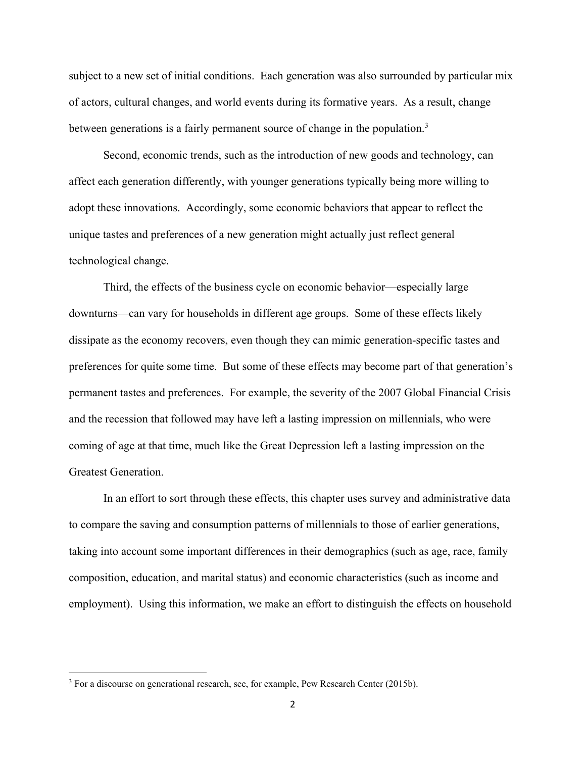subject to a new set of initial conditions. Each generation was also surrounded by particular mix of actors, cultural changes, and world events during its formative years. As a result, change between generations is a fairly permanent source of change in the population.[3]

Second, economic trends, such as the introduction of new goods and technology, can affect each generation differently, with younger generations typically being more willing to adopt these innovations. Accordingly, some economic behaviors that appear to reflect the unique tastes and preferences of a new generation might actually just reflect general technological change.

Third, the effects of the business cycle on economic behavior—especially large downturns—can vary for households in different age groups. Some of these effects likely dissipate as the economy recovers, even though they can mimic generation-specific tastes and preferences for quite some time. But some of these effects may become part of that generation's permanent tastes and preferences. For example, the severity of the 2007 Global Financial Crisis and the recession that followed may have left a lasting impression on millennials, who were coming of age at that time, much like the Great Depression left a lasting impression on the Greatest Generation.

In an effort to sort through these effects, this chapter uses survey and administrative data to compare the saving and consumption patterns of millennials to those of earlier generations, taking into account some important differences in their demographics (such as age, race, family composition, education, and marital status) and economic characteristics (such as income and employment). Using this information, we make an effort to distinguish the effects on household

[3] For a discourse on generational research, see, for example, Pew Research Center (2015b).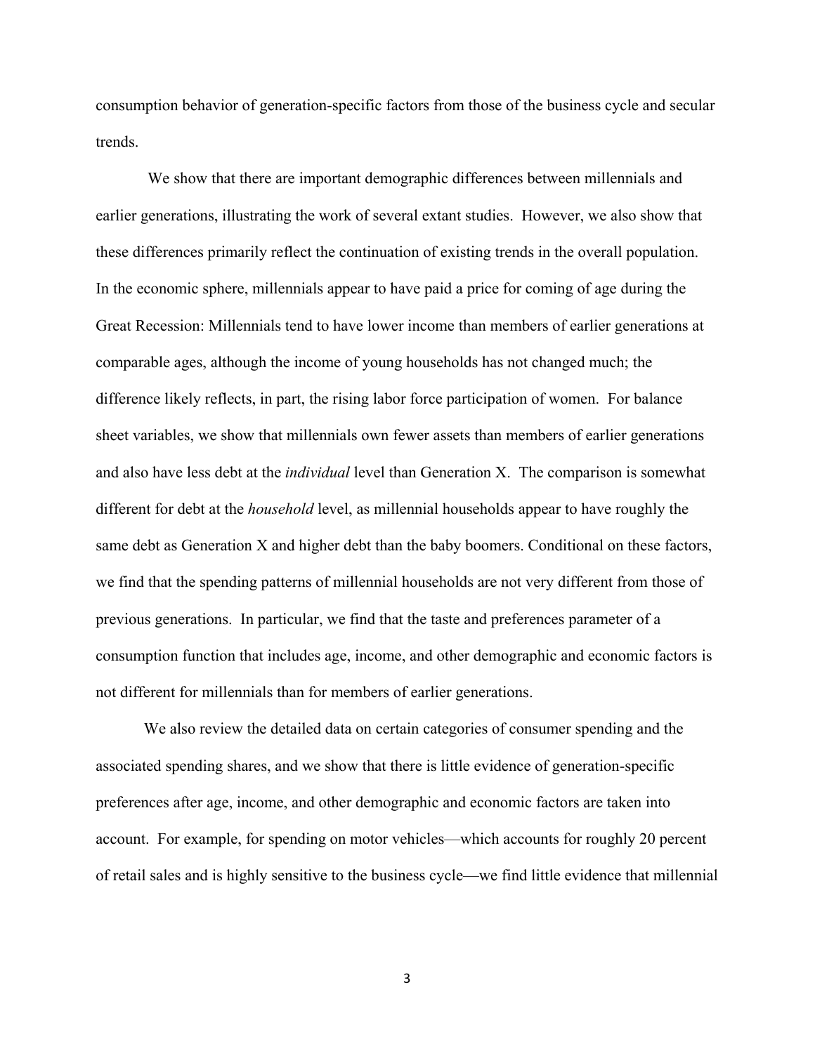consumption behavior of generation-specific factors from those of the business cycle and secular trends.

We show that there are important demographic differences between millennials and earlier generations, illustrating the work of several extant studies. However, we also show that these differences primarily reflect the continuation of existing trends in the overall population. In the economic sphere, millennials appear to have paid a price for coming of age during the Great Recession: Millennials tend to have lower income than members of earlier generations at comparable ages, although the income of young households has not changed much; the difference likely reflects, in part, the rising labor force participation of women. For balance sheet variables, we show that millennials own fewer assets than members of earlier generations and also have less debt at the *individual* level than Generation X. The comparison is somewhat different for debt at the *household* level, as millennial households appear to have roughly the same debt as Generation X and higher debt than the baby boomers. Conditional on these factors, we find that the spending patterns of millennial households are not very different from those of previous generations. In particular, we find that the taste and preferences parameter of a consumption function that includes age, income, and other demographic and economic factors is not different for millennials than for members of earlier generations.

We also review the detailed data on certain categories of consumer spending and the associated spending shares, and we show that there is little evidence of generation-specific preferences after age, income, and other demographic and economic factors are taken into account. For example, for spending on motor vehicles—which accounts for roughly 20 percent of retail sales and is highly sensitive to the business cycle—we find little evidence that millennial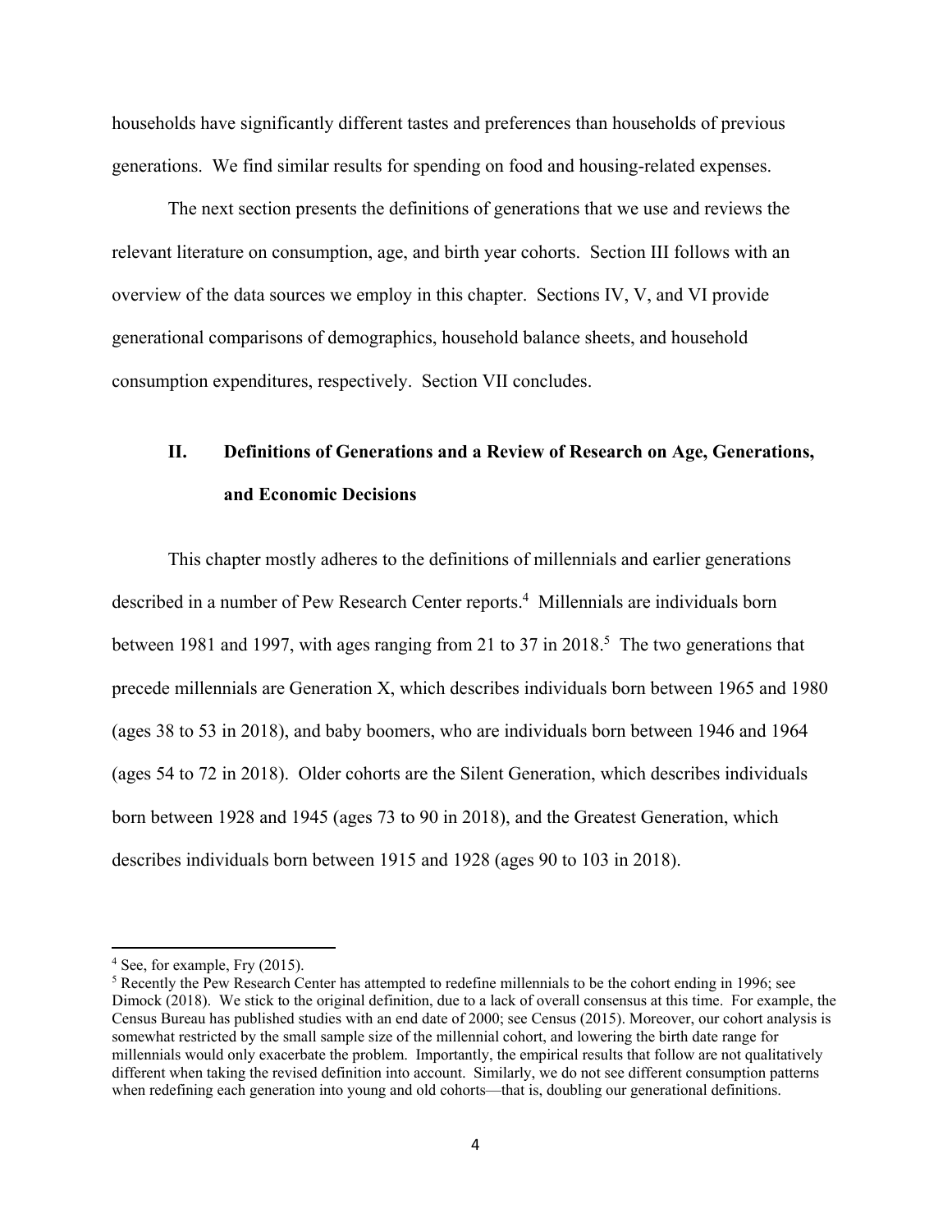households have significantly different tastes and preferences than households of previous generations. We find similar results for spending on food and housing-related expenses.

The next section presents the definitions of generations that we use and reviews the relevant literature on consumption, age, and birth year cohorts. Section III follows with an overview of the data sources we employ in this chapter. Sections IV, V, and VI provide generational comparisons of demographics, household balance sheets, and household consumption expenditures, respectively. Section VII concludes.

## II. Definitions of Generations and a Review of Research on Age, Generations, and Economic Decisions

This chapter mostly adheres to the definitions of millennials and earlier generations described in a number of Pew Research Center reports.[4] Millennials are individuals born between 1981 and 1997, with ages ranging from 21 to 37 in 2018.[5] The two generations that precede millennials are Generation X, which describes individuals born between 1965 and 1980 (ages 38 to 53 in 2018), and baby boomers, who are individuals born between 1946 and 1964 (ages 54 to 72 in 2018). Older cohorts are the Silent Generation, which describes individuals born between 1928 and 1945 (ages 73 to 90 in 2018), and the Greatest Generation, which describes individuals born between 1915 and 1928 (ages 90 to 103 in 2018).

---

[4] See, for example, Fry (2015).

[5] Recently the Pew Research Center has attempted to redefine millennials to be the cohort ending in 1996; see Dimock (2018). We stick to the original definition, due to a lack of overall consensus at this time. For example, the Census Bureau has published studies with an end date of 2000; see Census (2015). Moreover, our cohort analysis is somewhat restricted by the small sample size of the millennial cohort, and lowering the birth date range for millennials would only exacerbate the problem. Importantly, the empirical results that follow are not qualitatively different when taking the revised definition into account. Similarly, we do not see different consumption patterns when redefining each generation into young and old cohorts—that is, doubling our generational definitions.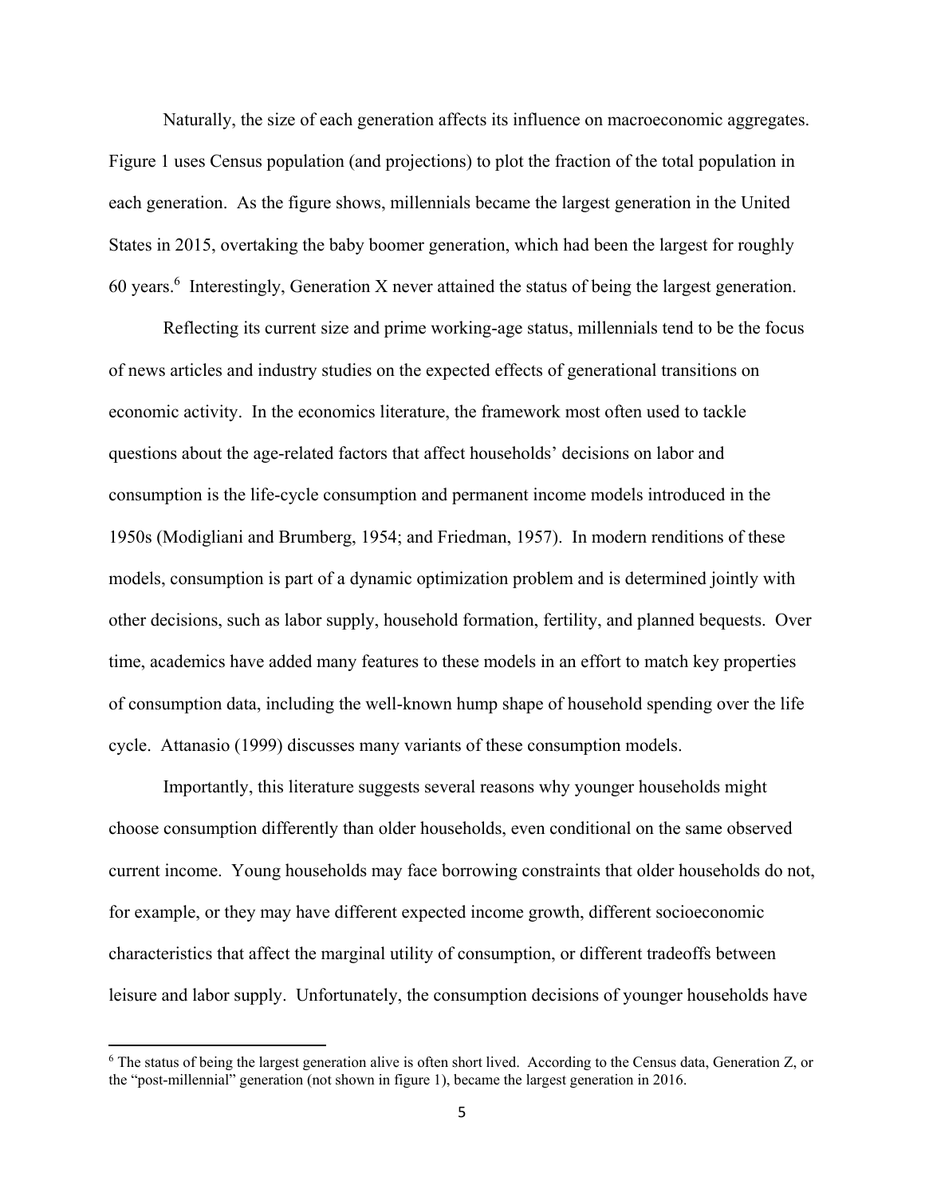Naturally, the size of each generation affects its influence on macroeconomic aggregates. Figure 1 uses Census population (and projections) to plot the fraction of the total population in each generation. As the figure shows, millennials became the largest generation in the United States in 2015, overtaking the baby boomer generation, which had been the largest for roughly 60 years.[6] Interestingly, Generation X never attained the status of being the largest generation.

Reflecting its current size and prime working-age status, millennials tend to be the focus of news articles and industry studies on the expected effects of generational transitions on economic activity. In the economics literature, the framework most often used to tackle questions about the age-related factors that affect households' decisions on labor and consumption is the life-cycle consumption and permanent income models introduced in the 1950s (Modigliani and Brumberg, 1954; and Friedman, 1957). In modern renditions of these models, consumption is part of a dynamic optimization problem and is determined jointly with other decisions, such as labor supply, household formation, fertility, and planned bequests. Over time, academics have added many features to these models in an effort to match key properties of consumption data, including the well-known hump shape of household spending over the life cycle. Attanasio (1999) discusses many variants of these consumption models.

Importantly, this literature suggests several reasons why younger households might choose consumption differently than older households, even conditional on the same observed current income. Young households may face borrowing constraints that older households do not, for example, or they may have different expected income growth, different socioeconomic characteristics that affect the marginal utility of consumption, or different tradeoffs between leisure and labor supply. Unfortunately, the consumption decisions of younger households have

[6] The status of being the largest generation alive is often short lived. According to the Census data, Generation Z, or the "post-millennial" generation (not shown in figure 1), became the largest generation in 2016.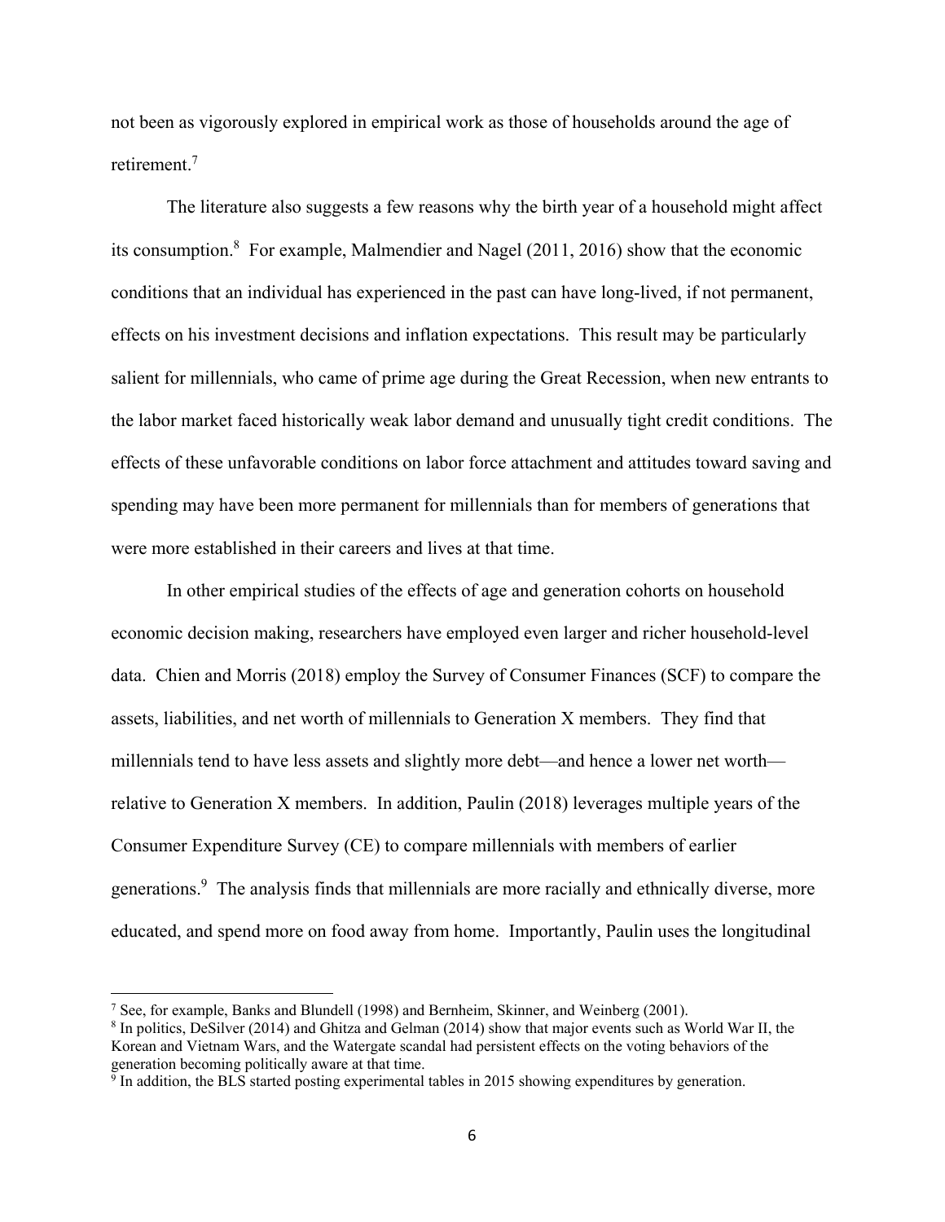not been as vigorously explored in empirical work as those of households around the age of retirement.[7]

The literature also suggests a few reasons why the birth year of a household might affect its consumption.[8] For example, Malmendier and Nagel (2011, 2016) show that the economic conditions that an individual has experienced in the past can have long-lived, if not permanent, effects on his investment decisions and inflation expectations. This result may be particularly salient for millennials, who came of prime age during the Great Recession, when new entrants to the labor market faced historically weak labor demand and unusually tight credit conditions. The effects of these unfavorable conditions on labor force attachment and attitudes toward saving and spending may have been more permanent for millennials than for members of generations that were more established in their careers and lives at that time.

In other empirical studies of the effects of age and generation cohorts on household economic decision making, researchers have employed even larger and richer household-level data. Chien and Morris (2018) employ the Survey of Consumer Finances (SCF) to compare the assets, liabilities, and net worth of millennials to Generation X members. They find that millennials tend to have less assets and slightly more debt—and hence a lower net worth—relative to Generation X members. In addition, Paulin (2018) leverages multiple years of the Consumer Expenditure Survey (CE) to compare millennials with members of earlier generations.[9] The analysis finds that millennials are more racially and ethnically diverse, more educated, and spend more on food away from home. Importantly, Paulin uses the longitudinal

---

[7] See, for example, Banks and Blundell (1998) and Bernheim, Skinner, and Weinberg (2001).

[8] In politics, DeSilver (2014) and Ghitza and Gelman (2014) show that major events such as World War II, the Korean and Vietnam Wars, and the Watergate scandal had persistent effects on the voting behaviors of the generation becoming politically aware at that time.

[9] In addition, the BLS started posting experimental tables in 2015 showing expenditures by generation.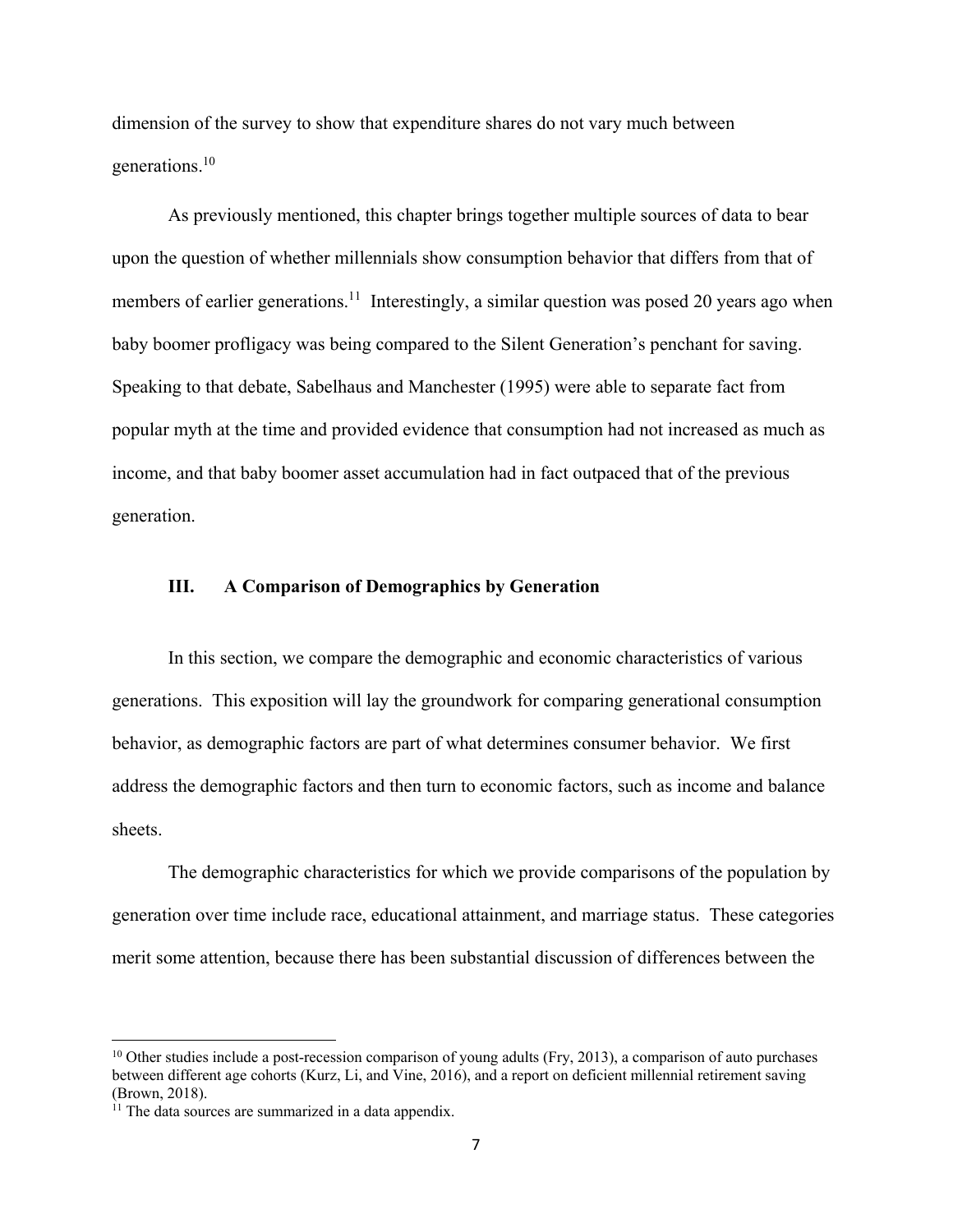dimension of the survey to show that expenditure shares do not vary much between generations.[10]

As previously mentioned, this chapter brings together multiple sources of data to bear upon the question of whether millennials show consumption behavior that differs from that of members of earlier generations.[11] Interestingly, a similar question was posed 20 years ago when baby boomer profligacy was being compared to the Silent Generation's penchant for saving. Speaking to that debate, Sabelhaus and Manchester (1995) were able to separate fact from popular myth at the time and provided evidence that consumption had not increased as much as income, and that baby boomer asset accumulation had in fact outpaced that of the previous generation.

## III. A Comparison of Demographics by Generation

In this section, we compare the demographic and economic characteristics of various generations. This exposition will lay the groundwork for comparing generational consumption behavior, as demographic factors are part of what determines consumer behavior. We first address the demographic factors and then turn to economic factors, such as income and balance sheets.

The demographic characteristics for which we provide comparisons of the population by generation over time include race, educational attainment, and marriage status. These categories merit some attention, because there has been substantial discussion of differences between the

---

[10] Other studies include a post-recession comparison of young adults (Fry, 2013), a comparison of auto purchases between different age cohorts (Kurz, Li, and Vine, 2016), and a report on deficient millennial retirement saving (Brown, 2018).

[11] The data sources are summarized in a data appendix.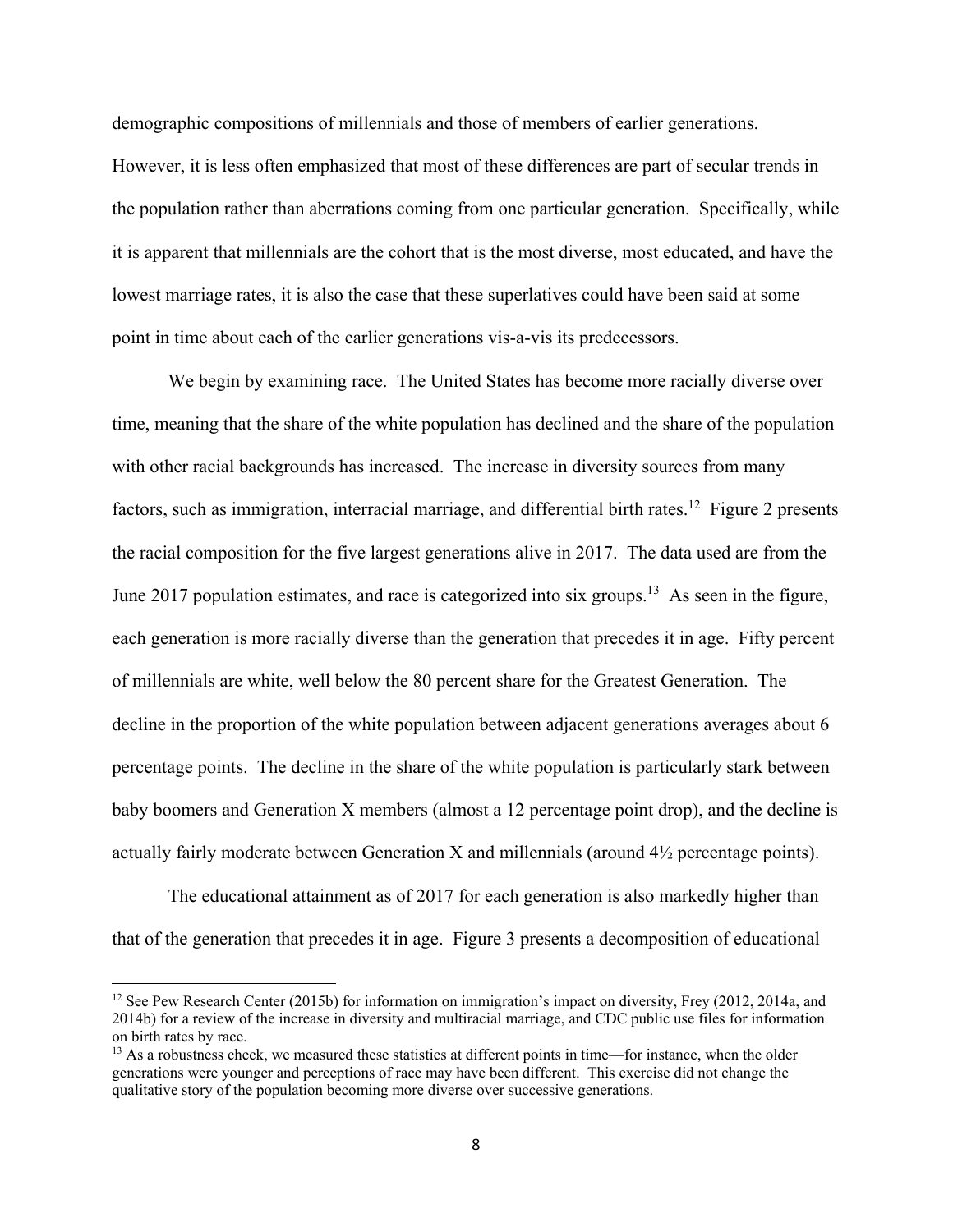demographic compositions of millennials and those of members of earlier generations. However, it is less often emphasized that most of these differences are part of secular trends in the population rather than aberrations coming from one particular generation. Specifically, while it is apparent that millennials are the cohort that is the most diverse, most educated, and have the lowest marriage rates, it is also the case that these superlatives could have been said at some point in time about each of the earlier generations vis-a-vis its predecessors.

We begin by examining race. The United States has become more racially diverse over time, meaning that the share of the white population has declined and the share of the population with other racial backgrounds has increased. The increase in diversity sources from many factors, such as immigration, interracial marriage, and differential birth rates.[12] Figure 2 presents the racial composition for the five largest generations alive in 2017. The data used are from the June 2017 population estimates, and race is categorized into six groups.[13] As seen in the figure, each generation is more racially diverse than the generation that precedes it in age. Fifty percent of millennials are white, well below the 80 percent share for the Greatest Generation. The decline in the proportion of the white population between adjacent generations averages about 6 percentage points. The decline in the share of the white population is particularly stark between baby boomers and Generation X members (almost a 12 percentage point drop), and the decline is actually fairly moderate between Generation X and millennials (around 4½ percentage points).

The educational attainment as of 2017 for each generation is also markedly higher than that of the generation that precedes it in age. Figure 3 presents a decomposition of educational

---

[12] See Pew Research Center (2015b) for information on immigration's impact on diversity, Frey (2012, 2014a, and 2014b) for a review of the increase in diversity and multiracial marriage, and CDC public use files for information on birth rates by race.

[13] As a robustness check, we measured these statistics at different points in time—for instance, when the older generations were younger and perceptions of race may have been different. This exercise did not change the qualitative story of the population becoming more diverse over successive generations.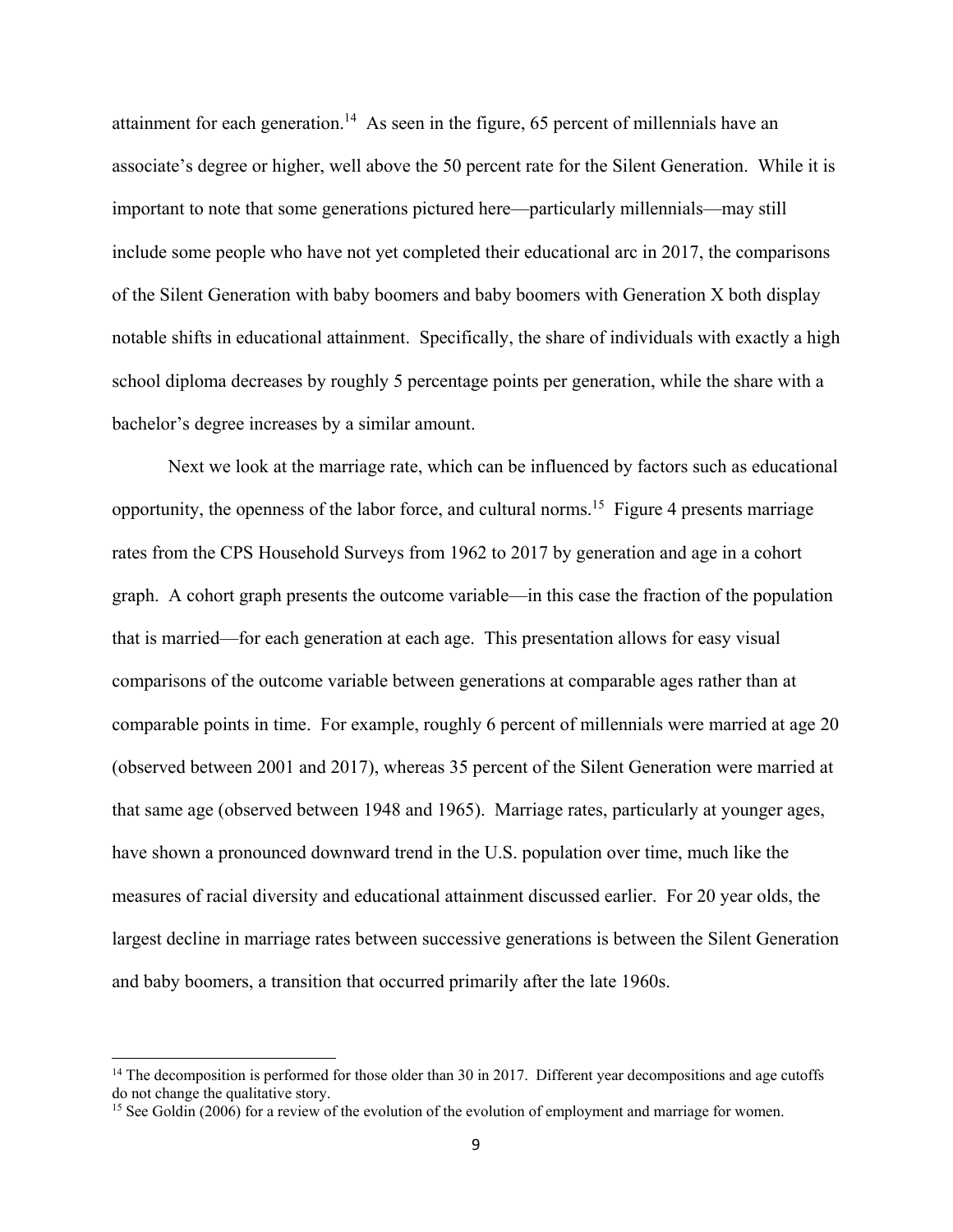attainment for each generation.[14] As seen in the figure, 65 percent of millennials have an associate's degree or higher, well above the 50 percent rate for the Silent Generation. While it is important to note that some generations pictured here—particularly millennials—may still include some people who have not yet completed their educational arc in 2017, the comparisons of the Silent Generation with baby boomers and baby boomers with Generation X both display notable shifts in educational attainment. Specifically, the share of individuals with exactly a high school diploma decreases by roughly 5 percentage points per generation, while the share with a bachelor's degree increases by a similar amount.

Next we look at the marriage rate, which can be influenced by factors such as educational opportunity, the openness of the labor force, and cultural norms.[15] Figure 4 presents marriage rates from the CPS Household Surveys from 1962 to 2017 by generation and age in a cohort graph. A cohort graph presents the outcome variable—in this case the fraction of the population that is married—for each generation at each age. This presentation allows for easy visual comparisons of the outcome variable between generations at comparable ages rather than at comparable points in time. For example, roughly 6 percent of millennials were married at age 20 (observed between 2001 and 2017), whereas 35 percent of the Silent Generation were married at that same age (observed between 1948 and 1965). Marriage rates, particularly at younger ages, have shown a pronounced downward trend in the U.S. population over time, much like the measures of racial diversity and educational attainment discussed earlier. For 20 year olds, the largest decline in marriage rates between successive generations is between the Silent Generation and baby boomers, a transition that occurred primarily after the late 1960s.

---

[14] The decomposition is performed for those older than 30 in 2017. Different year decompositions and age cutoffs do not change the qualitative story.

[15] See Goldin (2006) for a review of the evolution of the evolution of employment and marriage for women.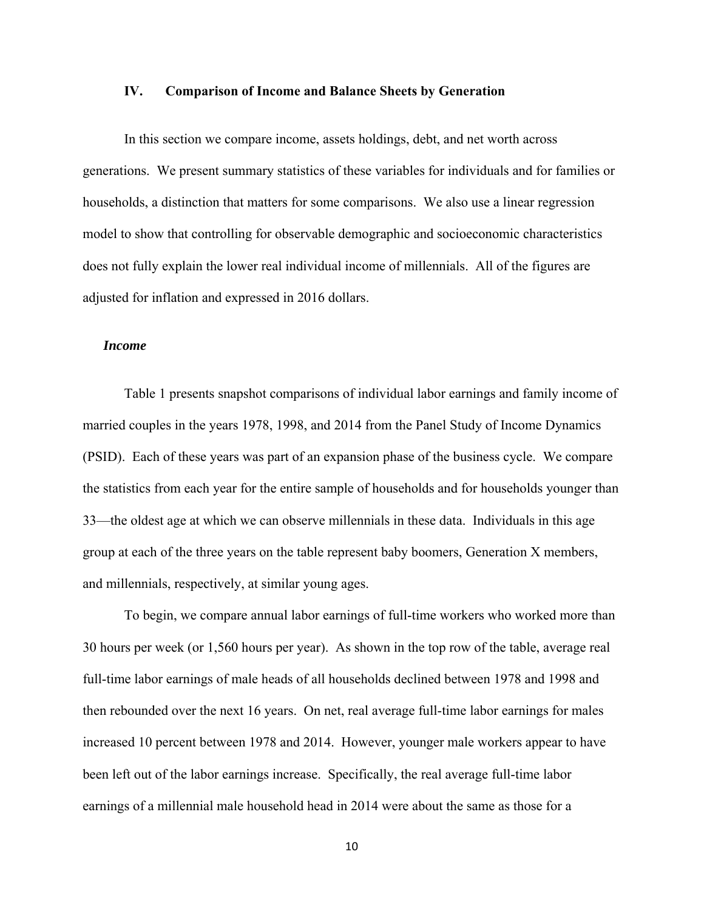## IV. Comparison of Income and Balance Sheets by Generation

In this section we compare income, assets holdings, debt, and net worth across generations. We present summary statistics of these variables for individuals and for families or households, a distinction that matters for some comparisons. We also use a linear regression model to show that controlling for observable demographic and socioeconomic characteristics does not fully explain the lower real individual income of millennials. All of the figures are adjusted for inflation and expressed in 2016 dollars.

### *Income*

Table 1 presents snapshot comparisons of individual labor earnings and family income of married couples in the years 1978, 1998, and 2014 from the Panel Study of Income Dynamics (PSID). Each of these years was part of an expansion phase of the business cycle. We compare the statistics from each year for the entire sample of households and for households younger than 33—the oldest age at which we can observe millennials in these data. Individuals in this age group at each of the three years on the table represent baby boomers, Generation X members, and millennials, respectively, at similar young ages.

To begin, we compare annual labor earnings of full-time workers who worked more than 30 hours per week (or 1,560 hours per year). As shown in the top row of the table, average real full-time labor earnings of male heads of all households declined between 1978 and 1998 and then rebounded over the next 16 years. On net, real average full-time labor earnings for males increased 10 percent between 1978 and 2014. However, younger male workers appear to have been left out of the labor earnings increase. Specifically, the real average full-time labor earnings of a millennial male household head in 2014 were about the same as those for a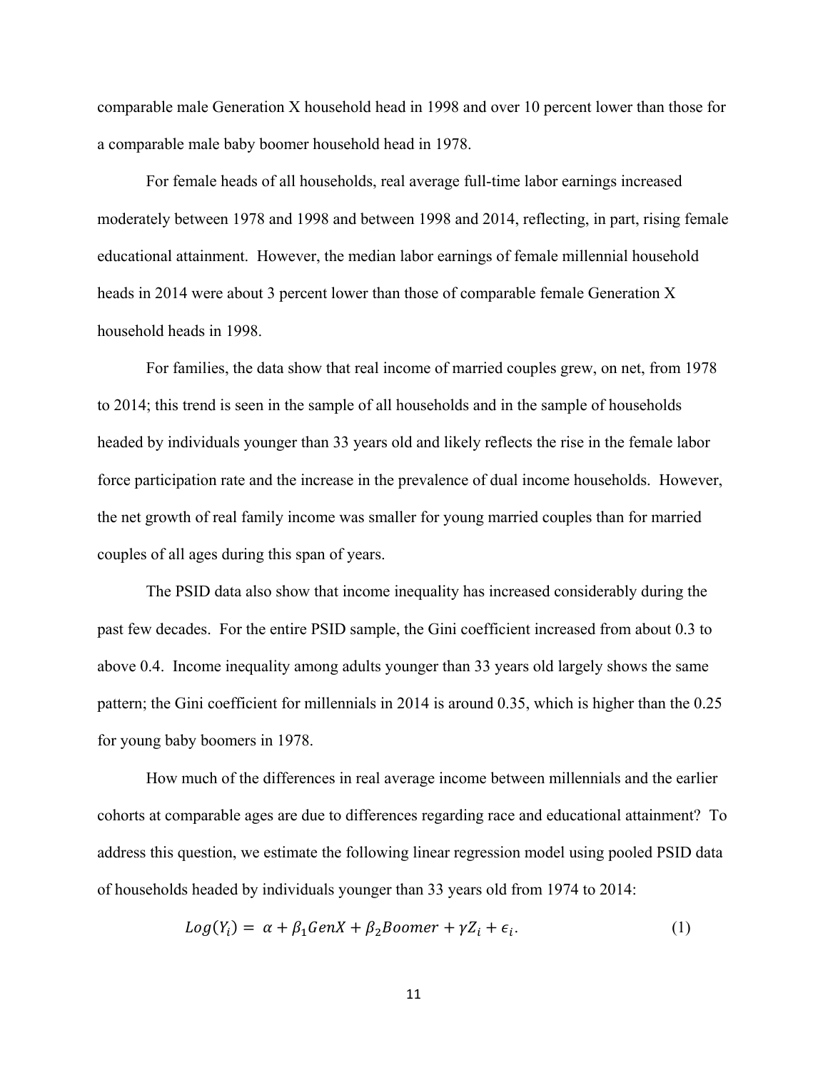comparable male Generation X household head in 1998 and over 10 percent lower than those for a comparable male baby boomer household head in 1978.

For female heads of all households, real average full-time labor earnings increased moderately between 1978 and 1998 and between 1998 and 2014, reflecting, in part, rising female educational attainment. However, the median labor earnings of female millennial household heads in 2014 were about 3 percent lower than those of comparable female Generation X household heads in 1998.

For families, the data show that real income of married couples grew, on net, from 1978 to 2014; this trend is seen in the sample of all households and in the sample of households headed by individuals younger than 33 years old and likely reflects the rise in the female labor force participation rate and the increase in the prevalence of dual income households. However, the net growth of real family income was smaller for young married couples than for married couples of all ages during this span of years.

The PSID data also show that income inequality has increased considerably during the past few decades. For the entire PSID sample, the Gini coefficient increased from about 0.3 to above 0.4. Income inequality among adults younger than 33 years old largely shows the same pattern; the Gini coefficient for millennials in 2014 is around 0.35, which is higher than the 0.25 for young baby boomers in 1978.

How much of the differences in real average income between millennials and the earlier cohorts at comparable ages are due to differences regarding race and educational attainment? To address this question, we estimate the following linear regression model using pooled PSID data of households headed by individuals younger than 33 years old from 1974 to 2014:

$$Log(Y_i) = \alpha + \beta_1 GenX + \beta_2 Boomer + \gamma Z_i + \epsilon_i. \quad (1)$$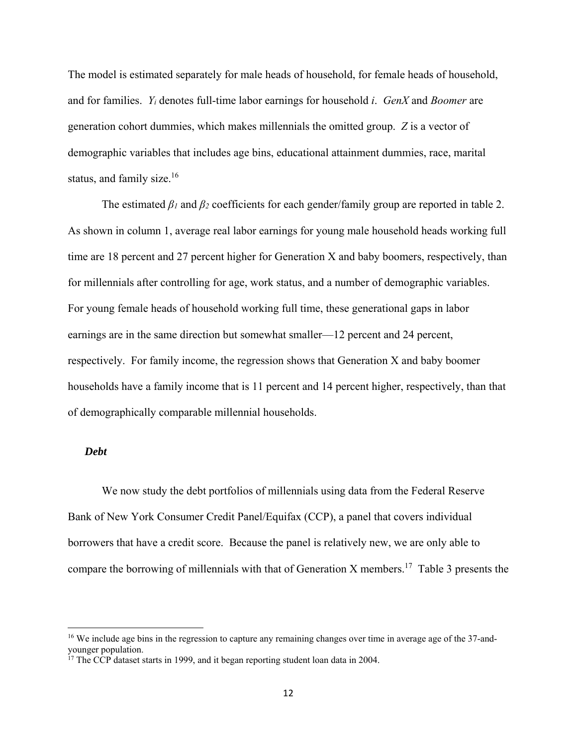The model is estimated separately for male heads of household, for female heads of household, and for families. $Y_i$ denotes full-time labor earnings for household $i$. *GenX* and *Boomer* are generation cohort dummies, which makes millennials the omitted group. $Z$ is a vector of demographic variables that includes age bins, educational attainment dummies, race, marital status, and family size.[16]

The estimated $\beta_1$ and $\beta_2$ coefficients for each gender/family group are reported in table 2. As shown in column 1, average real labor earnings for young male household heads working full time are 18 percent and 27 percent higher for Generation X and baby boomers, respectively, than for millennials after controlling for age, work status, and a number of demographic variables. For young female heads of household working full time, these generational gaps in labor earnings are in the same direction but somewhat smaller—12 percent and 24 percent, respectively. For family income, the regression shows that Generation X and baby boomer households have a family income that is 11 percent and 14 percent higher, respectively, than that of demographically comparable millennial households.

### *Debt*

We now study the debt portfolios of millennials using data from the Federal Reserve Bank of New York Consumer Credit Panel/Equifax (CCP), a panel that covers individual borrowers that have a credit score. Because the panel is relatively new, we are only able to compare the borrowing of millennials with that of Generation X members.[17] Table 3 presents the

---

[16] We include age bins in the regression to capture any remaining changes over time in average age of the 37-and-younger population.

[17] The CCP dataset starts in 1999, and it began reporting student loan data in 2004.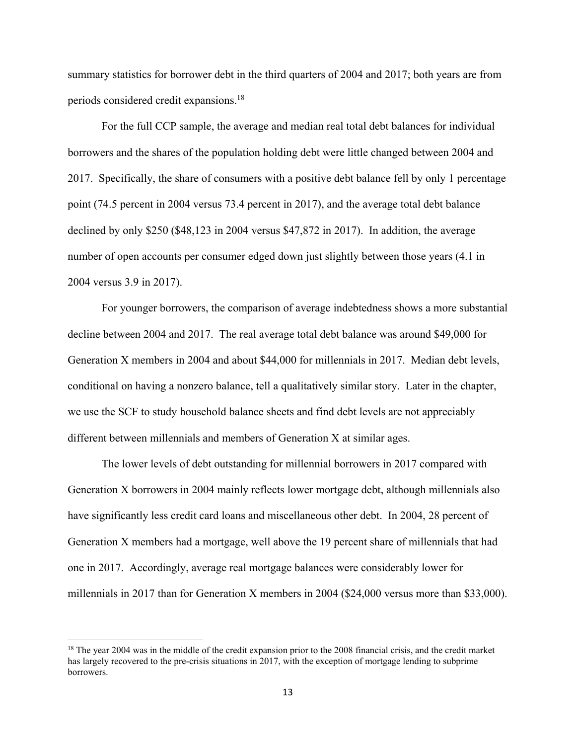summary statistics for borrower debt in the third quarters of 2004 and 2017; both years are from periods considered credit expansions.[18]

For the full CCP sample, the average and median real total debt balances for individual borrowers and the shares of the population holding debt were little changed between 2004 and 2017. Specifically, the share of consumers with a positive debt balance fell by only 1 percentage point (74.5 percent in 2004 versus 73.4 percent in 2017), and the average total debt balance declined by only $250 ($48,123 in 2004 versus $47,872 in 2017). In addition, the average number of open accounts per consumer edged down just slightly between those years (4.1 in 2004 versus 3.9 in 2017).

For younger borrowers, the comparison of average indebtedness shows a more substantial decline between 2004 and 2017. The real average total debt balance was around $49,000 for Generation X members in 2004 and about $44,000 for millennials in 2017. Median debt levels, conditional on having a nonzero balance, tell a qualitatively similar story. Later in the chapter, we use the SCF to study household balance sheets and find debt levels are not appreciably different between millennials and members of Generation X at similar ages.

The lower levels of debt outstanding for millennial borrowers in 2017 compared with Generation X borrowers in 2004 mainly reflects lower mortgage debt, although millennials also have significantly less credit card loans and miscellaneous other debt. In 2004, 28 percent of Generation X members had a mortgage, well above the 19 percent share of millennials that had one in 2017. Accordingly, average real mortgage balances were considerably lower for millennials in 2017 than for Generation X members in 2004 ($24,000 versus more than $33,000).

[18] The year 2004 was in the middle of the credit expansion prior to the 2008 financial crisis, and the credit market has largely recovered to the pre-crisis situations in 2017, with the exception of mortgage lending to subprime borrowers.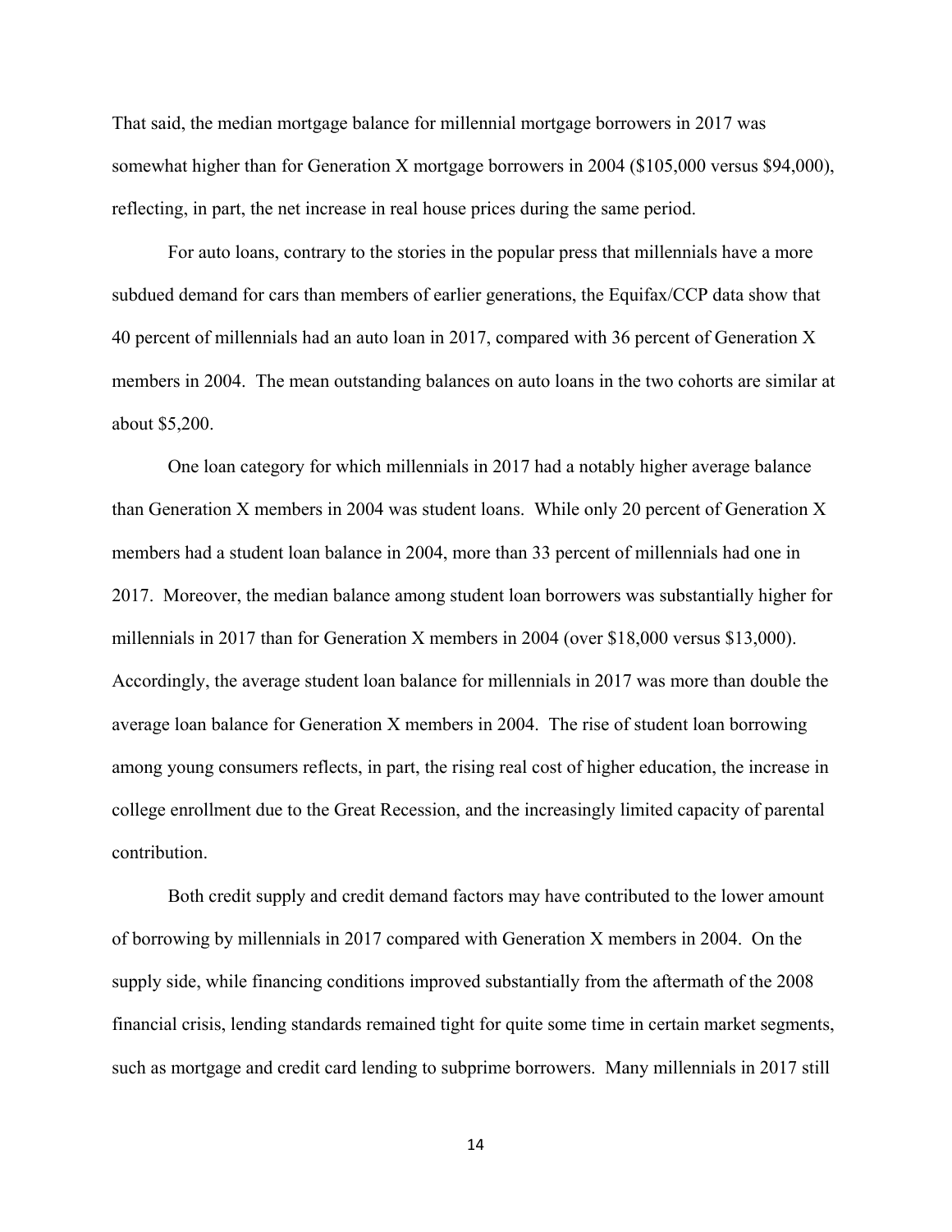That said, the median mortgage balance for millennial mortgage borrowers in 2017 was somewhat higher than for Generation X mortgage borrowers in 2004 ($105,000 versus $94,000), reflecting, in part, the net increase in real house prices during the same period.

For auto loans, contrary to the stories in the popular press that millennials have a more subdued demand for cars than members of earlier generations, the Equifax/CCP data show that 40 percent of millennials had an auto loan in 2017, compared with 36 percent of Generation X members in 2004. The mean outstanding balances on auto loans in the two cohorts are similar at about $5,200.

One loan category for which millennials in 2017 had a notably higher average balance than Generation X members in 2004 was student loans. While only 20 percent of Generation X members had a student loan balance in 2004, more than 33 percent of millennials had one in 2017. Moreover, the median balance among student loan borrowers was substantially higher for millennials in 2017 than for Generation X members in 2004 (over $18,000 versus $13,000). Accordingly, the average student loan balance for millennials in 2017 was more than double the average loan balance for Generation X members in 2004. The rise of student loan borrowing among young consumers reflects, in part, the rising real cost of higher education, the increase in college enrollment due to the Great Recession, and the increasingly limited capacity of parental contribution.

Both credit supply and credit demand factors may have contributed to the lower amount of borrowing by millennials in 2017 compared with Generation X members in 2004. On the supply side, while financing conditions improved substantially from the aftermath of the 2008 financial crisis, lending standards remained tight for quite some time in certain market segments, such as mortgage and credit card lending to subprime borrowers. Many millennials in 2017 still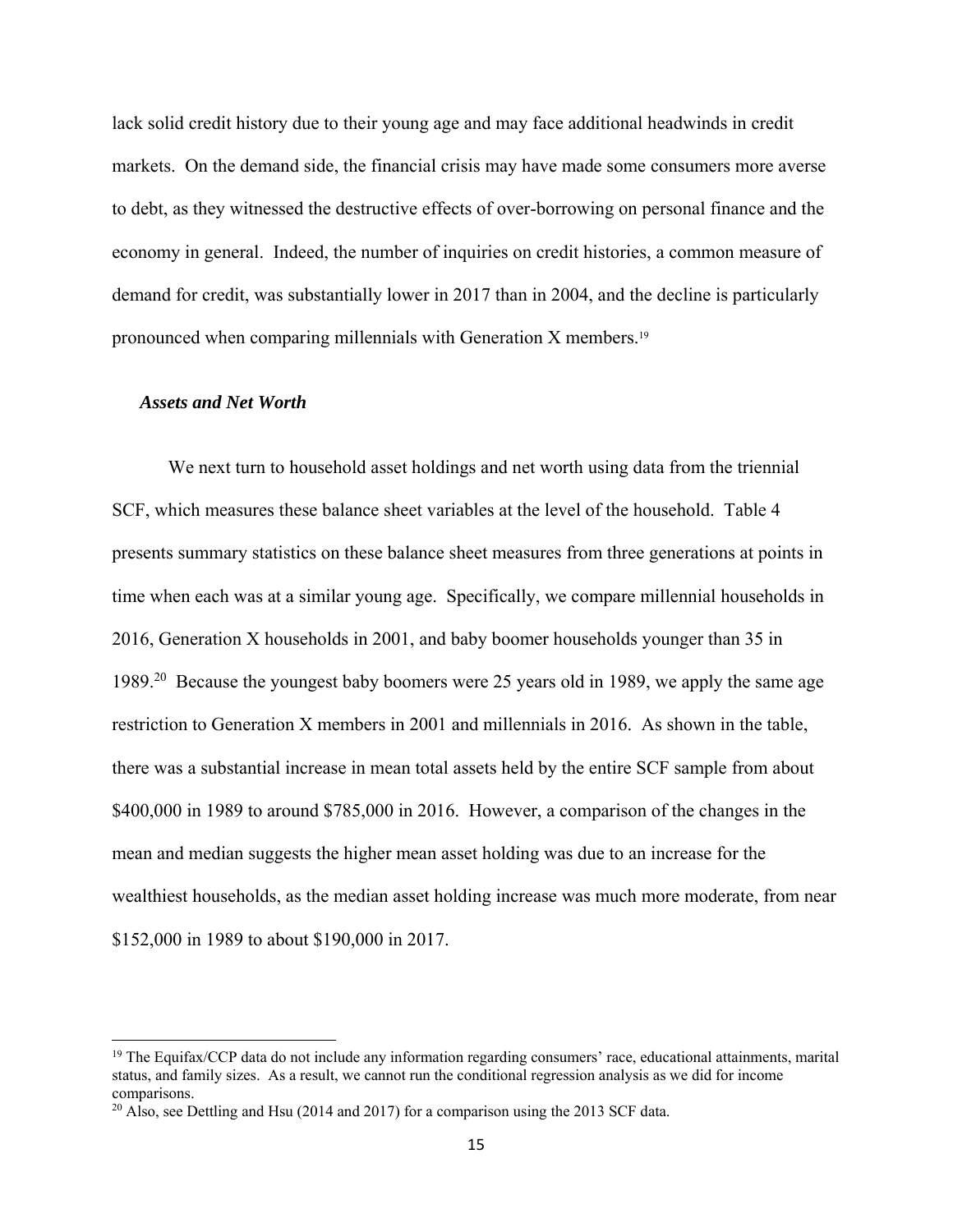lack solid credit history due to their young age and may face additional headwinds in credit markets. On the demand side, the financial crisis may have made some consumers more averse to debt, as they witnessed the destructive effects of over-borrowing on personal finance and the economy in general. Indeed, the number of inquiries on credit histories, a common measure of demand for credit, was substantially lower in 2017 than in 2004, and the decline is particularly pronounced when comparing millennials with Generation X members.[19]

### *Assets and Net Worth*

We next turn to household asset holdings and net worth using data from the triennial SCF, which measures these balance sheet variables at the level of the household. Table 4 presents summary statistics on these balance sheet measures from three generations at points in time when each was at a similar young age. Specifically, we compare millennial households in 2016, Generation X households in 2001, and baby boomer households younger than 35 in 1989.[20] Because the youngest baby boomers were 25 years old in 1989, we apply the same age restriction to Generation X members in 2001 and millennials in 2016. As shown in the table, there was a substantial increase in mean total assets held by the entire SCF sample from about \$400,000 in 1989 to around \$785,000 in 2016. However, a comparison of the changes in the mean and median suggests the higher mean asset holding was due to an increase for the wealthiest households, as the median asset holding increase was much more moderate, from near \$152,000 in 1989 to about \$190,000 in 2017.

---

[19] The Equifax/CCP data do not include any information regarding consumers' race, educational attainments, marital status, and family sizes. As a result, we cannot run the conditional regression analysis as we did for income comparisons.

[20] Also, see Dettling and Hsu (2014 and 2017) for a comparison using the 2013 SCF data.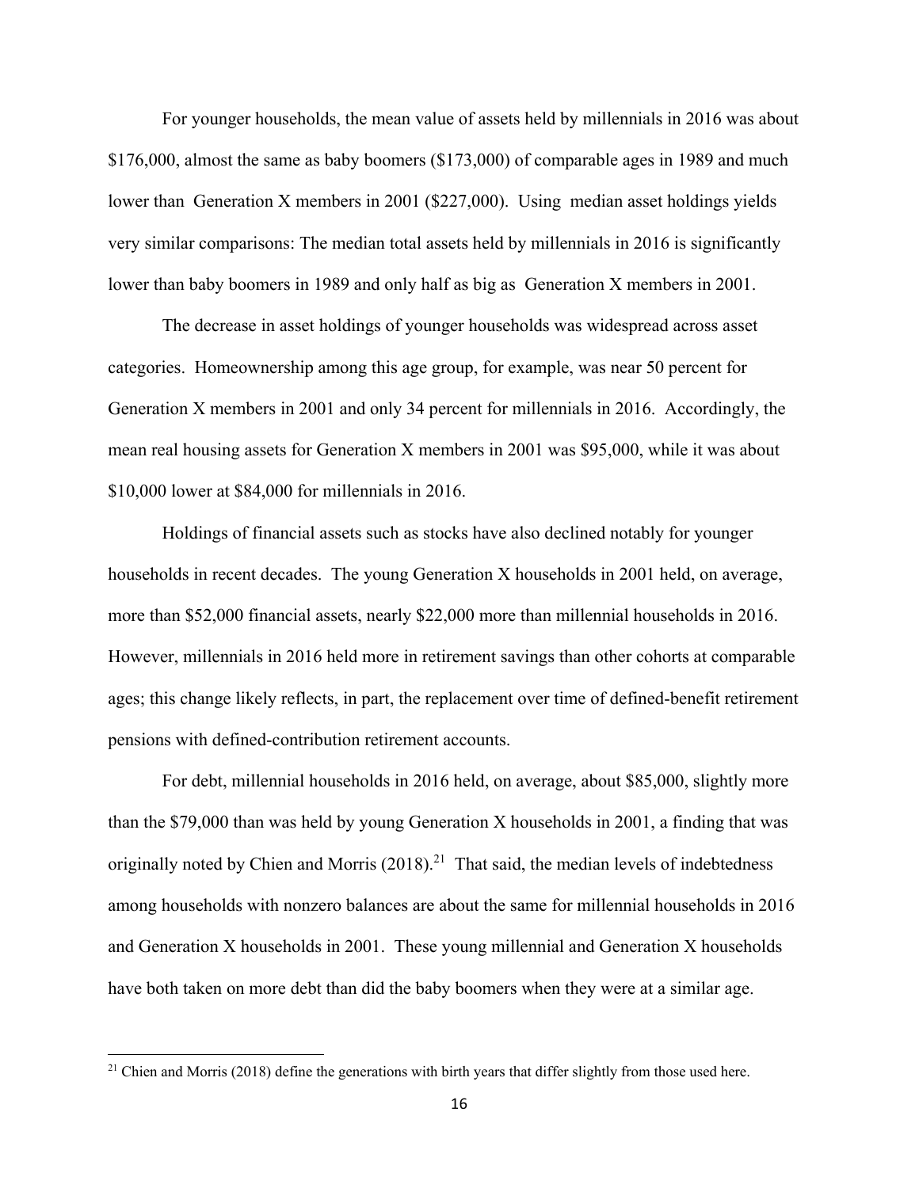For younger households, the mean value of assets held by millennials in 2016 was about \$176,000, almost the same as baby boomers (\$173,000) of comparable ages in 1989 and much lower than Generation X members in 2001 (\$227,000). Using median asset holdings yields very similar comparisons: The median total assets held by millennials in 2016 is significantly lower than baby boomers in 1989 and only half as big as Generation X members in 2001.

The decrease in asset holdings of younger households was widespread across asset categories. Homeownership among this age group, for example, was near 50 percent for Generation X members in 2001 and only 34 percent for millennials in 2016. Accordingly, the mean real housing assets for Generation X members in 2001 was \$95,000, while it was about \$10,000 lower at \$84,000 for millennials in 2016.

Holdings of financial assets such as stocks have also declined notably for younger households in recent decades. The young Generation X households in 2001 held, on average, more than \$52,000 financial assets, nearly \$22,000 more than millennial households in 2016. However, millennials in 2016 held more in retirement savings than other cohorts at comparable ages; this change likely reflects, in part, the replacement over time of defined-benefit retirement pensions with defined-contribution retirement accounts.

For debt, millennial households in 2016 held, on average, about \$85,000, slightly more than the \$79,000 than was held by young Generation X households in 2001, a finding that was originally noted by Chien and Morris (2018).[21] That said, the median levels of indebtedness among households with nonzero balances are about the same for millennial households in 2016 and Generation X households in 2001. These young millennial and Generation X households have both taken on more debt than did the baby boomers when they were at a similar age.

---

[21] Chien and Morris (2018) define the generations with birth years that differ slightly from those used here.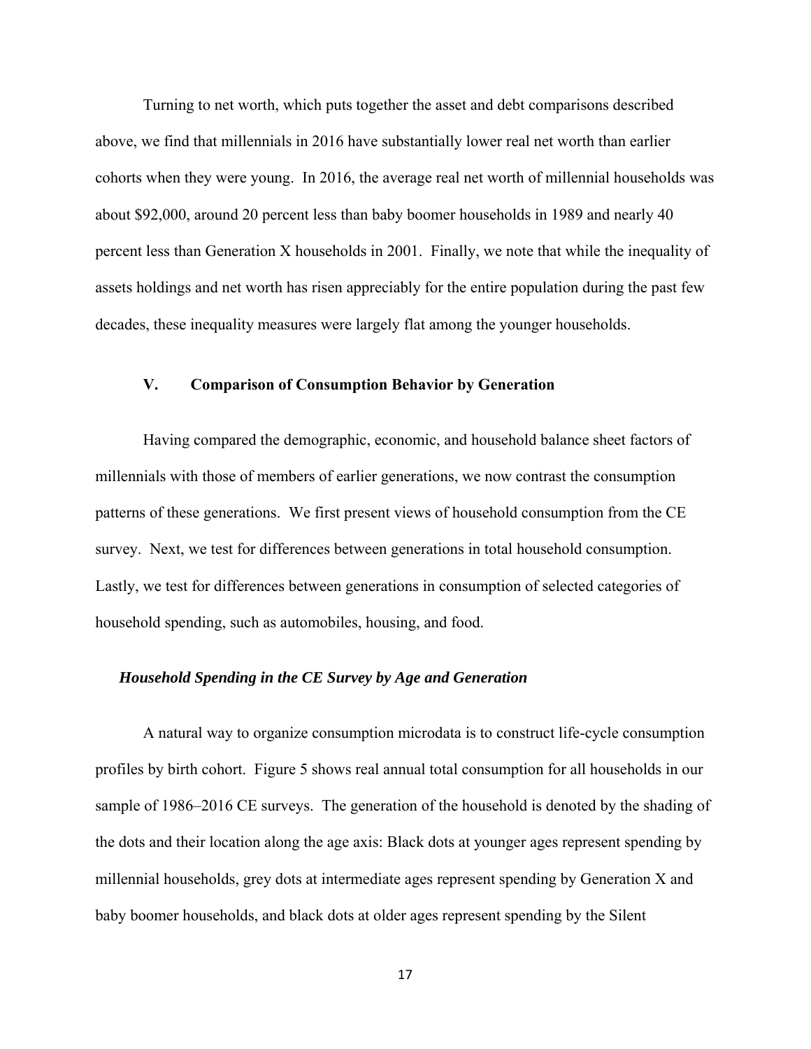Turning to net worth, which puts together the asset and debt comparisons described above, we find that millennials in 2016 have substantially lower real net worth than earlier cohorts when they were young. In 2016, the average real net worth of millennial households was about $92,000, around 20 percent less than baby boomer households in 1989 and nearly 40 percent less than Generation X households in 2001. Finally, we note that while the inequality of assets holdings and net worth has risen appreciably for the entire population during the past few decades, these inequality measures were largely flat among the younger households.

## V. Comparison of Consumption Behavior by Generation

Having compared the demographic, economic, and household balance sheet factors of millennials with those of members of earlier generations, we now contrast the consumption patterns of these generations. We first present views of household consumption from the CE survey. Next, we test for differences between generations in total household consumption. Lastly, we test for differences between generations in consumption of selected categories of household spending, such as automobiles, housing, and food.

### *Household Spending in the CE Survey by Age and Generation*

A natural way to organize consumption microdata is to construct life-cycle consumption profiles by birth cohort. Figure 5 shows real annual total consumption for all households in our sample of 1986–2016 CE surveys. The generation of the household is denoted by the shading of the dots and their location along the age axis: Black dots at younger ages represent spending by millennial households, grey dots at intermediate ages represent spending by Generation X and baby boomer households, and black dots at older ages represent spending by the Silent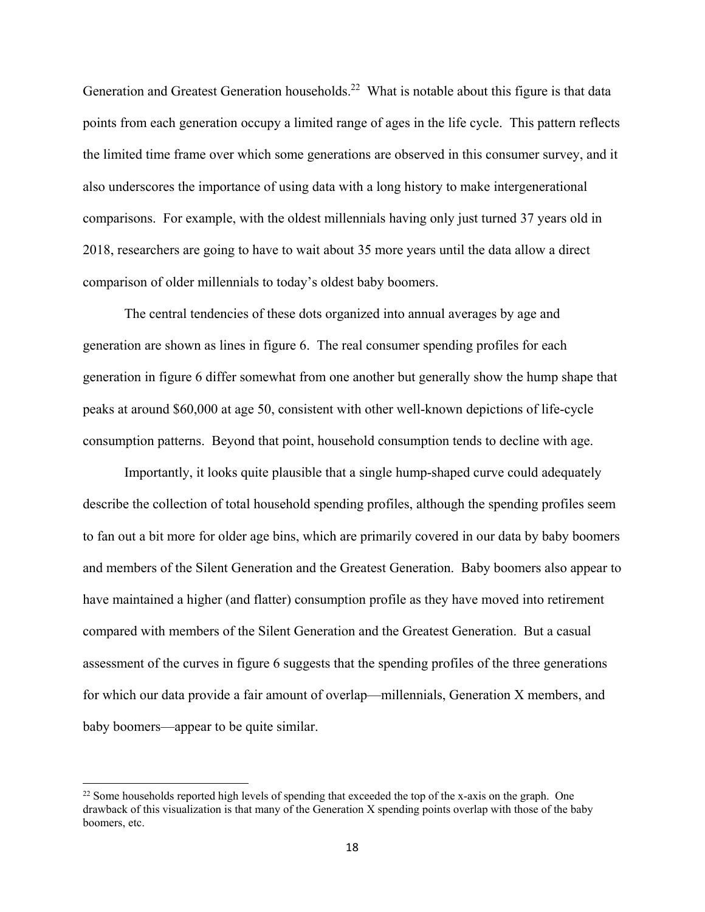Generation and Greatest Generation households.[22] What is notable about this figure is that data points from each generation occupy a limited range of ages in the life cycle. This pattern reflects the limited time frame over which some generations are observed in this consumer survey, and it also underscores the importance of using data with a long history to make intergenerational comparisons. For example, with the oldest millennials having only just turned 37 years old in 2018, researchers are going to have to wait about 35 more years until the data allow a direct comparison of older millennials to today's oldest baby boomers.

The central tendencies of these dots organized into annual averages by age and generation are shown as lines in figure 6. The real consumer spending profiles for each generation in figure 6 differ somewhat from one another but generally show the hump shape that peaks at around $60,000 at age 50, consistent with other well-known depictions of life-cycle consumption patterns. Beyond that point, household consumption tends to decline with age.

Importantly, it looks quite plausible that a single hump-shaped curve could adequately describe the collection of total household spending profiles, although the spending profiles seem to fan out a bit more for older age bins, which are primarily covered in our data by baby boomers and members of the Silent Generation and the Greatest Generation. Baby boomers also appear to have maintained a higher (and flatter) consumption profile as they have moved into retirement compared with members of the Silent Generation and the Greatest Generation. But a casual assessment of the curves in figure 6 suggests that the spending profiles of the three generations for which our data provide a fair amount of overlap—millennials, Generation X members, and baby boomers—appear to be quite similar.

[22] Some households reported high levels of spending that exceeded the top of the x-axis on the graph. One drawback of this visualization is that many of the Generation X spending points overlap with those of the baby boomers, etc.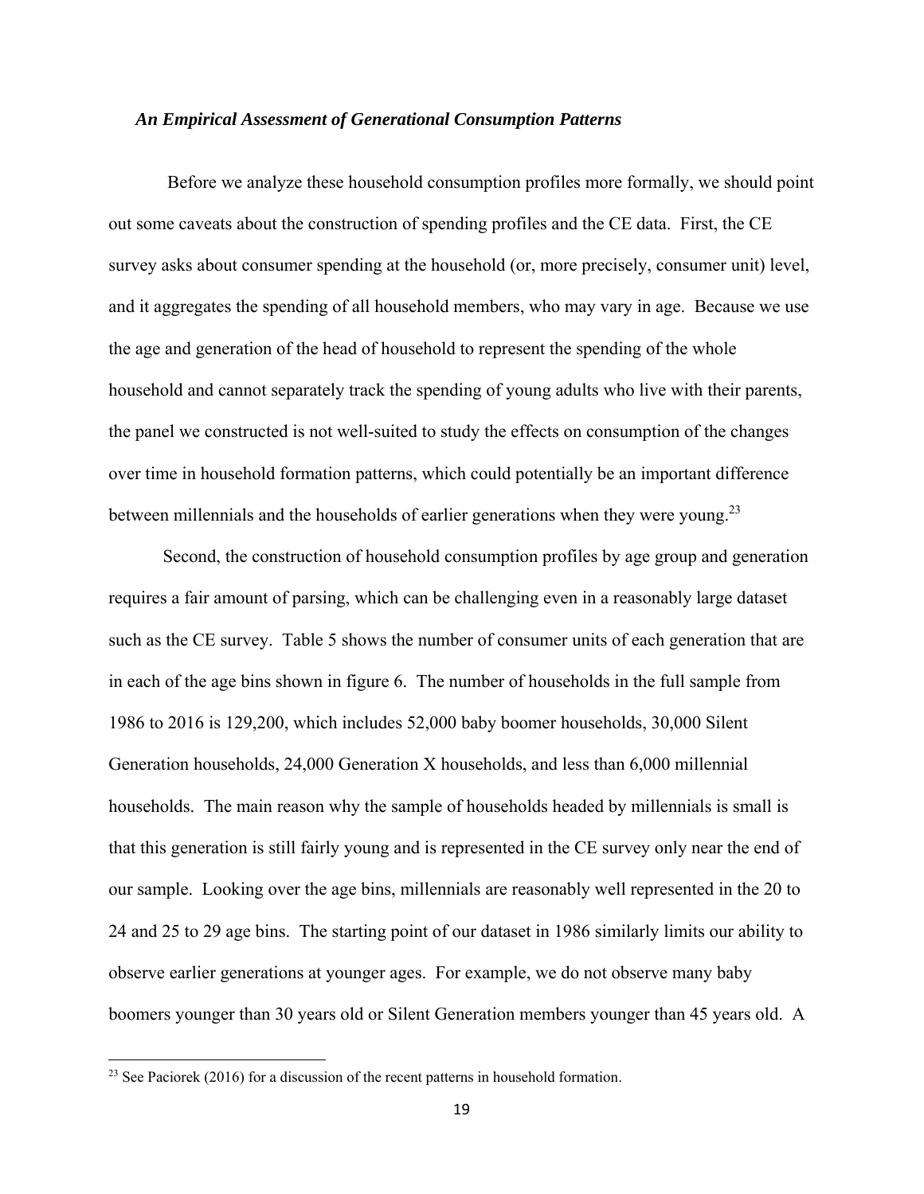### *An Empirical Assessment of Generational Consumption Patterns*

Before we analyze these household consumption profiles more formally, we should point out some caveats about the construction of spending profiles and the CE data. First, the CE survey asks about consumer spending at the household (or, more precisely, consumer unit) level, and it aggregates the spending of all household members, who may vary in age. Because we use the age and generation of the head of household to represent the spending of the whole household and cannot separately track the spending of young adults who live with their parents, the panel we constructed is not well-suited to study the effects on consumption of the changes over time in household formation patterns, which could potentially be an important difference between millennials and the households of earlier generations when they were young.[23]

Second, the construction of household consumption profiles by age group and generation requires a fair amount of parsing, which can be challenging even in a reasonably large dataset such as the CE survey. Table 5 shows the number of consumer units of each generation that are in each of the age bins shown in figure 6. The number of households in the full sample from 1986 to 2016 is 129,200, which includes 52,000 baby boomer households, 30,000 Silent Generation households, 24,000 Generation X households, and less than 6,000 millennial households. The main reason why the sample of households headed by millennials is small is that this generation is still fairly young and is represented in the CE survey only near the end of our sample. Looking over the age bins, millennials are reasonably well represented in the 20 to 24 and 25 to 29 age bins. The starting point of our dataset in 1986 similarly limits our ability to observe earlier generations at younger ages. For example, we do not observe many baby boomers younger than 30 years old or Silent Generation members younger than 45 years old. A

[23] See Paciorek (2016) for a discussion of the recent patterns in household formation.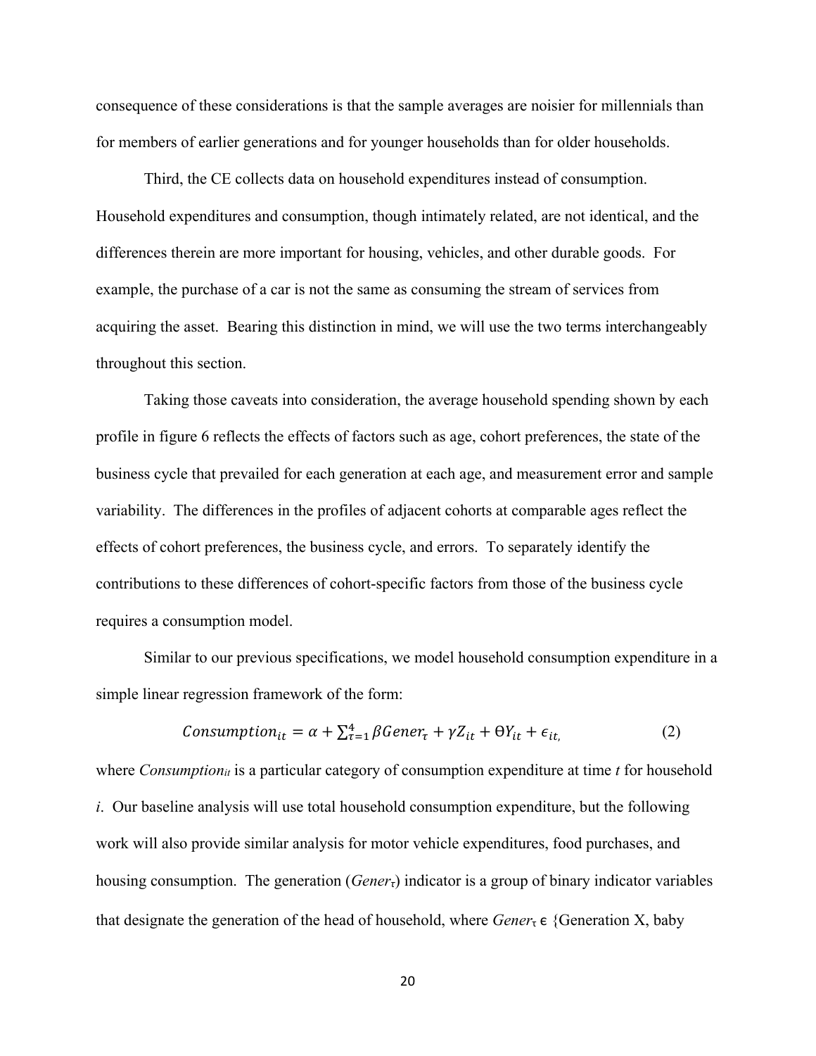consequence of these considerations is that the sample averages are noisier for millennials than for members of earlier generations and for younger households than for older households.

Third, the CE collects data on household expenditures instead of consumption. Household expenditures and consumption, though intimately related, are not identical, and the differences therein are more important for housing, vehicles, and other durable goods. For example, the purchase of a car is not the same as consuming the stream of services from acquiring the asset. Bearing this distinction in mind, we will use the two terms interchangeably throughout this section.

Taking those caveats into consideration, the average household spending shown by each profile in figure 6 reflects the effects of factors such as age, cohort preferences, the state of the business cycle that prevailed for each generation at each age, and measurement error and sample variability. The differences in the profiles of adjacent cohorts at comparable ages reflect the effects of cohort preferences, the business cycle, and errors. To separately identify the contributions to these differences of cohort-specific factors from those of the business cycle requires a consumption model.

Similar to our previous specifications, we model household consumption expenditure in a simple linear regression framework of the form:

$$Consumption_{it} = \alpha + \sum_{\tau=1}^{4} \beta Gener_{\tau} + \gamma Z_{it} + \Theta Y_{it} + \epsilon_{it,} \tag{2}$$

where $Consumption_{it}$ is a particular category of consumption expenditure at time *t* for household *i*. Our baseline analysis will use total household consumption expenditure, but the following work will also provide similar analysis for motor vehicle expenditures, food purchases, and housing consumption. The generation ($Gener_{\tau}$) indicator is a group of binary indicator variables that designate the generation of the head of household, where $Gener_{\tau} \in$ {Generation X, baby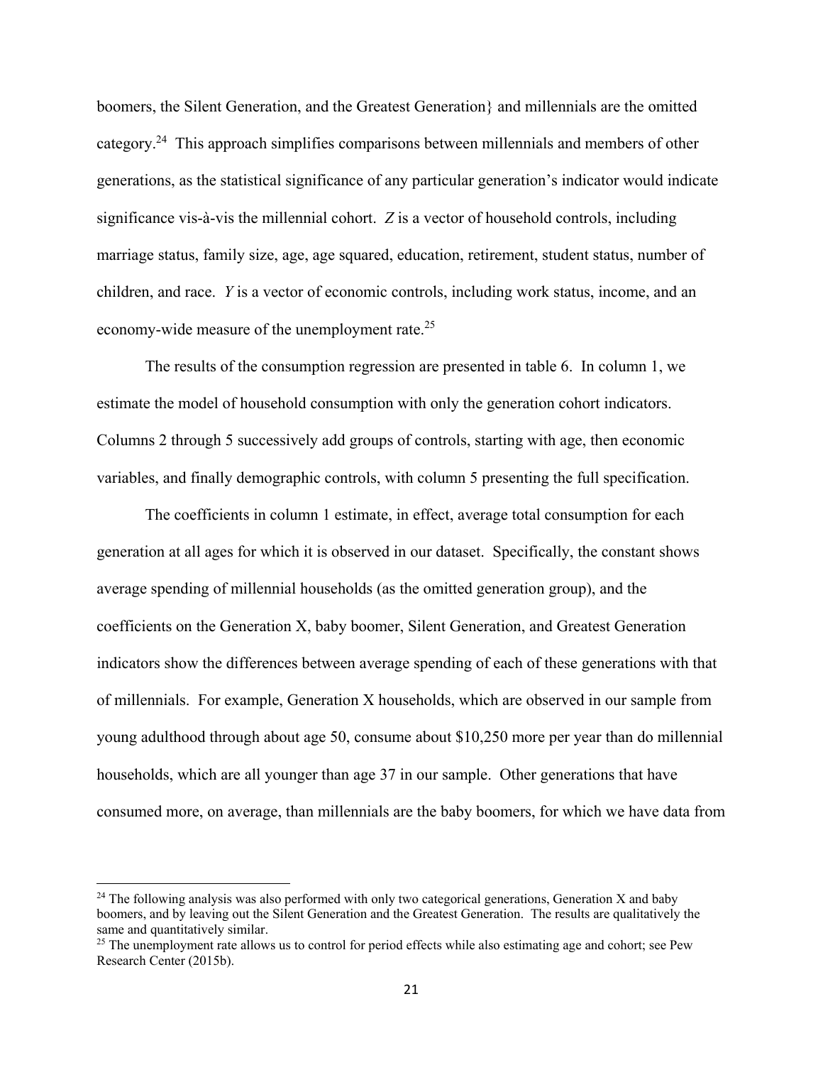boomers, the Silent Generation, and the Greatest Generation} and millennials are the omitted category.[24] This approach simplifies comparisons between millennials and members of other generations, as the statistical significance of any particular generation's indicator would indicate significance vis-à-vis the millennial cohort. $Z$ is a vector of household controls, including marriage status, family size, age, age squared, education, retirement, student status, number of children, and race. $Y$ is a vector of economic controls, including work status, income, and an economy-wide measure of the unemployment rate.[25]

The results of the consumption regression are presented in table 6. In column 1, we estimate the model of household consumption with only the generation cohort indicators. Columns 2 through 5 successively add groups of controls, starting with age, then economic variables, and finally demographic controls, with column 5 presenting the full specification.

The coefficients in column 1 estimate, in effect, average total consumption for each generation at all ages for which it is observed in our dataset. Specifically, the constant shows average spending of millennial households (as the omitted generation group), and the coefficients on the Generation X, baby boomer, Silent Generation, and Greatest Generation indicators show the differences between average spending of each of these generations with that of millennials. For example, Generation X households, which are observed in our sample from young adulthood through about age 50, consume about \$10,250 more per year than do millennial households, which are all younger than age 37 in our sample. Other generations that have consumed more, on average, than millennials are the baby boomers, for which we have data from

[24] The following analysis was also performed with only two categorical generations, Generation X and baby boomers, and by leaving out the Silent Generation and the Greatest Generation. The results are qualitatively the same and quantitatively similar.

[25] The unemployment rate allows us to control for period effects while also estimating age and cohort; see Pew Research Center (2015b).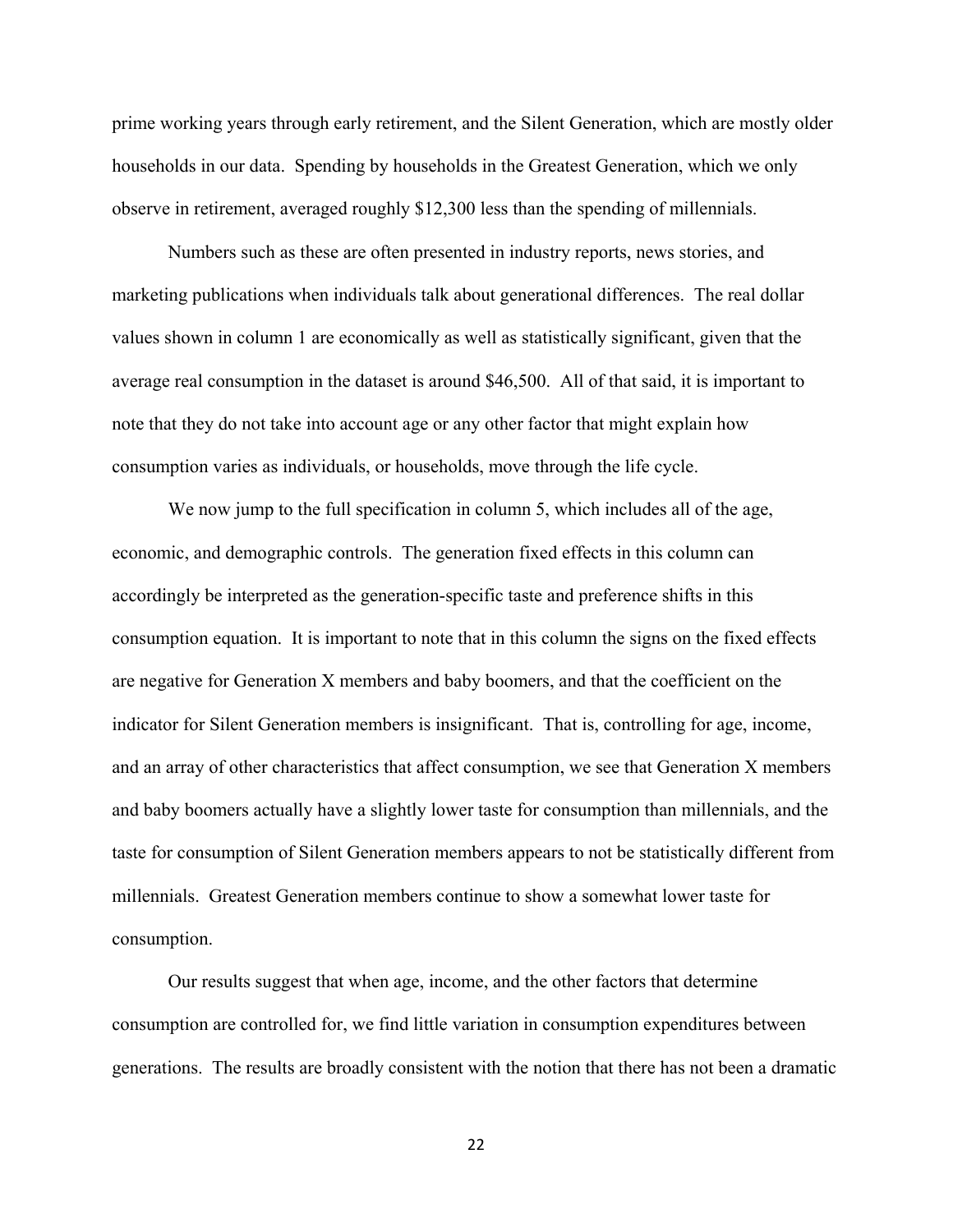prime working years through early retirement, and the Silent Generation, which are mostly older households in our data. Spending by households in the Greatest Generation, which we only observe in retirement, averaged roughly $12,300 less than the spending of millennials.

Numbers such as these are often presented in industry reports, news stories, and marketing publications when individuals talk about generational differences. The real dollar values shown in column 1 are economically as well as statistically significant, given that the average real consumption in the dataset is around $46,500. All of that said, it is important to note that they do not take into account age or any other factor that might explain how consumption varies as individuals, or households, move through the life cycle.

We now jump to the full specification in column 5, which includes all of the age, economic, and demographic controls. The generation fixed effects in this column can accordingly be interpreted as the generation-specific taste and preference shifts in this consumption equation. It is important to note that in this column the signs on the fixed effects are negative for Generation X members and baby boomers, and that the coefficient on the indicator for Silent Generation members is insignificant. That is, controlling for age, income, and an array of other characteristics that affect consumption, we see that Generation X members and baby boomers actually have a slightly lower taste for consumption than millennials, and the taste for consumption of Silent Generation members appears to not be statistically different from millennials. Greatest Generation members continue to show a somewhat lower taste for consumption.

Our results suggest that when age, income, and the other factors that determine consumption are controlled for, we find little variation in consumption expenditures between generations. The results are broadly consistent with the notion that there has not been a dramatic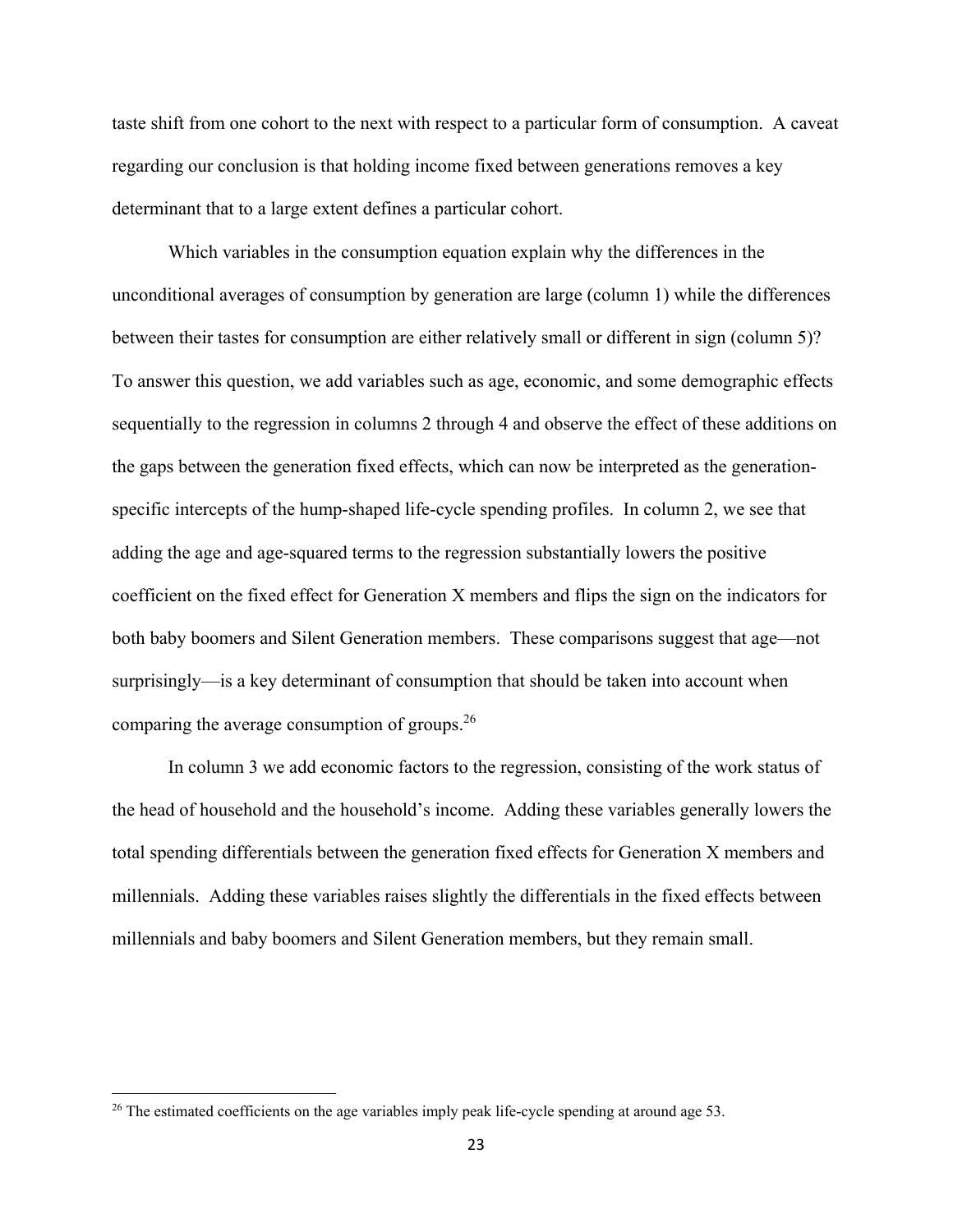taste shift from one cohort to the next with respect to a particular form of consumption. A caveat regarding our conclusion is that holding income fixed between generations removes a key determinant that to a large extent defines a particular cohort.

Which variables in the consumption equation explain why the differences in the unconditional averages of consumption by generation are large (column 1) while the differences between their tastes for consumption are either relatively small or different in sign (column 5)? To answer this question, we add variables such as age, economic, and some demographic effects sequentially to the regression in columns 2 through 4 and observe the effect of these additions on the gaps between the generation fixed effects, which can now be interpreted as the generation-specific intercepts of the hump-shaped life-cycle spending profiles. In column 2, we see that adding the age and age-squared terms to the regression substantially lowers the positive coefficient on the fixed effect for Generation X members and flips the sign on the indicators for both baby boomers and Silent Generation members. These comparisons suggest that age—not surprisingly—is a key determinant of consumption that should be taken into account when comparing the average consumption of groups.[26]

In column 3 we add economic factors to the regression, consisting of the work status of the head of household and the household's income. Adding these variables generally lowers the total spending differentials between the generation fixed effects for Generation X members and millennials. Adding these variables raises slightly the differentials in the fixed effects between millennials and baby boomers and Silent Generation members, but they remain small.

---

[26] The estimated coefficients on the age variables imply peak life-cycle spending at around age 53.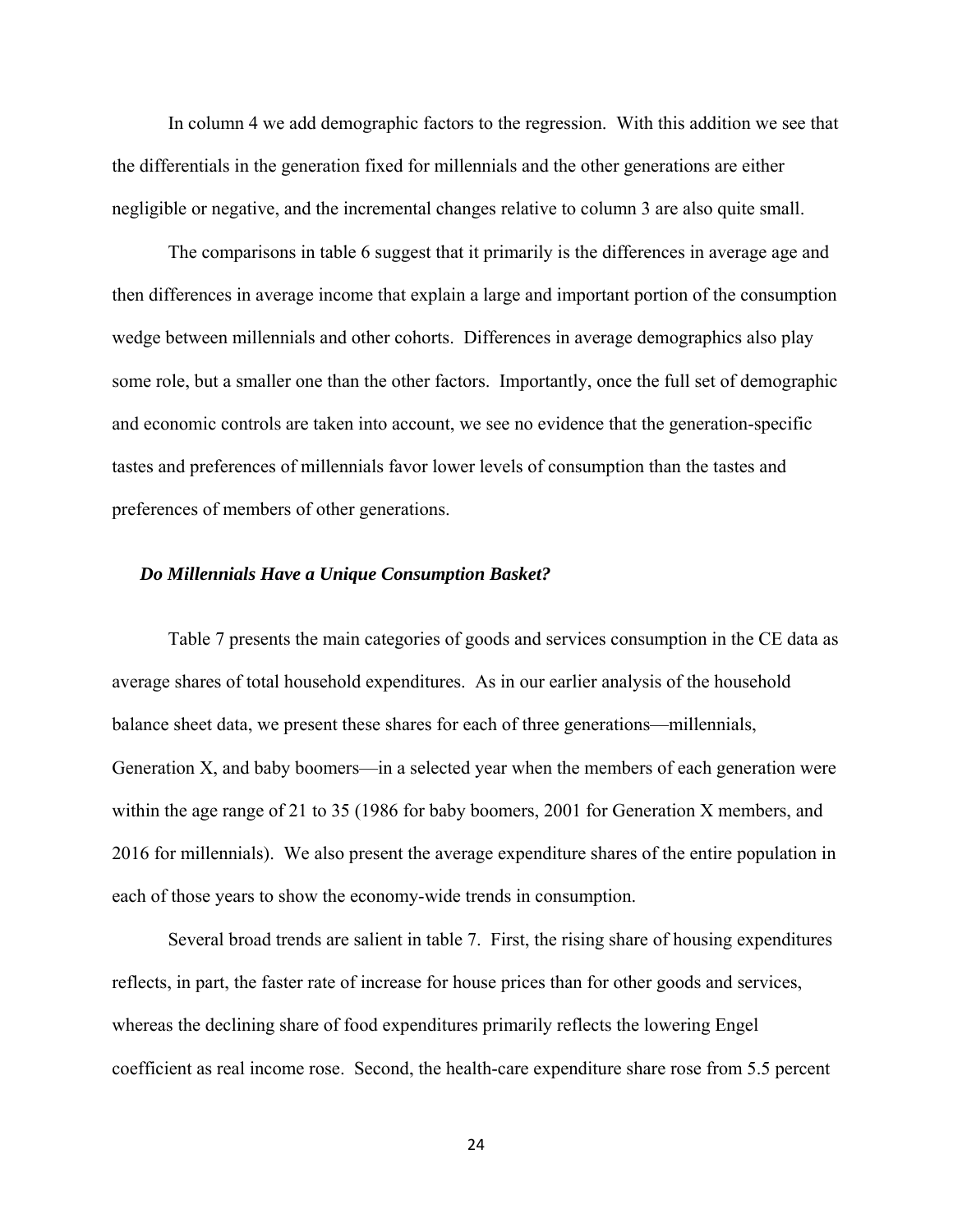In column 4 we add demographic factors to the regression. With this addition we see that the differentials in the generation fixed for millennials and the other generations are either negligible or negative, and the incremental changes relative to column 3 are also quite small.

The comparisons in table 6 suggest that it primarily is the differences in average age and then differences in average income that explain a large and important portion of the consumption wedge between millennials and other cohorts. Differences in average demographics also play some role, but a smaller one than the other factors. Importantly, once the full set of demographic and economic controls are taken into account, we see no evidence that the generation-specific tastes and preferences of millennials favor lower levels of consumption than the tastes and preferences of members of other generations.

### *Do Millennials Have a Unique Consumption Basket?*

Table 7 presents the main categories of goods and services consumption in the CE data as average shares of total household expenditures. As in our earlier analysis of the household balance sheet data, we present these shares for each of three generations—millennials, Generation X, and baby boomers—in a selected year when the members of each generation were within the age range of 21 to 35 (1986 for baby boomers, 2001 for Generation X members, and 2016 for millennials). We also present the average expenditure shares of the entire population in each of those years to show the economy-wide trends in consumption.

Several broad trends are salient in table 7. First, the rising share of housing expenditures reflects, in part, the faster rate of increase for house prices than for other goods and services, whereas the declining share of food expenditures primarily reflects the lowering Engel coefficient as real income rose. Second, the health-care expenditure share rose from 5.5 percent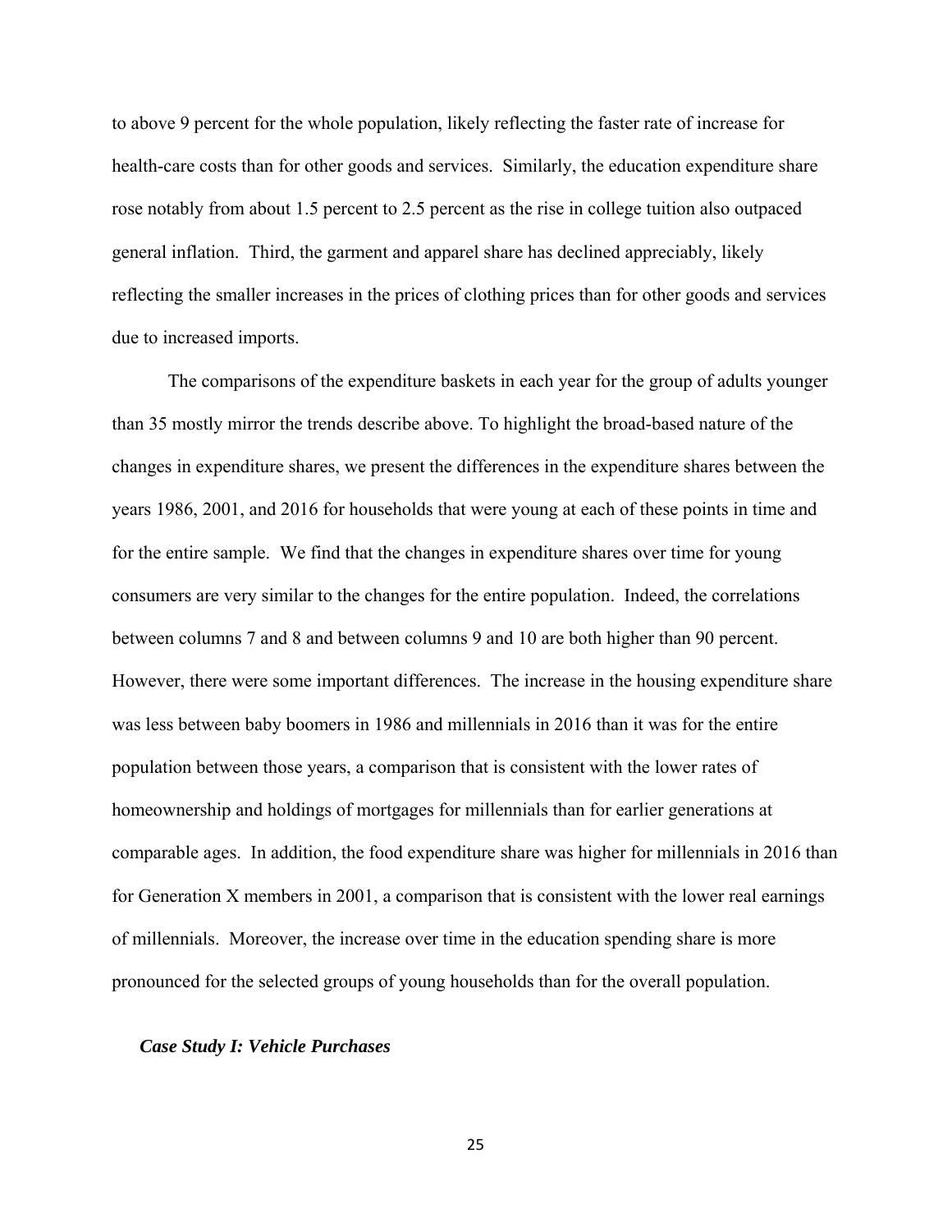to above 9 percent for the whole population, likely reflecting the faster rate of increase for health-care costs than for other goods and services. Similarly, the education expenditure share rose notably from about 1.5 percent to 2.5 percent as the rise in college tuition also outpaced general inflation. Third, the garment and apparel share has declined appreciably, likely reflecting the smaller increases in the prices of clothing prices than for other goods and services due to increased imports.

The comparisons of the expenditure baskets in each year for the group of adults younger than 35 mostly mirror the trends describe above. To highlight the broad-based nature of the changes in expenditure shares, we present the differences in the expenditure shares between the years 1986, 2001, and 2016 for households that were young at each of these points in time and for the entire sample. We find that the changes in expenditure shares over time for young consumers are very similar to the changes for the entire population. Indeed, the correlations between columns 7 and 8 and between columns 9 and 10 are both higher than 90 percent. However, there were some important differences. The increase in the housing expenditure share was less between baby boomers in 1986 and millennials in 2016 than it was for the entire population between those years, a comparison that is consistent with the lower rates of homeownership and holdings of mortgages for millennials than for earlier generations at comparable ages. In addition, the food expenditure share was higher for millennials in 2016 than for Generation X members in 2001, a comparison that is consistent with the lower real earnings of millennials. Moreover, the increase over time in the education spending share is more pronounced for the selected groups of young households than for the overall population.

### *Case Study I: Vehicle Purchases*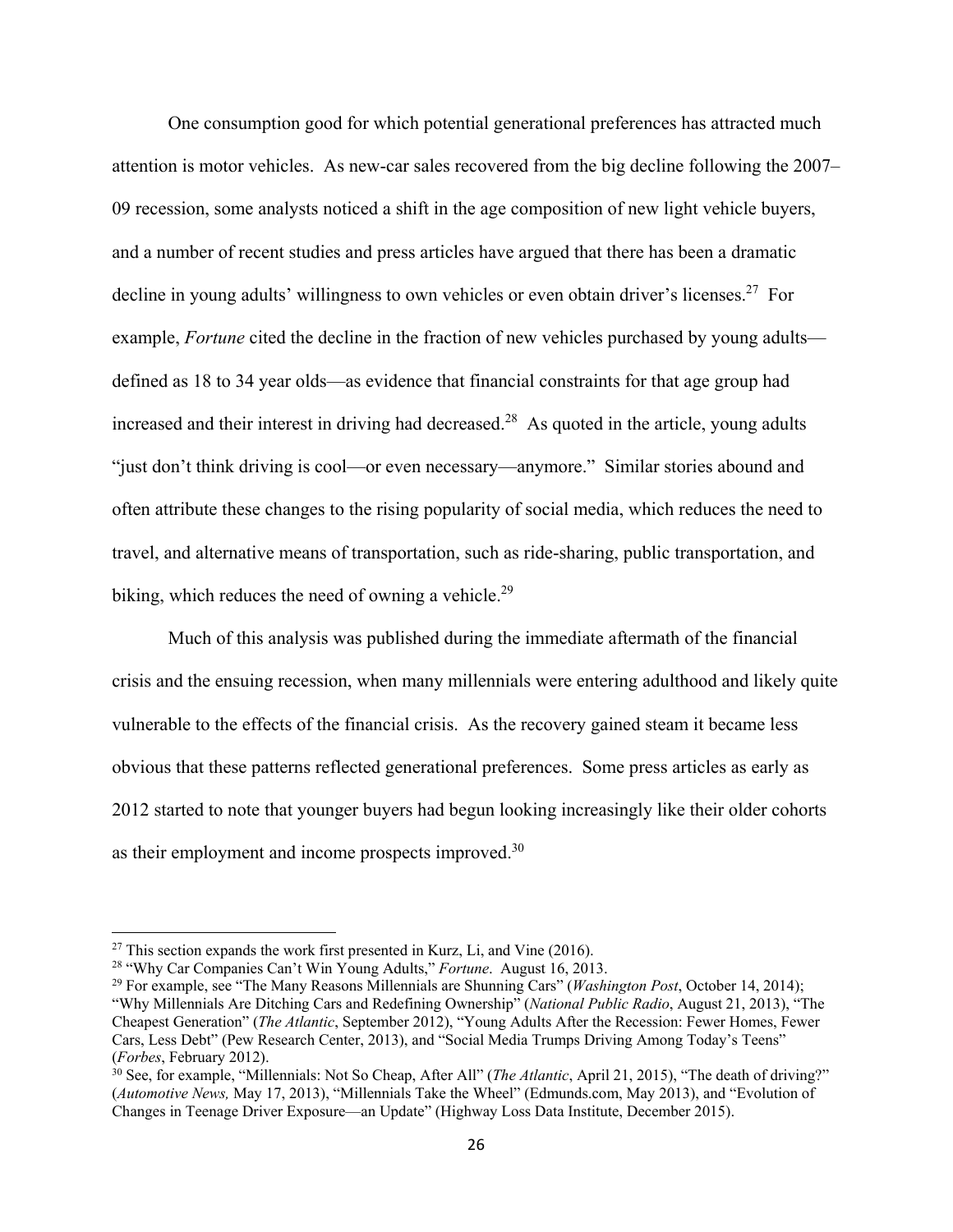One consumption good for which potential generational preferences has attracted much attention is motor vehicles. As new-car sales recovered from the big decline following the 2007–09 recession, some analysts noticed a shift in the age composition of new light vehicle buyers, and a number of recent studies and press articles have argued that there has been a dramatic decline in young adults' willingness to own vehicles or even obtain driver's licenses.[27] For example, *Fortune* cited the decline in the fraction of new vehicles purchased by young adults—defined as 18 to 34 year olds—as evidence that financial constraints for that age group had increased and their interest in driving had decreased.[28] As quoted in the article, young adults "just don't think driving is cool—or even necessary—anymore." Similar stories abound and often attribute these changes to the rising popularity of social media, which reduces the need to travel, and alternative means of transportation, such as ride-sharing, public transportation, and biking, which reduces the need of owning a vehicle.[29]

Much of this analysis was published during the immediate aftermath of the financial crisis and the ensuing recession, when many millennials were entering adulthood and likely quite vulnerable to the effects of the financial crisis. As the recovery gained steam it became less obvious that these patterns reflected generational preferences. Some press articles as early as 2012 started to note that younger buyers had begun looking increasingly like their older cohorts as their employment and income prospects improved.[30]

---

[27] This section expands the work first presented in Kurz, Li, and Vine (2016).

[28] "Why Car Companies Can't Win Young Adults," *Fortune*. August 16, 2013.

[29] For example, see "The Many Reasons Millennials are Shunning Cars" (*Washington Post*, October 14, 2014); "Why Millennials Are Ditching Cars and Redefining Ownership" (*National Public Radio*, August 21, 2013), "The Cheapest Generation" (*The Atlantic*, September 2012), "Young Adults After the Recession: Fewer Homes, Fewer Cars, Less Debt" (Pew Research Center, 2013), and "Social Media Trumps Driving Among Today's Teens" (*Forbes*, February 2012).

[30] See, for example, "Millennials: Not So Cheap, After All" (*The Atlantic*, April 21, 2015), "The death of driving?" (*Automotive News,* May 17, 2013), "Millennials Take the Wheel" (Edmunds.com, May 2013), and "Evolution of Changes in Teenage Driver Exposure—an Update" (Highway Loss Data Institute, December 2015).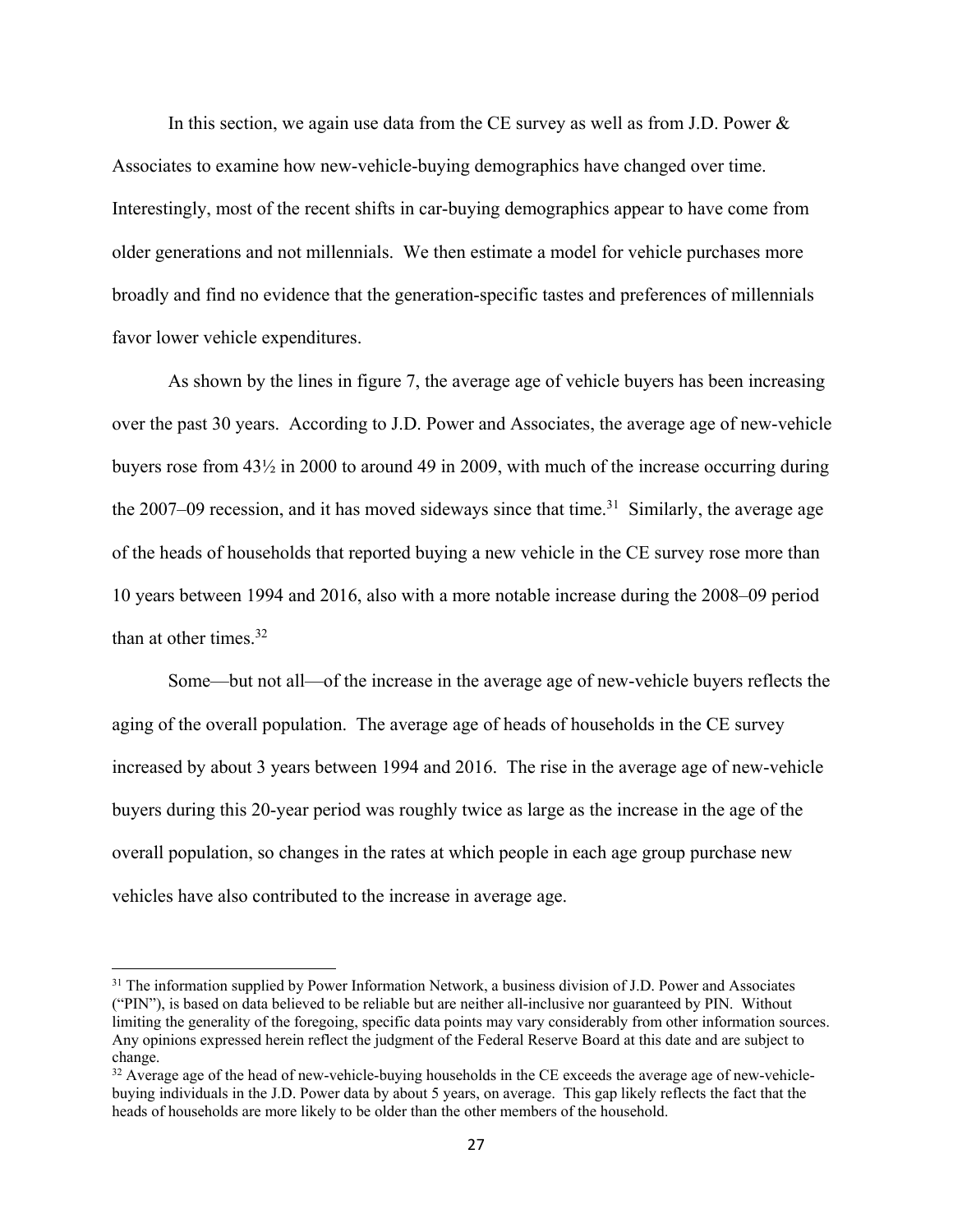In this section, we again use data from the CE survey as well as from J.D. Power & Associates to examine how new-vehicle-buying demographics have changed over time. Interestingly, most of the recent shifts in car-buying demographics appear to have come from older generations and not millennials. We then estimate a model for vehicle purchases more broadly and find no evidence that the generation-specific tastes and preferences of millennials favor lower vehicle expenditures.

As shown by the lines in figure 7, the average age of vehicle buyers has been increasing over the past 30 years. According to J.D. Power and Associates, the average age of new-vehicle buyers rose from 43½ in 2000 to around 49 in 2009, with much of the increase occurring during the 2007–09 recession, and it has moved sideways since that time.[31] Similarly, the average age of the heads of households that reported buying a new vehicle in the CE survey rose more than 10 years between 1994 and 2016, also with a more notable increase during the 2008–09 period than at other times.[32]

Some—but not all—of the increase in the average age of new-vehicle buyers reflects the aging of the overall population. The average age of heads of households in the CE survey increased by about 3 years between 1994 and 2016. The rise in the average age of new-vehicle buyers during this 20-year period was roughly twice as large as the increase in the age of the overall population, so changes in the rates at which people in each age group purchase new vehicles have also contributed to the increase in average age.

---

[31] The information supplied by Power Information Network, a business division of J.D. Power and Associates ("PIN"), is based on data believed to be reliable but are neither all-inclusive nor guaranteed by PIN. Without limiting the generality of the foregoing, specific data points may vary considerably from other information sources. Any opinions expressed herein reflect the judgment of the Federal Reserve Board at this date and are subject to change.

[32] Average age of the head of new-vehicle-buying households in the CE exceeds the average age of new-vehicle-buying individuals in the J.D. Power data by about 5 years, on average. This gap likely reflects the fact that the heads of households are more likely to be older than the other members of the household.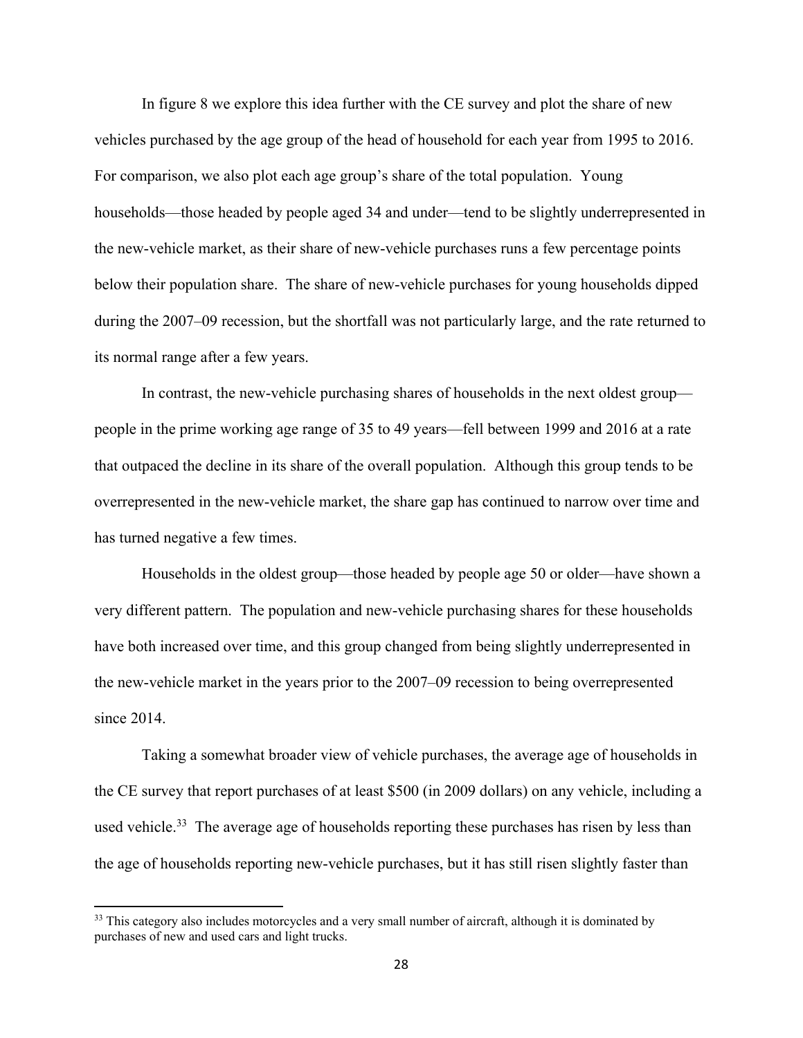In figure 8 we explore this idea further with the CE survey and plot the share of new vehicles purchased by the age group of the head of household for each year from 1995 to 2016. For comparison, we also plot each age group's share of the total population. Young households—those headed by people aged 34 and under—tend to be slightly underrepresented in the new-vehicle market, as their share of new-vehicle purchases runs a few percentage points below their population share. The share of new-vehicle purchases for young households dipped during the 2007–09 recession, but the shortfall was not particularly large, and the rate returned to its normal range after a few years.

In contrast, the new-vehicle purchasing shares of households in the next oldest group—people in the prime working age range of 35 to 49 years—fell between 1999 and 2016 at a rate that outpaced the decline in its share of the overall population. Although this group tends to be overrepresented in the new-vehicle market, the share gap has continued to narrow over time and has turned negative a few times.

Households in the oldest group—those headed by people age 50 or older—have shown a very different pattern. The population and new-vehicle purchasing shares for these households have both increased over time, and this group changed from being slightly underrepresented in the new-vehicle market in the years prior to the 2007–09 recession to being overrepresented since 2014.

Taking a somewhat broader view of vehicle purchases, the average age of households in the CE survey that report purchases of at least $500 (in 2009 dollars) on any vehicle, including a used vehicle.[33] The average age of households reporting these purchases has risen by less than the age of households reporting new-vehicle purchases, but it has still risen slightly faster than

[33] This category also includes motorcycles and a very small number of aircraft, although it is dominated by purchases of new and used cars and light trucks.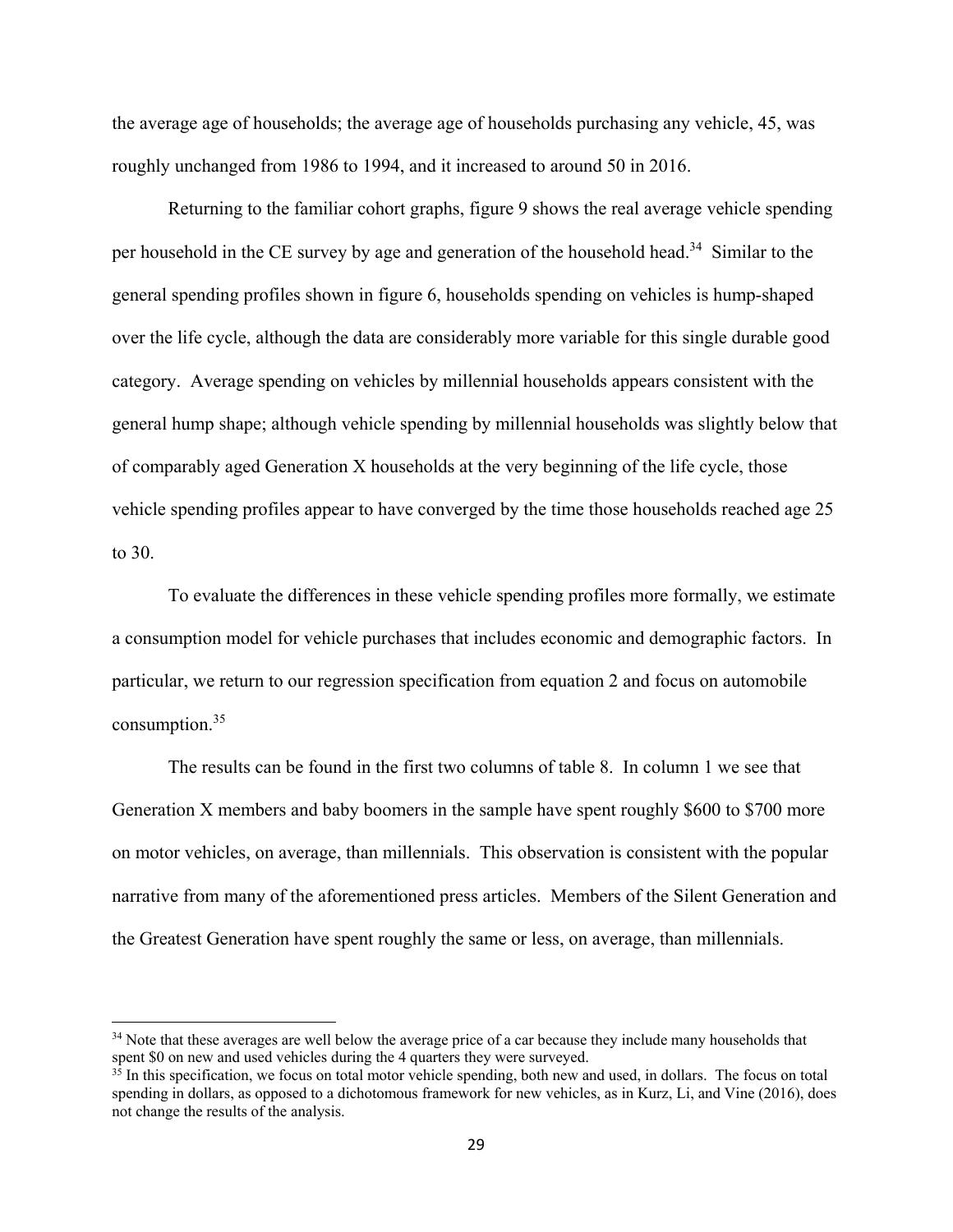the average age of households; the average age of households purchasing any vehicle, 45, was roughly unchanged from 1986 to 1994, and it increased to around 50 in 2016.

Returning to the familiar cohort graphs, figure 9 shows the real average vehicle spending per household in the CE survey by age and generation of the household head.[34] Similar to the general spending profiles shown in figure 6, households spending on vehicles is hump-shaped over the life cycle, although the data are considerably more variable for this single durable good category. Average spending on vehicles by millennial households appears consistent with the general hump shape; although vehicle spending by millennial households was slightly below that of comparably aged Generation X households at the very beginning of the life cycle, those vehicle spending profiles appear to have converged by the time those households reached age 25 to 30.

To evaluate the differences in these vehicle spending profiles more formally, we estimate a consumption model for vehicle purchases that includes economic and demographic factors. In particular, we return to our regression specification from equation 2 and focus on automobile consumption.[35]

The results can be found in the first two columns of table 8. In column 1 we see that Generation X members and baby boomers in the sample have spent roughly $600 to $700 more on motor vehicles, on average, than millennials. This observation is consistent with the popular narrative from many of the aforementioned press articles. Members of the Silent Generation and the Greatest Generation have spent roughly the same or less, on average, than millennials.

[34] Note that these averages are well below the average price of a car because they include many households that spent $0 on new and used vehicles during the 4 quarters they were surveyed.

[35] In this specification, we focus on total motor vehicle spending, both new and used, in dollars. The focus on total spending in dollars, as opposed to a dichotomous framework for new vehicles, as in Kurz, Li, and Vine (2016), does not change the results of the analysis.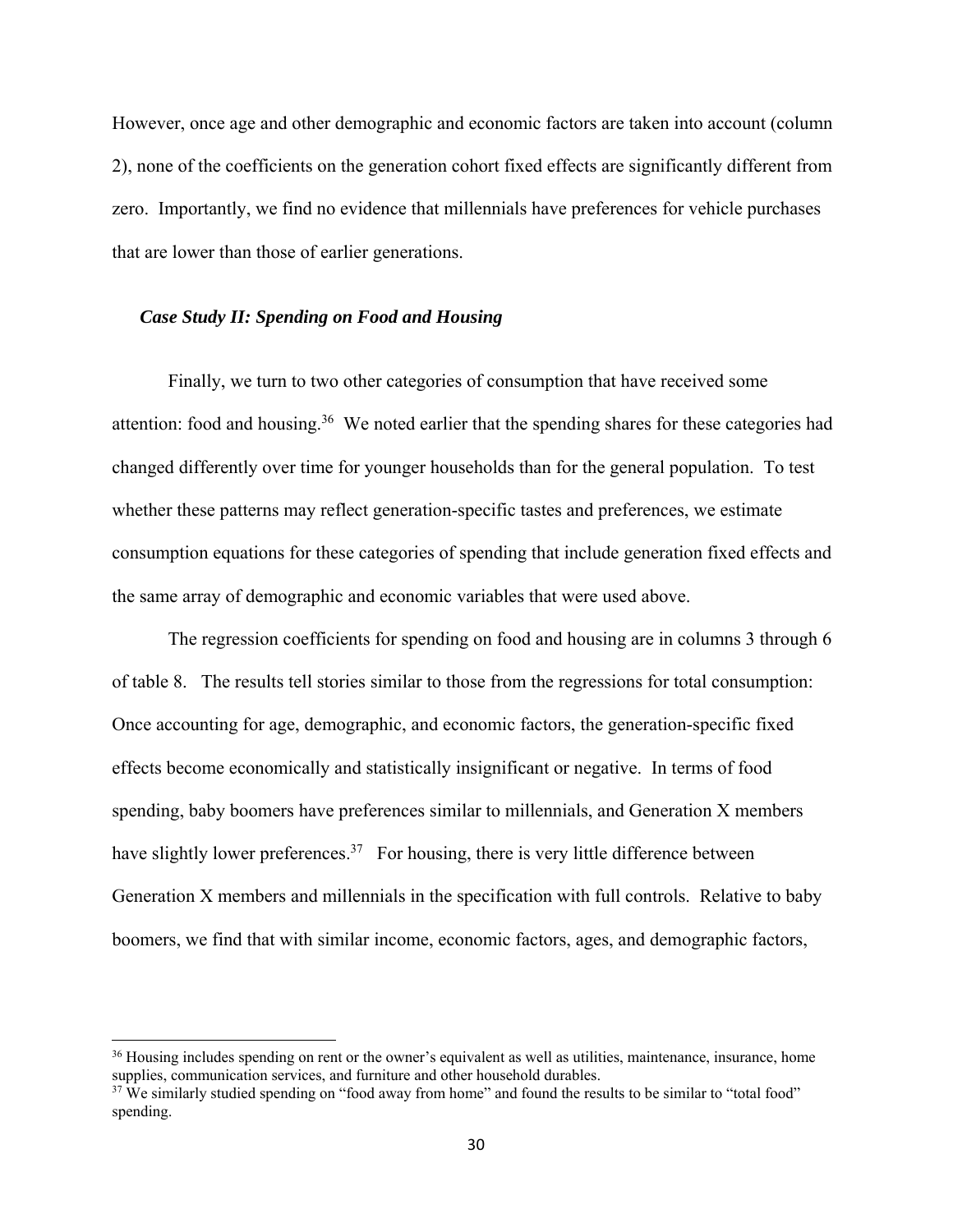However, once age and other demographic and economic factors are taken into account (column 2), none of the coefficients on the generation cohort fixed effects are significantly different from zero. Importantly, we find no evidence that millennials have preferences for vehicle purchases that are lower than those of earlier generations.

### *Case Study II: Spending on Food and Housing*

Finally, we turn to two other categories of consumption that have received some attention: food and housing.[36] We noted earlier that the spending shares for these categories had changed differently over time for younger households than for the general population. To test whether these patterns may reflect generation-specific tastes and preferences, we estimate consumption equations for these categories of spending that include generation fixed effects and the same array of demographic and economic variables that were used above.

The regression coefficients for spending on food and housing are in columns 3 through 6 of table 8. The results tell stories similar to those from the regressions for total consumption: Once accounting for age, demographic, and economic factors, the generation-specific fixed effects become economically and statistically insignificant or negative. In terms of food spending, baby boomers have preferences similar to millennials, and Generation X members have slightly lower preferences.[37] For housing, there is very little difference between Generation X members and millennials in the specification with full controls. Relative to baby boomers, we find that with similar income, economic factors, ages, and demographic factors,

---

[36] Housing includes spending on rent or the owner's equivalent as well as utilities, maintenance, insurance, home supplies, communication services, and furniture and other household durables.

[37] We similarly studied spending on "food away from home" and found the results to be similar to "total food" spending.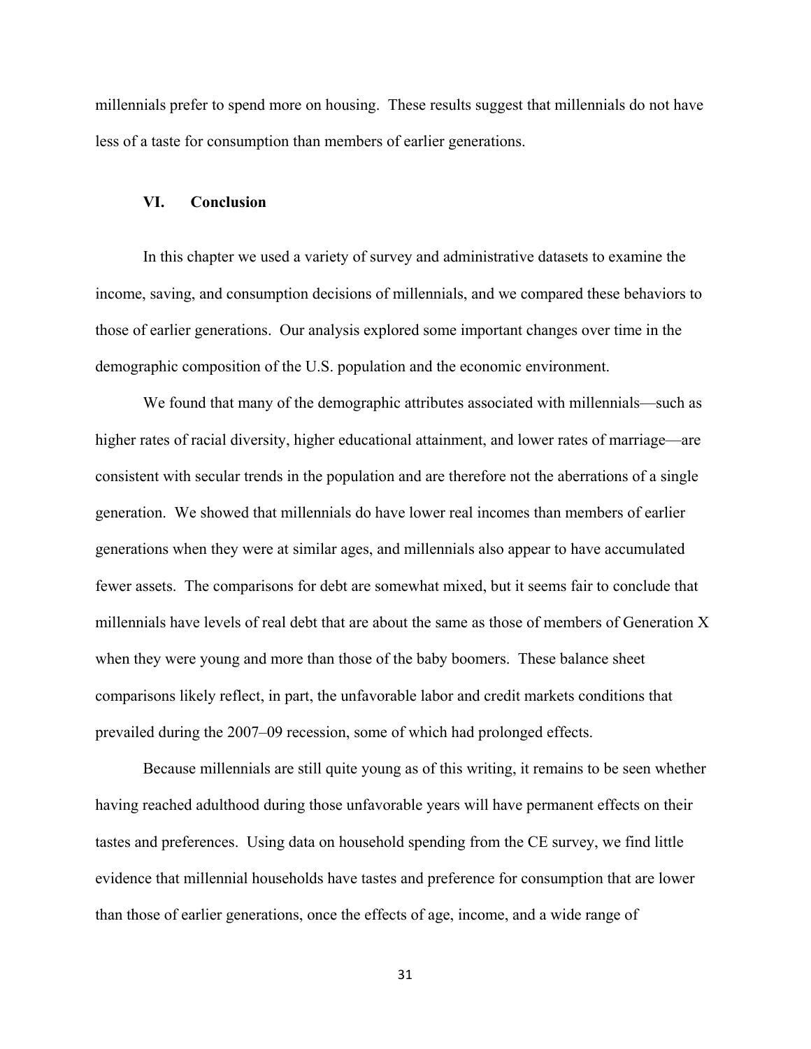millennials prefer to spend more on housing. These results suggest that millennials do not have less of a taste for consumption than members of earlier generations.

## VI. Conclusion

In this chapter we used a variety of survey and administrative datasets to examine the income, saving, and consumption decisions of millennials, and we compared these behaviors to those of earlier generations. Our analysis explored some important changes over time in the demographic composition of the U.S. population and the economic environment.

We found that many of the demographic attributes associated with millennials—such as higher rates of racial diversity, higher educational attainment, and lower rates of marriage—are consistent with secular trends in the population and are therefore not the aberrations of a single generation. We showed that millennials do have lower real incomes than members of earlier generations when they were at similar ages, and millennials also appear to have accumulated fewer assets. The comparisons for debt are somewhat mixed, but it seems fair to conclude that millennials have levels of real debt that are about the same as those of members of Generation X when they were young and more than those of the baby boomers. These balance sheet comparisons likely reflect, in part, the unfavorable labor and credit markets conditions that prevailed during the 2007–09 recession, some of which had prolonged effects.

Because millennials are still quite young as of this writing, it remains to be seen whether having reached adulthood during those unfavorable years will have permanent effects on their tastes and preferences. Using data on household spending from the CE survey, we find little evidence that millennial households have tastes and preference for consumption that are lower than those of earlier generations, once the effects of age, income, and a wide range of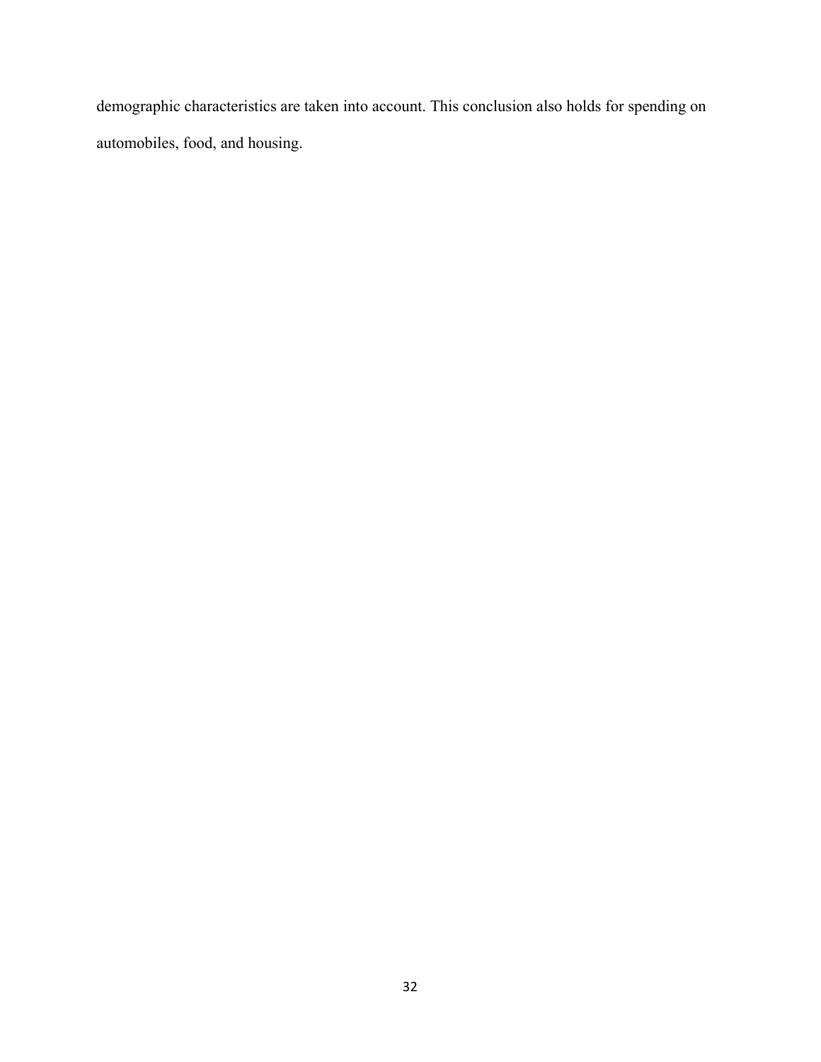demographic characteristics are taken into account. This conclusion also holds for spending on automobiles, food, and housing.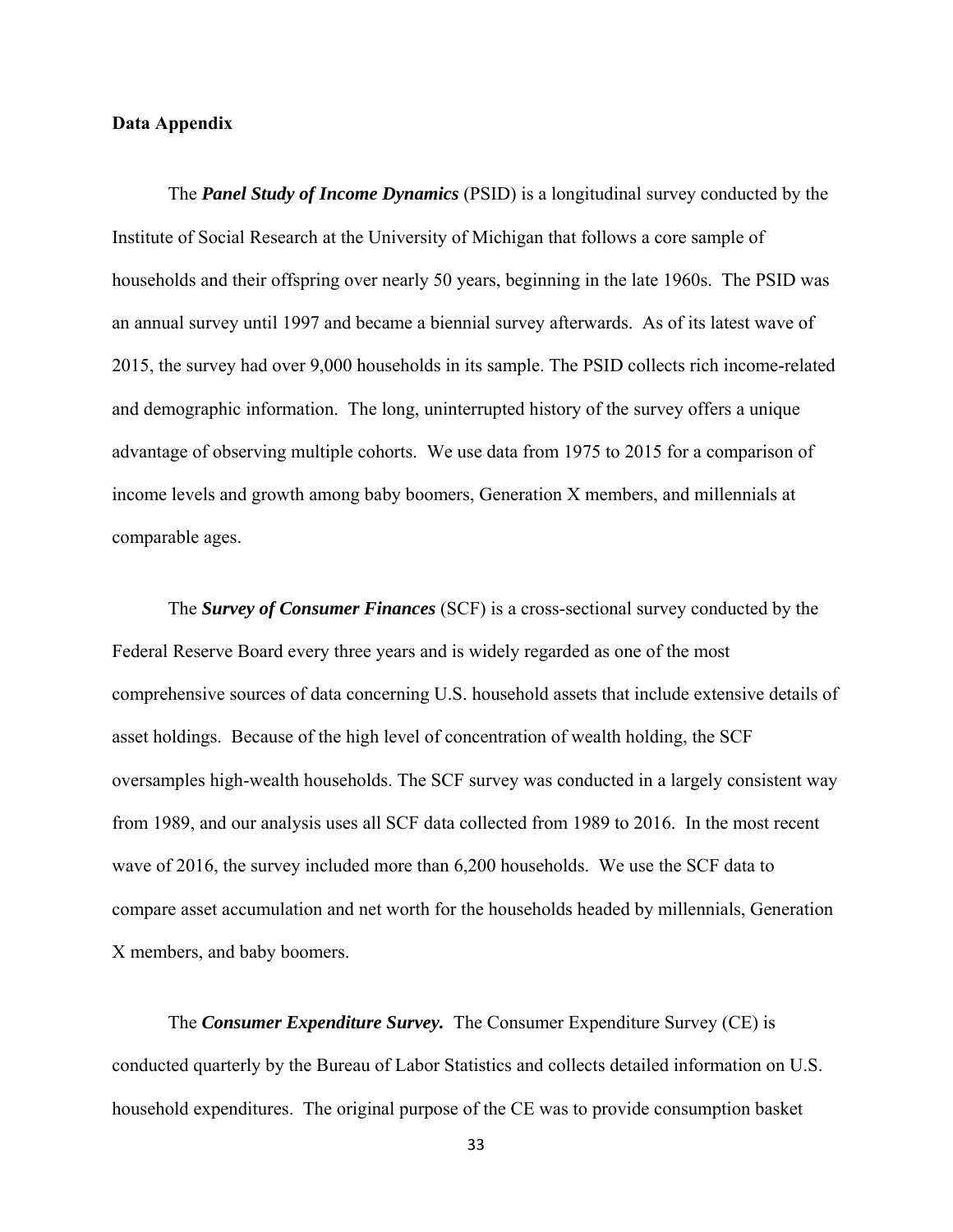**Data Appendix**

The ***Panel Study of Income Dynamics*** (PSID) is a longitudinal survey conducted by the Institute of Social Research at the University of Michigan that follows a core sample of households and their offspring over nearly 50 years, beginning in the late 1960s. The PSID was an annual survey until 1997 and became a biennial survey afterwards. As of its latest wave of 2015, the survey had over 9,000 households in its sample. The PSID collects rich income-related and demographic information. The long, uninterrupted history of the survey offers a unique advantage of observing multiple cohorts. We use data from 1975 to 2015 for a comparison of income levels and growth among baby boomers, Generation X members, and millennials at comparable ages.

The ***Survey of Consumer Finances*** (SCF) is a cross-sectional survey conducted by the Federal Reserve Board every three years and is widely regarded as one of the most comprehensive sources of data concerning U.S. household assets that include extensive details of asset holdings. Because of the high level of concentration of wealth holding, the SCF oversamples high-wealth households. The SCF survey was conducted in a largely consistent way from 1989, and our analysis uses all SCF data collected from 1989 to 2016. In the most recent wave of 2016, the survey included more than 6,200 households. We use the SCF data to compare asset accumulation and net worth for the households headed by millennials, Generation X members, and baby boomers.

The ***Consumer Expenditure Survey.*** The Consumer Expenditure Survey (CE) is conducted quarterly by the Bureau of Labor Statistics and collects detailed information on U.S. household expenditures. The original purpose of the CE was to provide consumption basket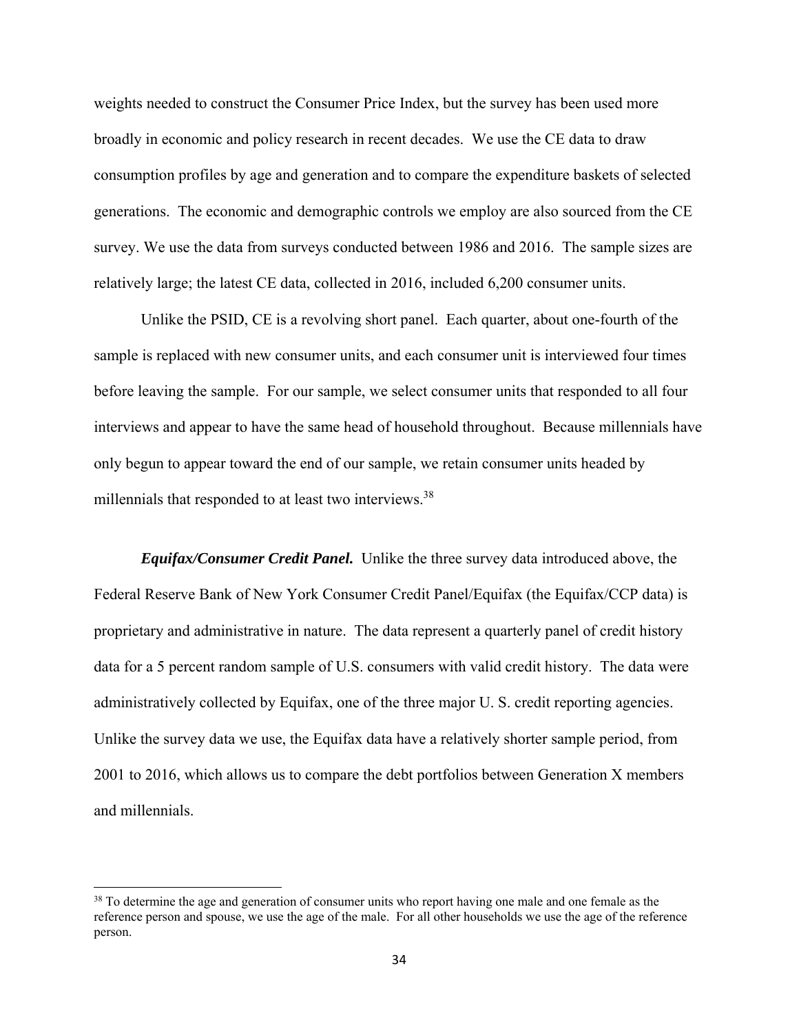weights needed to construct the Consumer Price Index, but the survey has been used more broadly in economic and policy research in recent decades. We use the CE data to draw consumption profiles by age and generation and to compare the expenditure baskets of selected generations. The economic and demographic controls we employ are also sourced from the CE survey. We use the data from surveys conducted between 1986 and 2016. The sample sizes are relatively large; the latest CE data, collected in 2016, included 6,200 consumer units.

Unlike the PSID, CE is a revolving short panel. Each quarter, about one-fourth of the sample is replaced with new consumer units, and each consumer unit is interviewed four times before leaving the sample. For our sample, we select consumer units that responded to all four interviews and appear to have the same head of household throughout. Because millennials have only begun to appear toward the end of our sample, we retain consumer units headed by millennials that responded to at least two interviews.[38]

***Equifax/Consumer Credit Panel.*** Unlike the three survey data introduced above, the Federal Reserve Bank of New York Consumer Credit Panel/Equifax (the Equifax/CCP data) is proprietary and administrative in nature. The data represent a quarterly panel of credit history data for a 5 percent random sample of U.S. consumers with valid credit history. The data were administratively collected by Equifax, one of the three major U. S. credit reporting agencies. Unlike the survey data we use, the Equifax data have a relatively shorter sample period, from 2001 to 2016, which allows us to compare the debt portfolios between Generation X members and millennials.

[38] To determine the age and generation of consumer units who report having one male and one female as the reference person and spouse, we use the age of the male. For all other households we use the age of the reference person.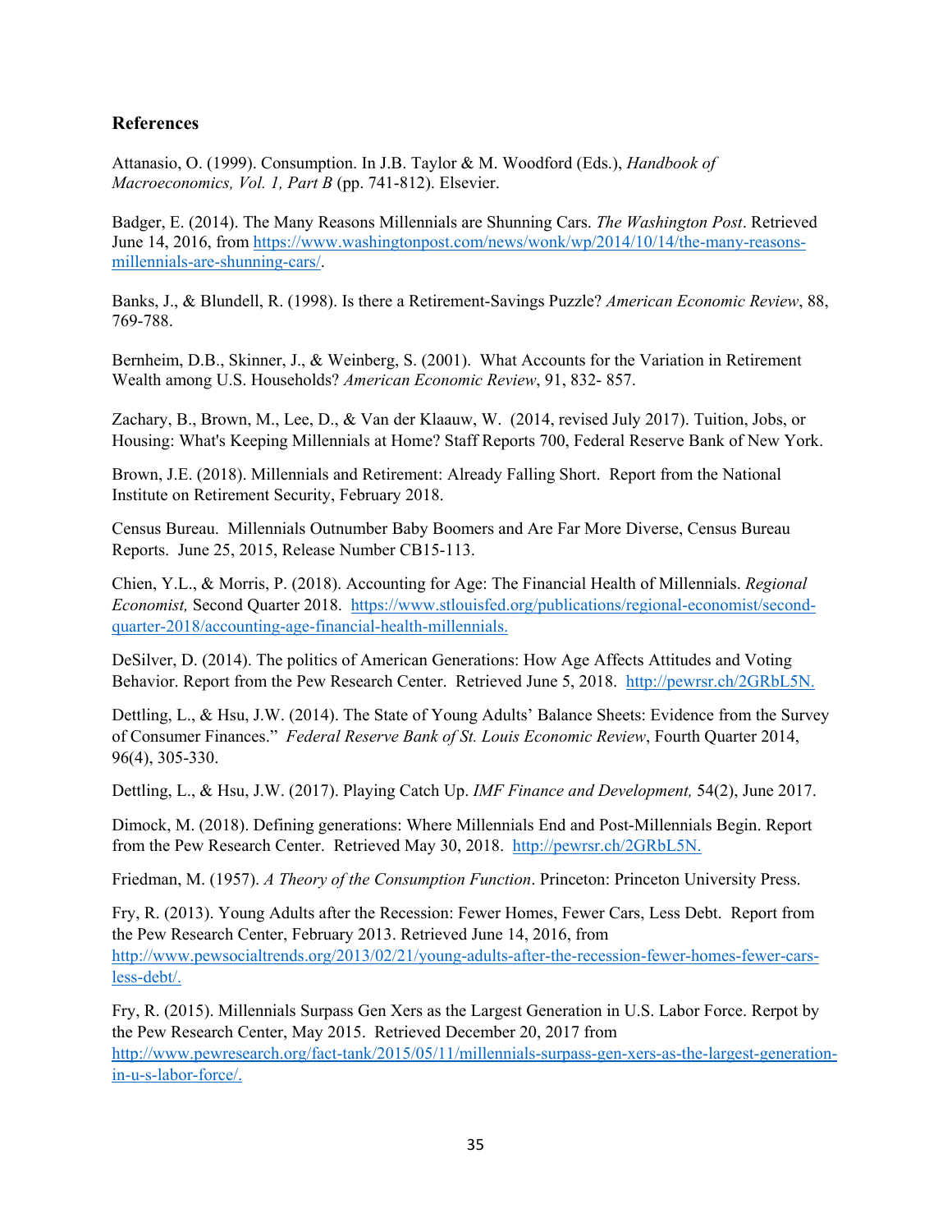## References

Attanasio, O. (1999). Consumption. In J.B. Taylor & M. Woodford (Eds.), *Handbook of Macroeconomics, Vol. 1, Part B* (pp. 741-812). Elsevier.

Badger, E. (2014). The Many Reasons Millennials are Shunning Cars. *The Washington Post*. Retrieved June 14, 2016, from https://www.washingtonpost.com/news/wonk/wp/2014/10/14/the-many-reasons-millennials-are-shunning-cars/.

Banks, J., & Blundell, R. (1998). Is there a Retirement-Savings Puzzle? *American Economic Review*, 88, 769-788.

Bernheim, D.B., Skinner, J., & Weinberg, S. (2001). What Accounts for the Variation in Retirement Wealth among U.S. Households? *American Economic Review*, 91, 832- 857.

Zachary, B., Brown, M., Lee, D., & Van der Klaauw, W. (2014, revised July 2017). Tuition, Jobs, or Housing: What's Keeping Millennials at Home? Staff Reports 700, Federal Reserve Bank of New York.

Brown, J.E. (2018). Millennials and Retirement: Already Falling Short. Report from the National Institute on Retirement Security, February 2018.

Census Bureau. Millennials Outnumber Baby Boomers and Are Far More Diverse, Census Bureau Reports. June 25, 2015, Release Number CB15-113.

Chien, Y.L., & Morris, P. (2018). Accounting for Age: The Financial Health of Millennials. *Regional Economist,* Second Quarter 2018. https://www.stlouisfed.org/publications/regional-economist/second-quarter-2018/accounting-age-financial-health-millennials.

DeSilver, D. (2014). The politics of American Generations: How Age Affects Attitudes and Voting Behavior. Report from the Pew Research Center. Retrieved June 5, 2018. http://pewrsr.ch/2GRbL5N.

Dettling, L., & Hsu, J.W. (2014). The State of Young Adults' Balance Sheets: Evidence from the Survey of Consumer Finances." *Federal Reserve Bank of St. Louis Economic Review*, Fourth Quarter 2014, 96(4), 305-330.

Dettling, L., & Hsu, J.W. (2017). Playing Catch Up. *IMF Finance and Development,* 54(2), June 2017.

Dimock, M. (2018). Defining generations: Where Millennials End and Post-Millennials Begin. Report from the Pew Research Center. Retrieved May 30, 2018. http://pewrsr.ch/2GRbL5N.

Friedman, M. (1957). *A Theory of the Consumption Function*. Princeton: Princeton University Press.

Fry, R. (2013). Young Adults after the Recession: Fewer Homes, Fewer Cars, Less Debt. Report from the Pew Research Center, February 2013. Retrieved June 14, 2016, from http://www.pewsocialtrends.org/2013/02/21/young-adults-after-the-recession-fewer-homes-fewer-cars-less-debt/.

Fry, R. (2015). Millennials Surpass Gen Xers as the Largest Generation in U.S. Labor Force. Rerpot by the Pew Research Center, May 2015. Retrieved December 20, 2017 from http://www.pewresearch.org/fact-tank/2015/05/11/millennials-surpass-gen-xers-as-the-largest-generation-in-u-s-labor-force/.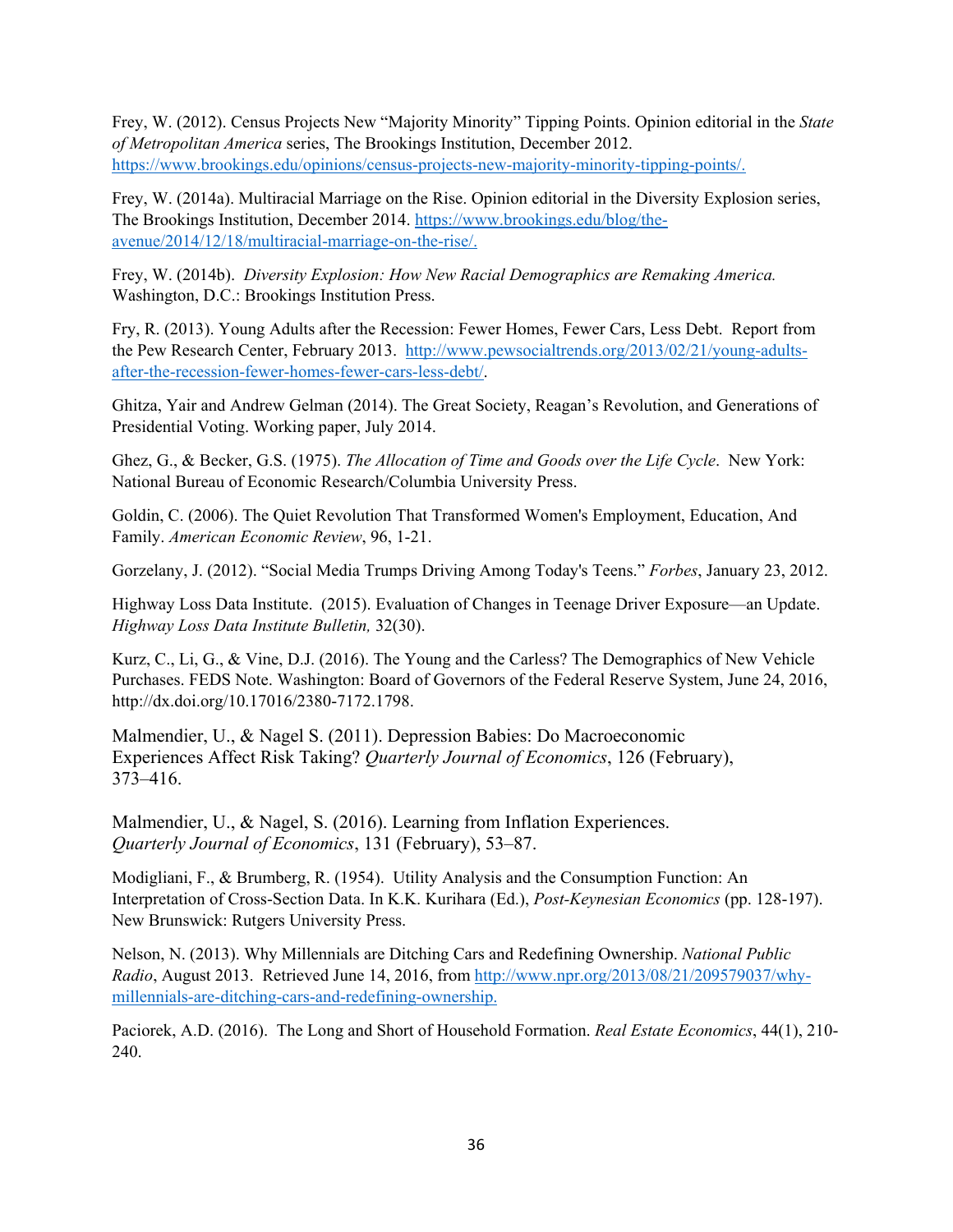Frey, W. (2012). Census Projects New "Majority Minority" Tipping Points. Opinion editorial in the *State of Metropolitan America* series, The Brookings Institution, December 2012. https://www.brookings.edu/opinions/census-projects-new-majority-minority-tipping-points/.

Frey, W. (2014a). Multiracial Marriage on the Rise. Opinion editorial in the Diversity Explosion series, The Brookings Institution, December 2014. https://www.brookings.edu/blog/the-avenue/2014/12/18/multiracial-marriage-on-the-rise/.

Frey, W. (2014b). *Diversity Explosion: How New Racial Demographics are Remaking America.* Washington, D.C.: Brookings Institution Press.

Fry, R. (2013). Young Adults after the Recession: Fewer Homes, Fewer Cars, Less Debt. Report from the Pew Research Center, February 2013. http://www.pewsocialtrends.org/2013/02/21/young-adults-after-the-recession-fewer-homes-fewer-cars-less-debt/.

Ghitza, Yair and Andrew Gelman (2014). The Great Society, Reagan's Revolution, and Generations of Presidential Voting. Working paper, July 2014.

Ghez, G., & Becker, G.S. (1975). *The Allocation of Time and Goods over the Life Cycle*. New York: National Bureau of Economic Research/Columbia University Press.

Goldin, C. (2006). The Quiet Revolution That Transformed Women's Employment, Education, And Family. *American Economic Review*, 96, 1-21.

Gorzelany, J. (2012). "Social Media Trumps Driving Among Today's Teens." *Forbes*, January 23, 2012.

Highway Loss Data Institute. (2015). Evaluation of Changes in Teenage Driver Exposure—an Update. *Highway Loss Data Institute Bulletin,* 32(30).

Kurz, C., Li, G., & Vine, D.J. (2016). The Young and the Carless? The Demographics of New Vehicle Purchases. FEDS Note. Washington: Board of Governors of the Federal Reserve System, June 24, 2016, http://dx.doi.org/10.17016/2380-7172.1798.

Malmendier, U., & Nagel S. (2011). Depression Babies: Do Macroeconomic Experiences Affect Risk Taking? *Quarterly Journal of Economics*, 126 (February), 373–416.

Malmendier, U., & Nagel, S. (2016). Learning from Inflation Experiences. *Quarterly Journal of Economics*, 131 (February), 53–87.

Modigliani, F., & Brumberg, R. (1954). Utility Analysis and the Consumption Function: An Interpretation of Cross-Section Data. In K.K. Kurihara (Ed.), *Post-Keynesian Economics* (pp. 128-197). New Brunswick: Rutgers University Press.

Nelson, N. (2013). Why Millennials are Ditching Cars and Redefining Ownership. *National Public Radio*, August 2013. Retrieved June 14, 2016, from http://www.npr.org/2013/08/21/209579037/why-millennials-are-ditching-cars-and-redefining-ownership.

Paciorek, A.D. (2016). The Long and Short of Household Formation. *Real Estate Economics*, 44(1), 210-240.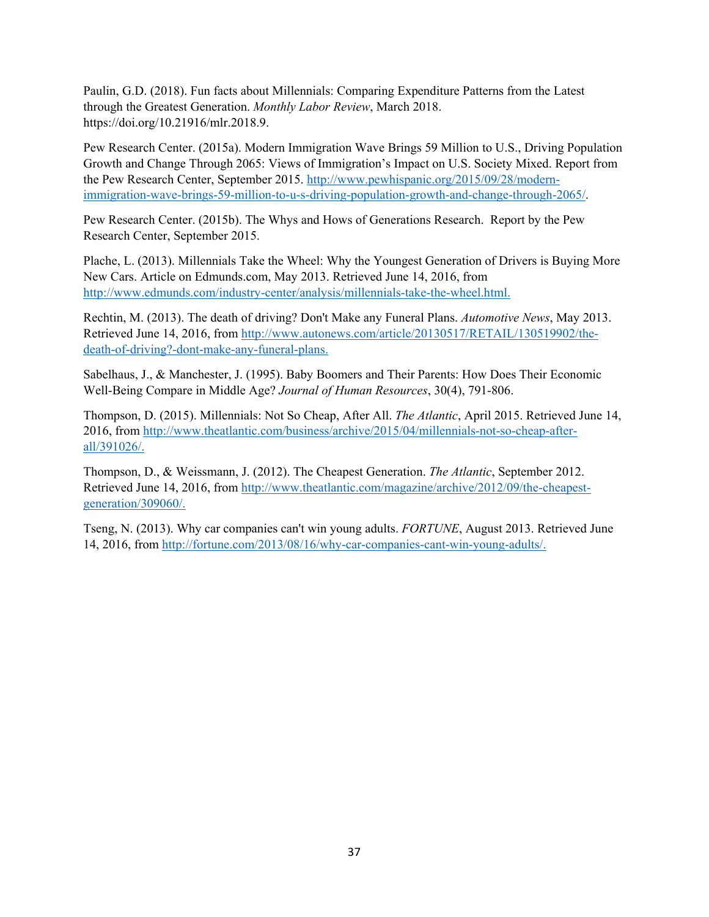Paulin, G.D. (2018). Fun facts about Millennials: Comparing Expenditure Patterns from the Latest through the Greatest Generation. *Monthly Labor Review*, March 2018. https://doi.org/10.21916/mlr.2018.9.

Pew Research Center. (2015a). Modern Immigration Wave Brings 59 Million to U.S., Driving Population Growth and Change Through 2065: Views of Immigration's Impact on U.S. Society Mixed. Report from the Pew Research Center, September 2015. http://www.pewhispanic.org/2015/09/28/modern-immigration-wave-brings-59-million-to-u-s-driving-population-growth-and-change-through-2065/.

Pew Research Center. (2015b). The Whys and Hows of Generations Research. Report by the Pew Research Center, September 2015.

Plache, L. (2013). Millennials Take the Wheel: Why the Youngest Generation of Drivers is Buying More New Cars. Article on Edmunds.com, May 2013. Retrieved June 14, 2016, from http://www.edmunds.com/industry-center/analysis/millennials-take-the-wheel.html.

Rechtin, M. (2013). The death of driving? Don't Make any Funeral Plans. *Automotive News*, May 2013. Retrieved June 14, 2016, from http://www.autonews.com/article/20130517/RETAIL/130519902/the-death-of-driving?-dont-make-any-funeral-plans.

Sabelhaus, J., & Manchester, J. (1995). Baby Boomers and Their Parents: How Does Their Economic Well-Being Compare in Middle Age? *Journal of Human Resources*, 30(4), 791-806.

Thompson, D. (2015). Millennials: Not So Cheap, After All. *The Atlantic*, April 2015. Retrieved June 14, 2016, from http://www.theatlantic.com/business/archive/2015/04/millennials-not-so-cheap-after-all/391026/.

Thompson, D., & Weissmann, J. (2012). The Cheapest Generation. *The Atlantic*, September 2012. Retrieved June 14, 2016, from http://www.theatlantic.com/magazine/archive/2012/09/the-cheapest-generation/309060/.

Tseng, N. (2013). Why car companies can't win young adults. *FORTUNE*, August 2013. Retrieved June 14, 2016, from http://fortune.com/2013/08/16/why-car-companies-cant-win-young-adults/.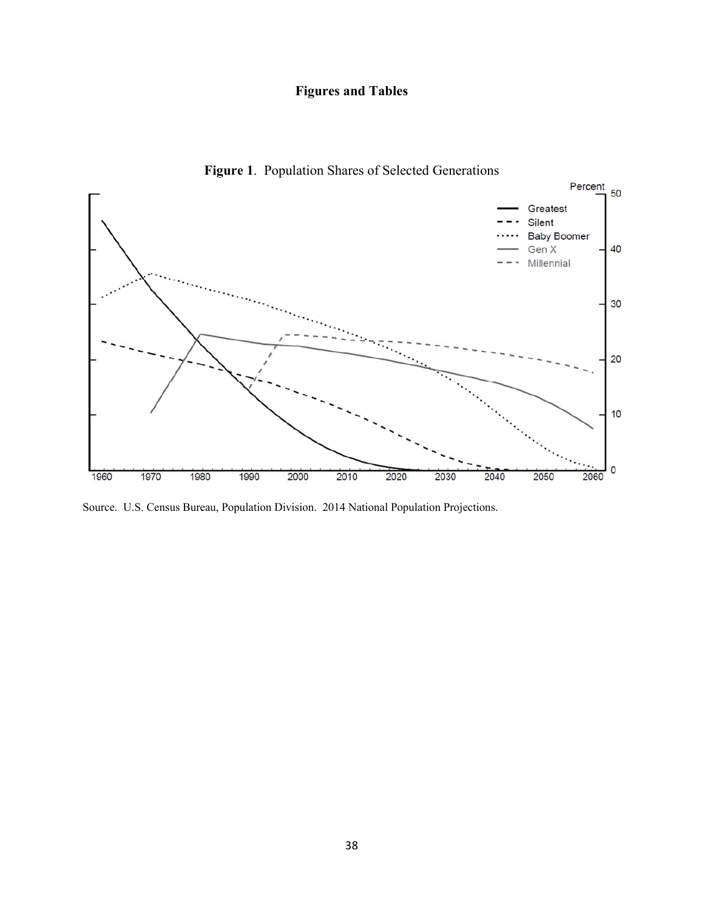# Figures and Tables

**Figure 1**. Population Shares of Selected Generations

Source. U.S. Census Bureau, Population Division. 2014 National Population Projections.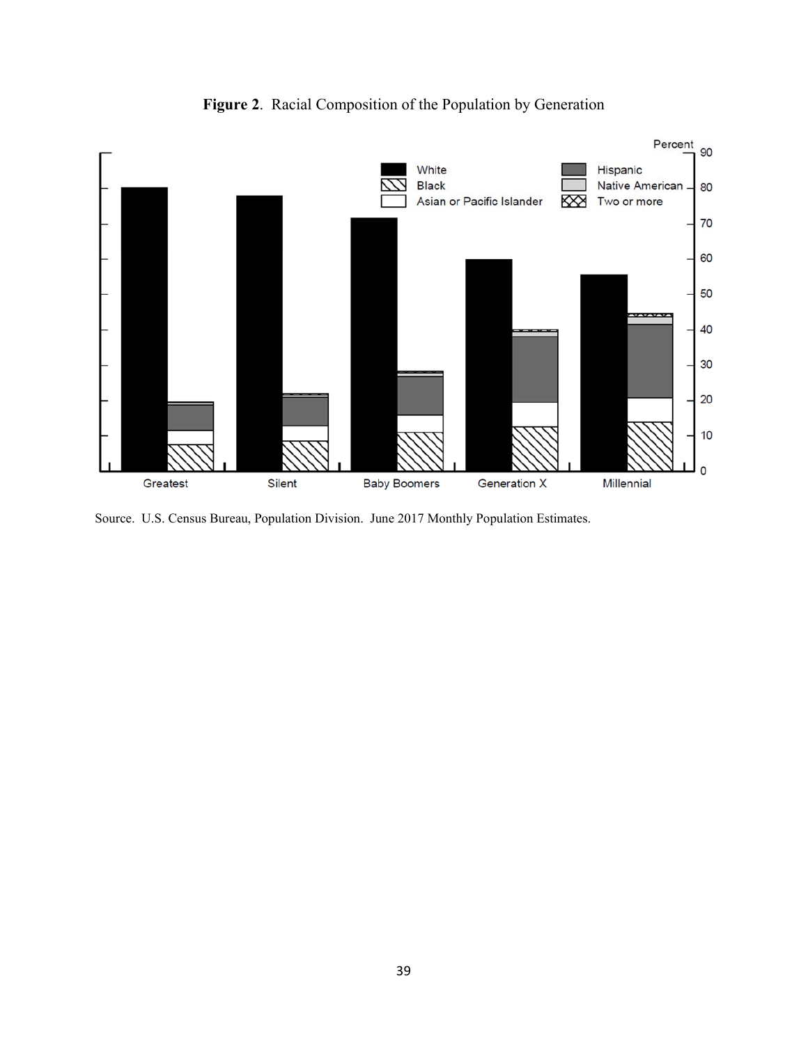**Figure 2**. Racial Composition of the Population by Generation

Source. U.S. Census Bureau, Population Division. June 2017 Monthly Population Estimates.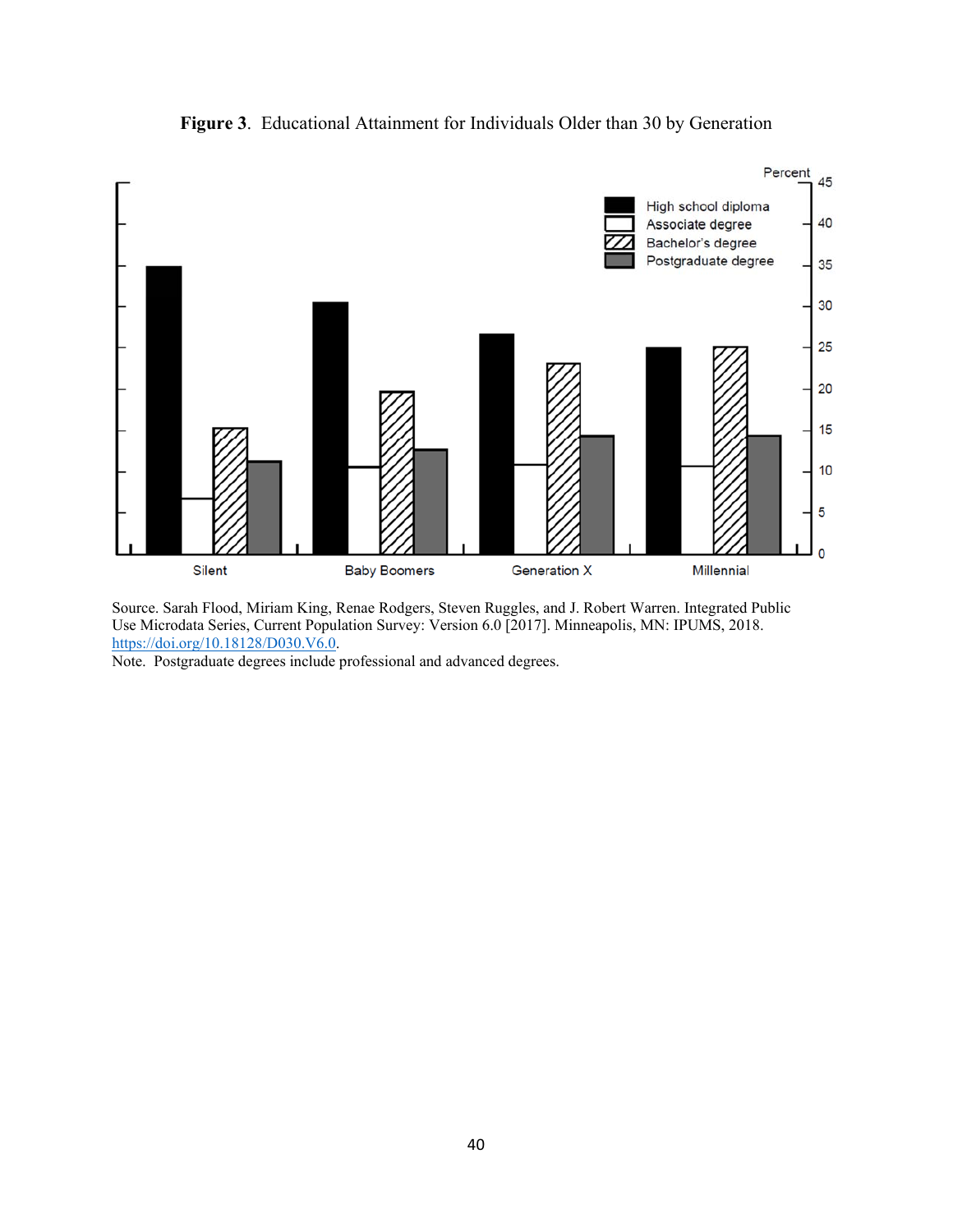**Figure 3**. Educational Attainment for Individuals Older than 30 by Generation

Source. Sarah Flood, Miriam King, Renae Rodgers, Steven Ruggles, and J. Robert Warren. Integrated Public Use Microdata Series, Current Population Survey: Version 6.0 [2017]. Minneapolis, MN: IPUMS, 2018. https://doi.org/10.18128/D030.V6.0.

Note. Postgraduate degrees include professional and advanced degrees.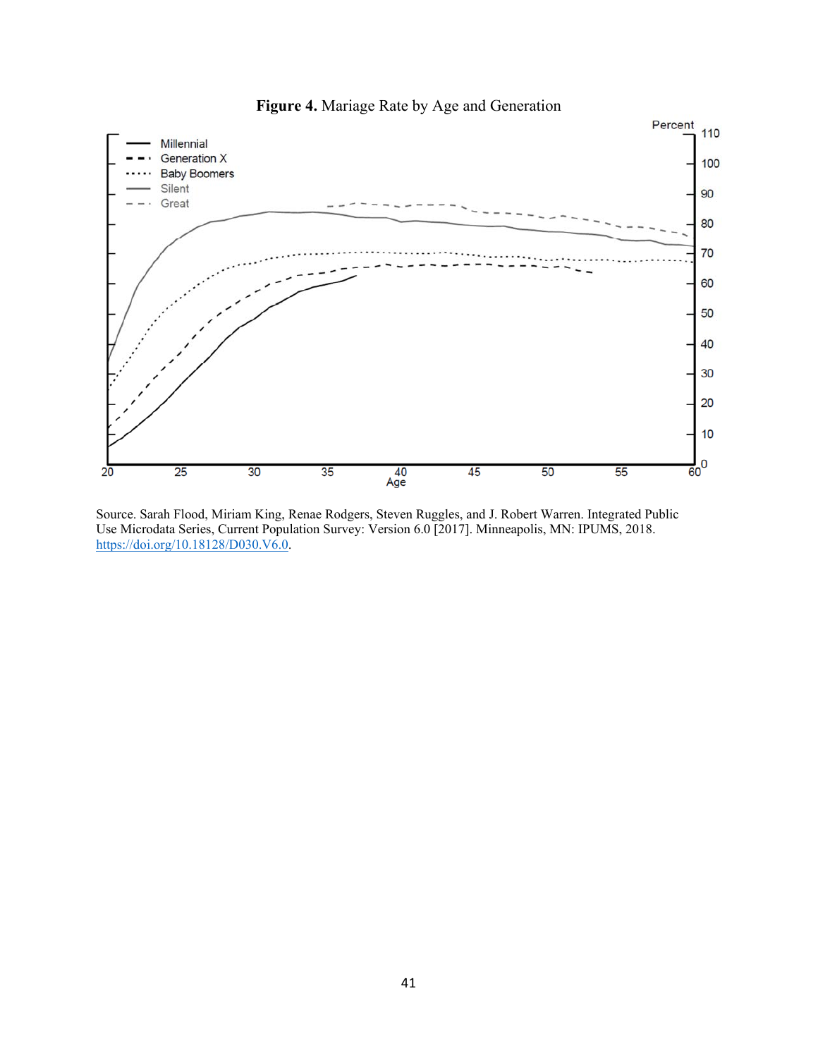**Figure 4.** Mariage Rate by Age and Generation

Source. Sarah Flood, Miriam King, Renae Rodgers, Steven Ruggles, and J. Robert Warren. Integrated Public Use Microdata Series, Current Population Survey: Version 6.0 [2017]. Minneapolis, MN: IPUMS, 2018. https://doi.org/10.18128/D030.V6.0.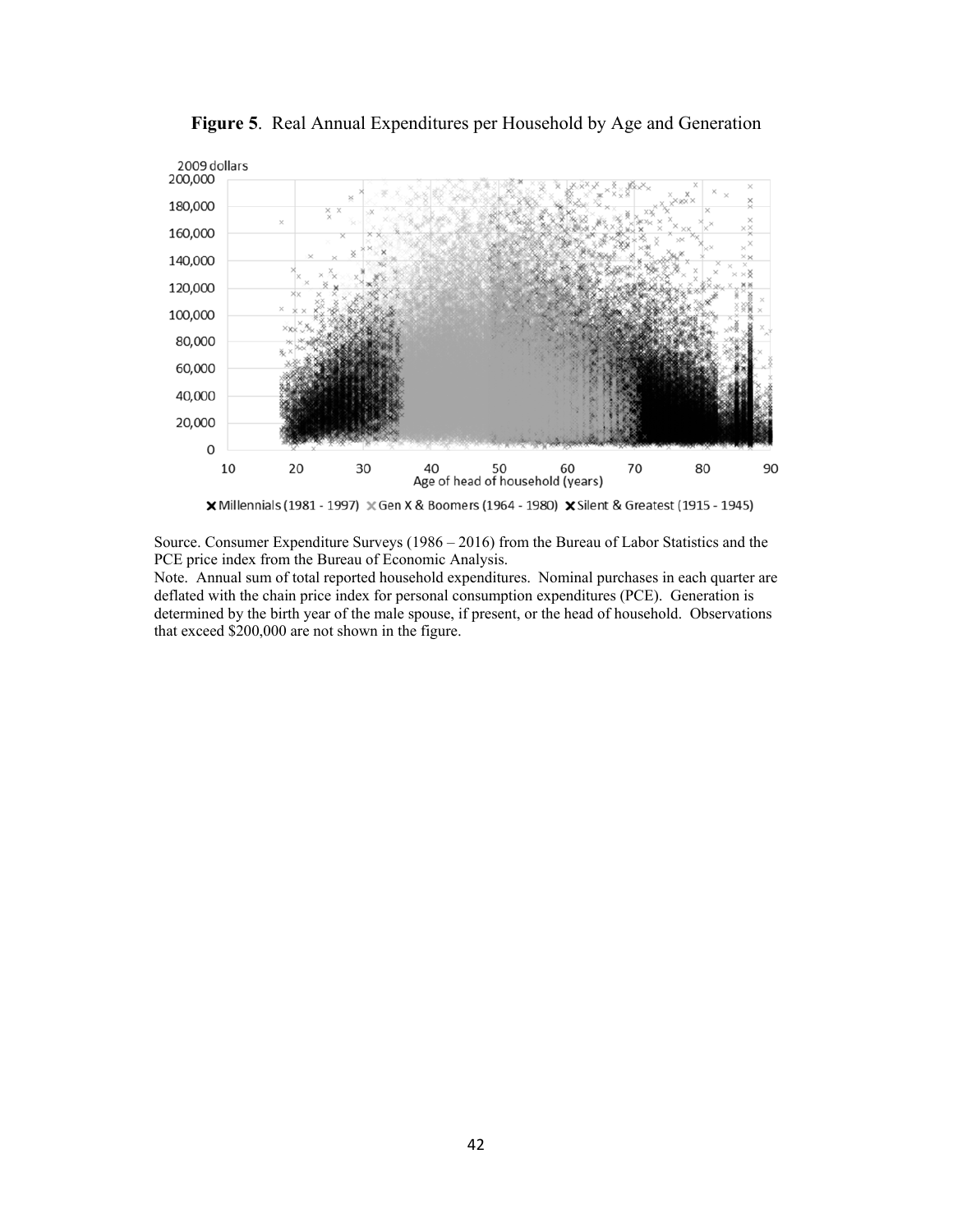**Figure 5**. Real Annual Expenditures per Household by Age and Generation

Source. Consumer Expenditure Surveys (1986 – 2016) from the Bureau of Labor Statistics and the PCE price index from the Bureau of Economic Analysis.

Note. Annual sum of total reported household expenditures. Nominal purchases in each quarter are deflated with the chain price index for personal consumption expenditures (PCE). Generation is determined by the birth year of the male spouse, if present, or the head of household. Observations that exceed $200,000 are not shown in the figure.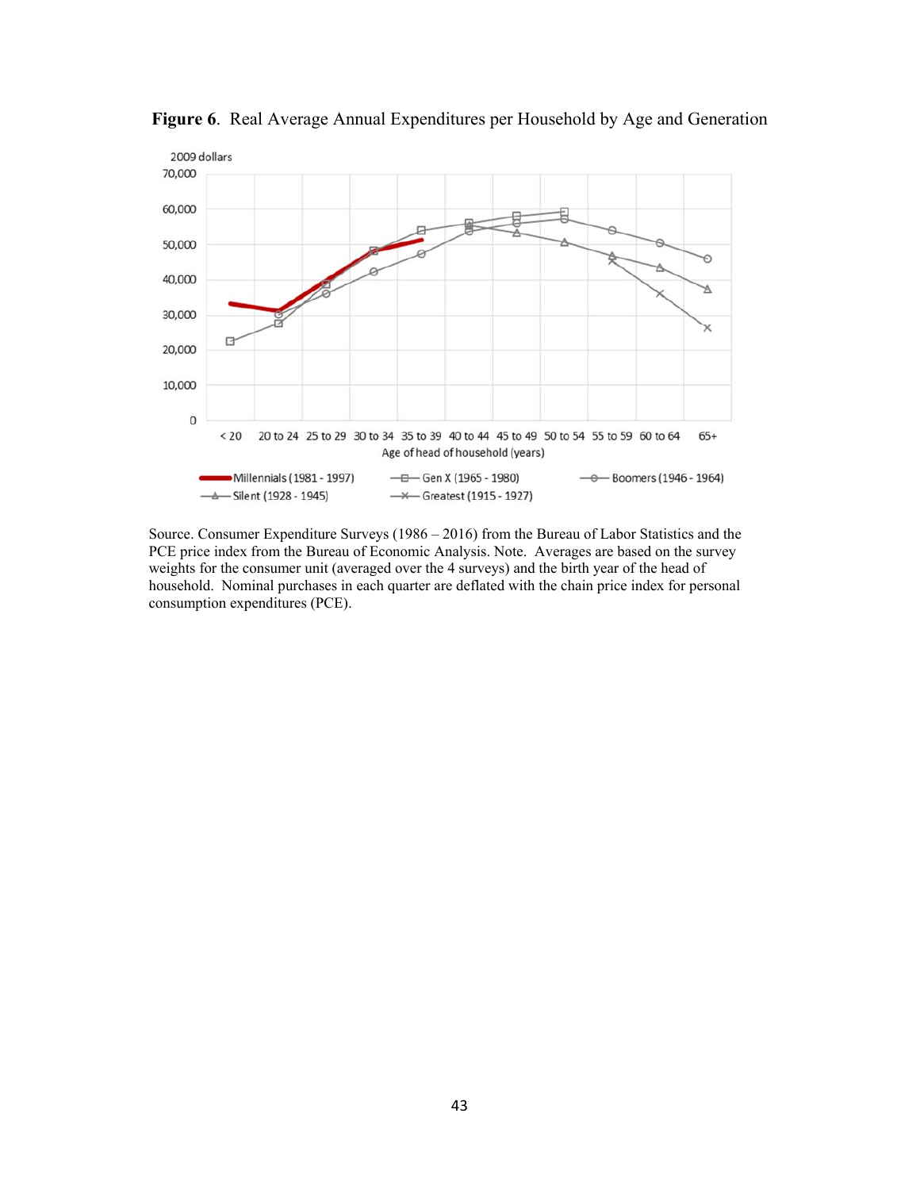**Figure 6**. Real Average Annual Expenditures per Household by Age and Generation

Source. Consumer Expenditure Surveys (1986 – 2016) from the Bureau of Labor Statistics and the PCE price index from the Bureau of Economic Analysis. Note. Averages are based on the survey weights for the consumer unit (averaged over the 4 surveys) and the birth year of the head of household. Nominal purchases in each quarter are deflated with the chain price index for personal consumption expenditures (PCE).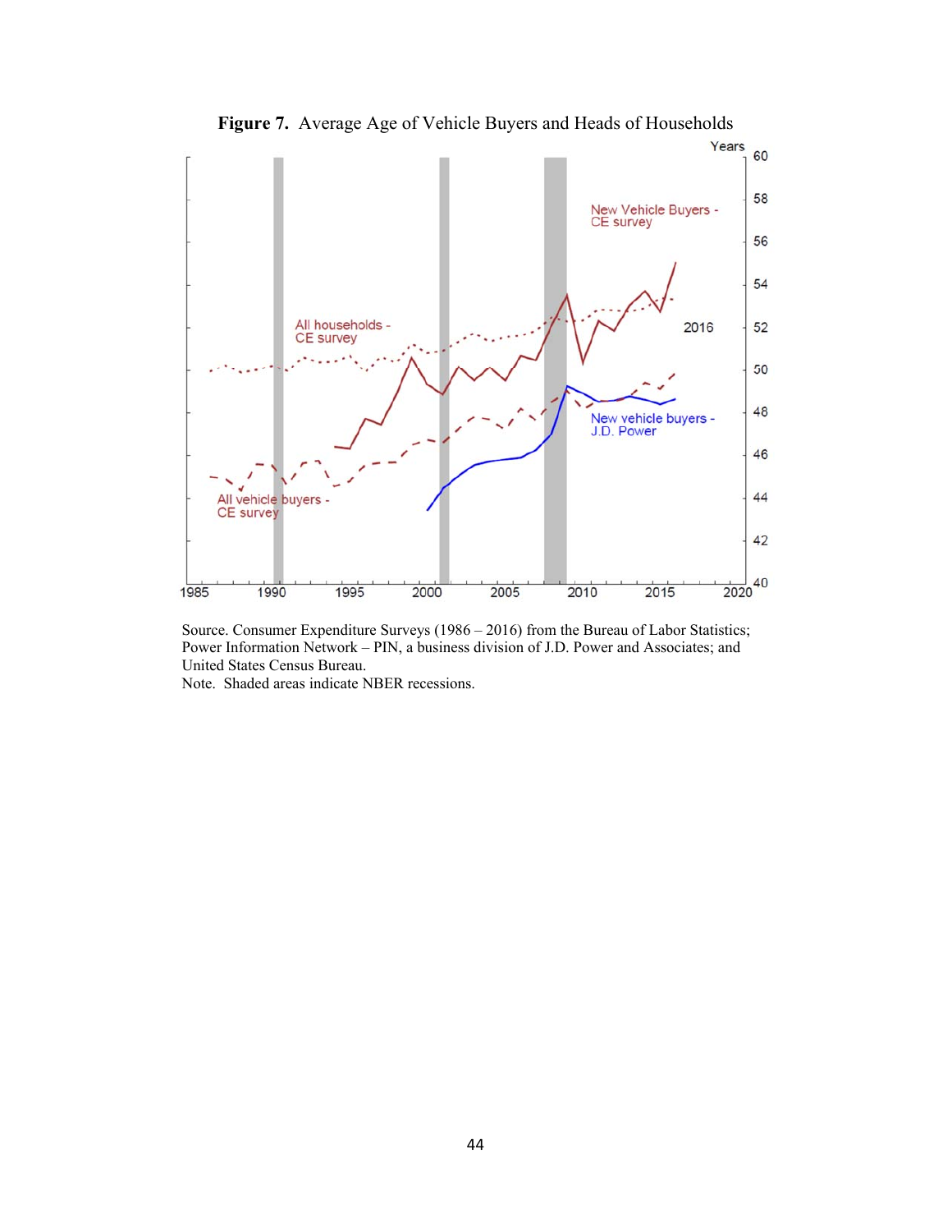**Figure 7.** Average Age of Vehicle Buyers and Heads of Households

Source. Consumer Expenditure Surveys (1986 – 2016) from the Bureau of Labor Statistics; Power Information Network – PIN, a business division of J.D. Power and Associates; and United States Census Bureau.
Note. Shaded areas indicate NBER recessions.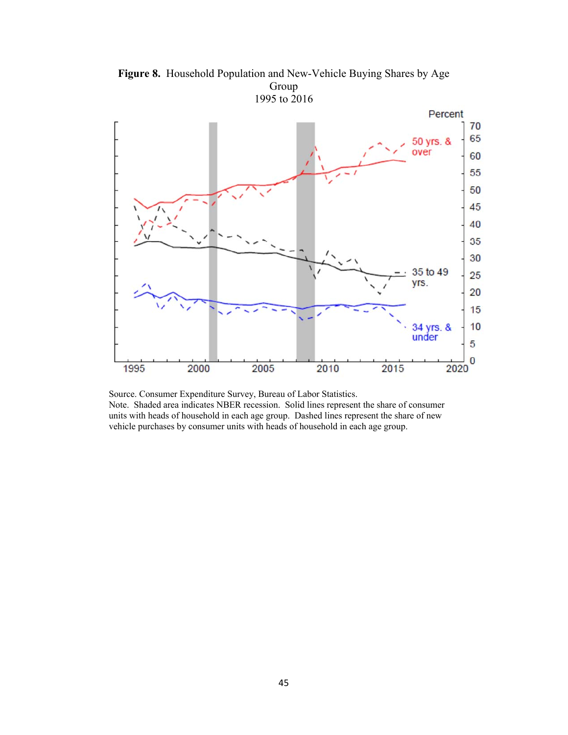**Figure 8.** Household Population and New-Vehicle Buying Shares by Age Group
1995 to 2016

Source. Consumer Expenditure Survey, Bureau of Labor Statistics.
Note. Shaded area indicates NBER recession. Solid lines represent the share of consumer units with heads of household in each age group. Dashed lines represent the share of new vehicle purchases by consumer units with heads of household in each age group.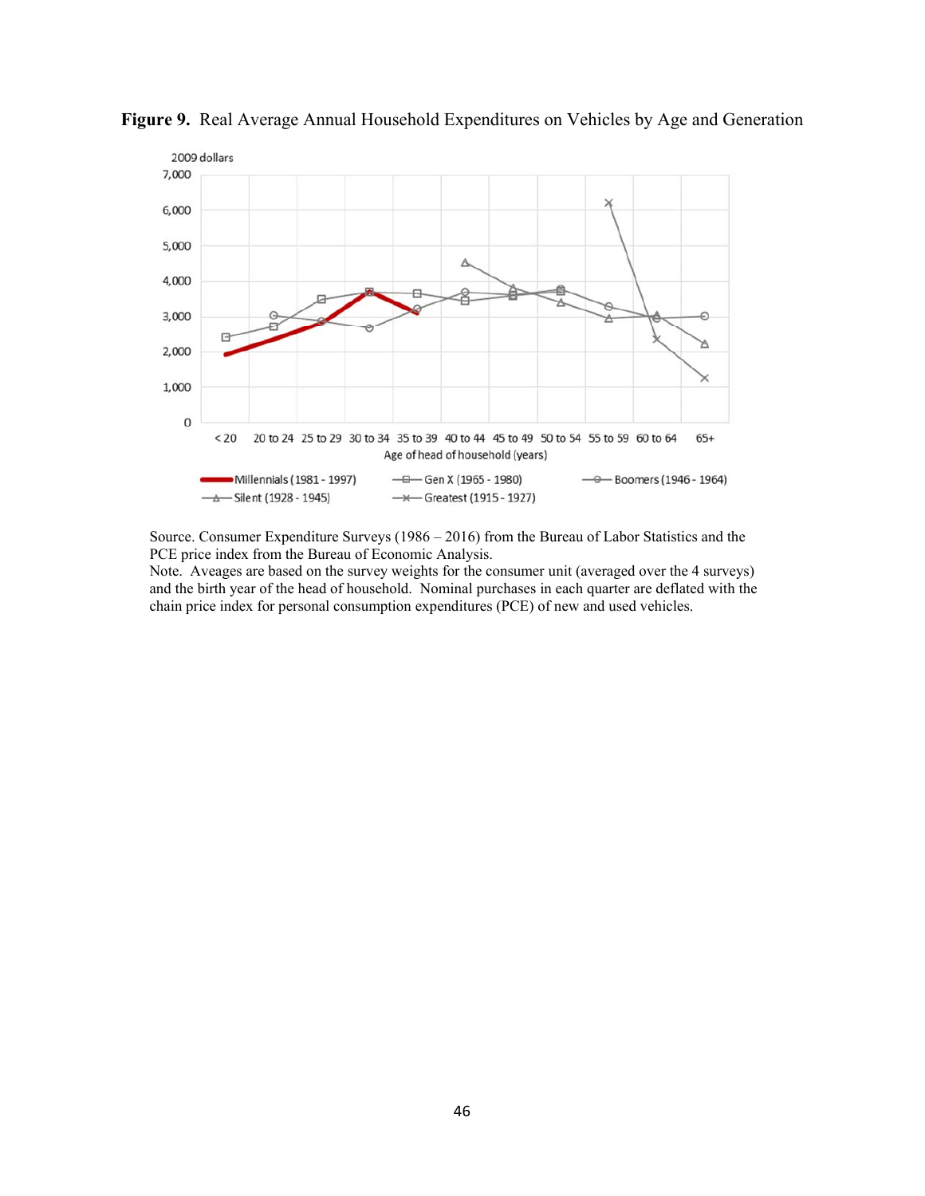**Figure 9.** Real Average Annual Household Expenditures on Vehicles by Age and Generation

Source. Consumer Expenditure Surveys (1986 – 2016) from the Bureau of Labor Statistics and the PCE price index from the Bureau of Economic Analysis.
Note. Aveages are based on the survey weights for the consumer unit (averaged over the 4 surveys) and the birth year of the head of household. Nominal purchases in each quarter are deflated with the chain price index for personal consumption expenditures (PCE) of new and used vehicles.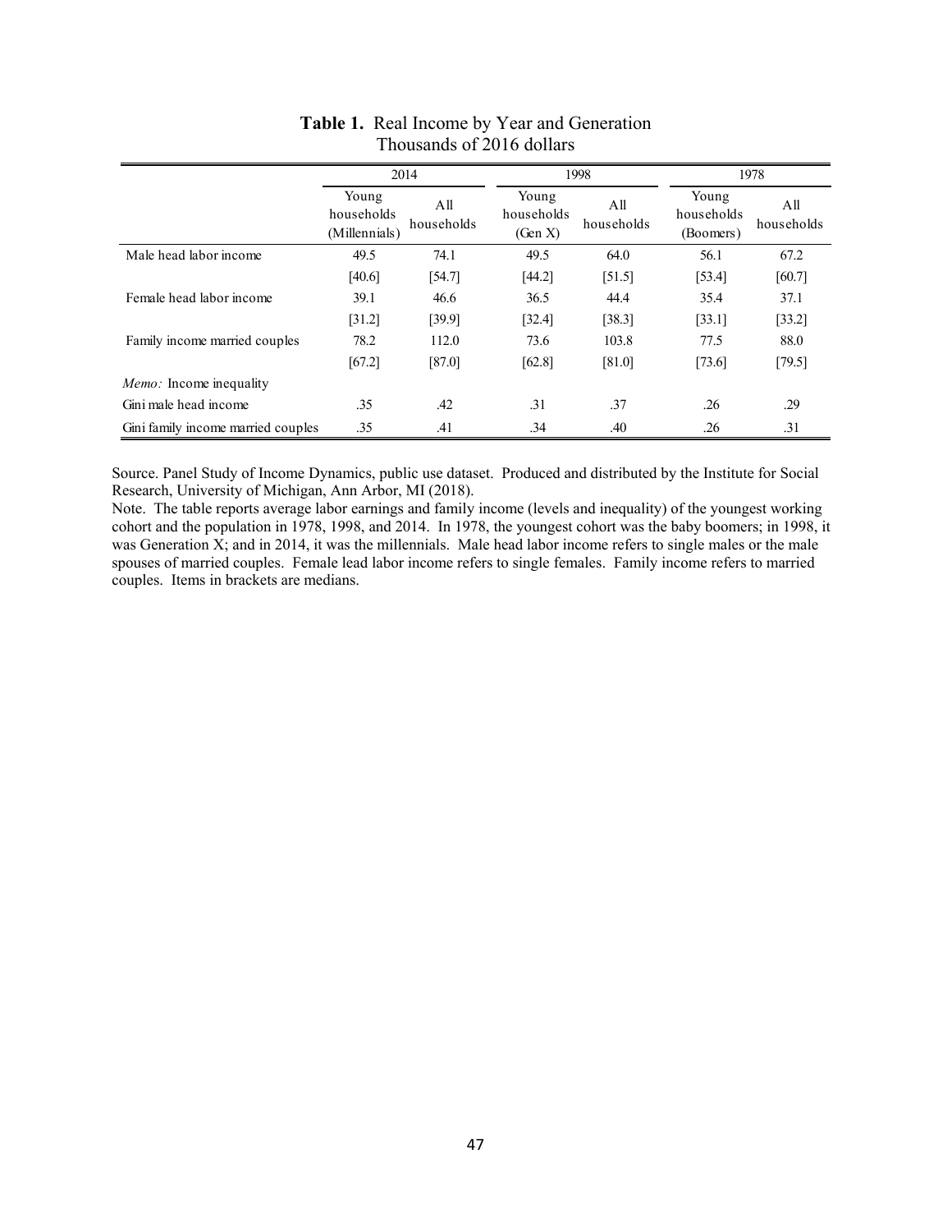**Table 1.** Real Income by Year and Generation
Thousands of 2016 dollars

| | 2014 | | 1998 | | 1978 | |
|---|---|---|---|---|---|---|
| | Young households (Millennials) | All households | Young households (Gen X) | All households | Young households (Boomers) | All households |
| Male head labor income | 49.5 | 74.1 | 49.5 | 64.0 | 56.1 | 67.2 |
| | [40.6] | [54.7] | [44.2] | [51.5] | [53.4] | [60.7] |
| Female head labor income | 39.1 | 46.6 | 36.5 | 44.4 | 35.4 | 37.1 |
| | [31.2] | [39.9] | [32.4] | [38.3] | [33.1] | [33.2] |
| Family income married couples | 78.2 | 112.0 | 73.6 | 103.8 | 77.5 | 88.0 |
| | [67.2] | [87.0] | [62.8] | [81.0] | [73.6] | [79.5] |
| *Memo:* Income inequality | | | | | | |
| Gini male head income | .35 | .42 | .31 | .37 | .26 | .29 |
| Gini family income married couples | .35 | .41 | .34 | .40 | .26 | .31 |

Source. Panel Study of Income Dynamics, public use dataset. Produced and distributed by the Institute for Social Research, University of Michigan, Ann Arbor, MI (2018).

Note. The table reports average labor earnings and family income (levels and inequality) of the youngest working cohort and the population in 1978, 1998, and 2014. In 1978, the youngest cohort was the baby boomers; in 1998, it was Generation X; and in 2014, it was the millennials. Male head labor income refers to single males or the male spouses of married couples. Female lead labor income refers to single females. Family income refers to married couples. Items in brackets are medians.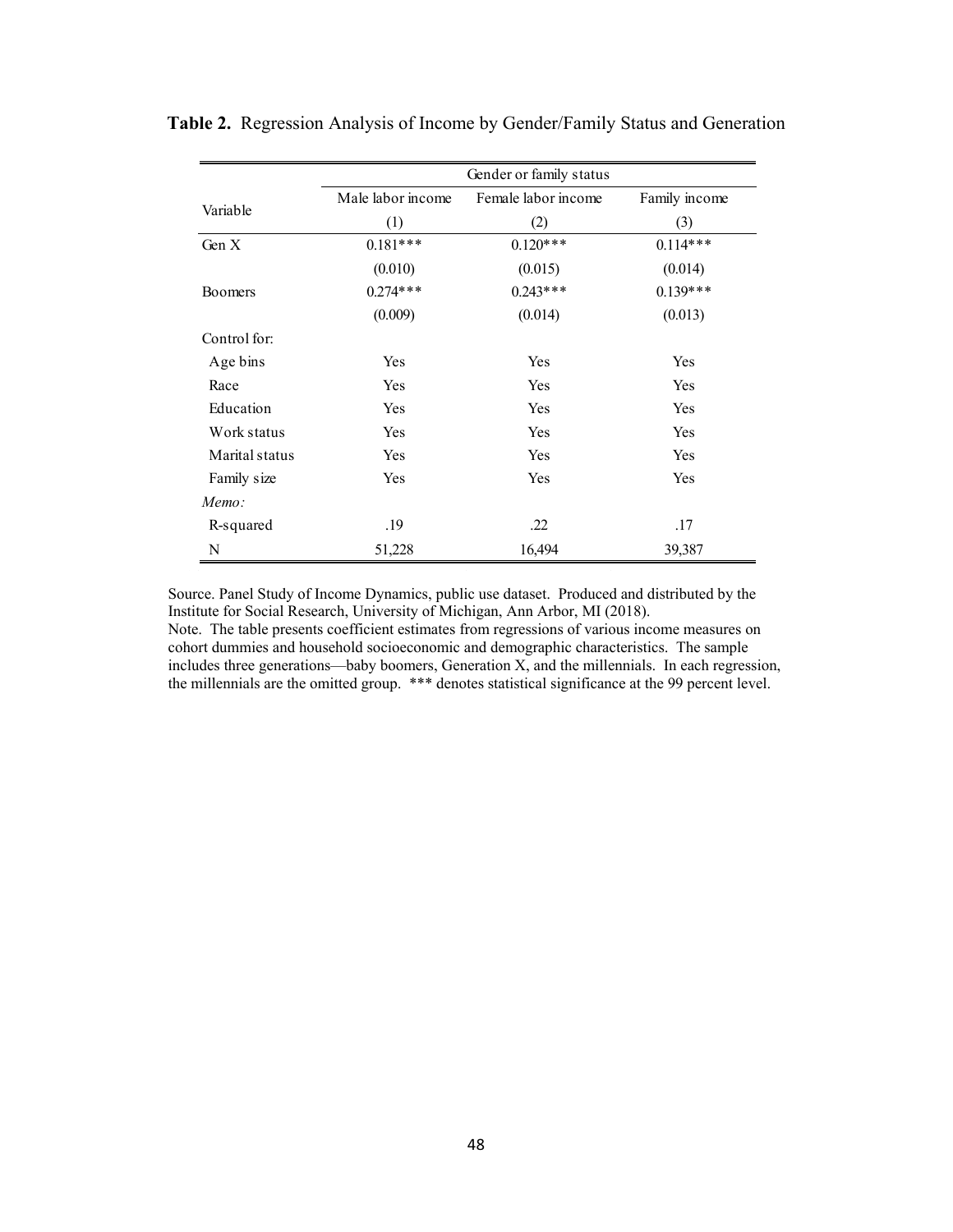**Table 2.** Regression Analysis of Income by Gender/Family Status and Generation

| Variable | Gender or family status | | |
|---|---|---|---|
| | Male labor income | Female labor income | Family income |
| | (1) | (2) | (3) |
| Gen X | 0.181*** | 0.120*** | 0.114*** |
| | (0.010) | (0.015) | (0.014) |
| Boomers | 0.274*** | 0.243*** | 0.139*** |
| | (0.009) | (0.014) | (0.013) |
| Control for: | | | |
| Age bins | Yes | Yes | Yes |
| Race | Yes | Yes | Yes |
| Education | Yes | Yes | Yes |
| Work status | Yes | Yes | Yes |
| Marital status | Yes | Yes | Yes |
| Family size | Yes | Yes | Yes |
| *Memo:* | | | |
| R-squared | .19 | .22 | .17 |
| N | 51,228 | 16,494 | 39,387 |

Source. Panel Study of Income Dynamics, public use dataset. Produced and distributed by the Institute for Social Research, University of Michigan, Ann Arbor, MI (2018).
Note. The table presents coefficient estimates from regressions of various income measures on cohort dummies and household socioeconomic and demographic characteristics. The sample includes three generations—baby boomers, Generation X, and the millennials. In each regression, the millennials are the omitted group. *** denotes statistical significance at the 99 percent level.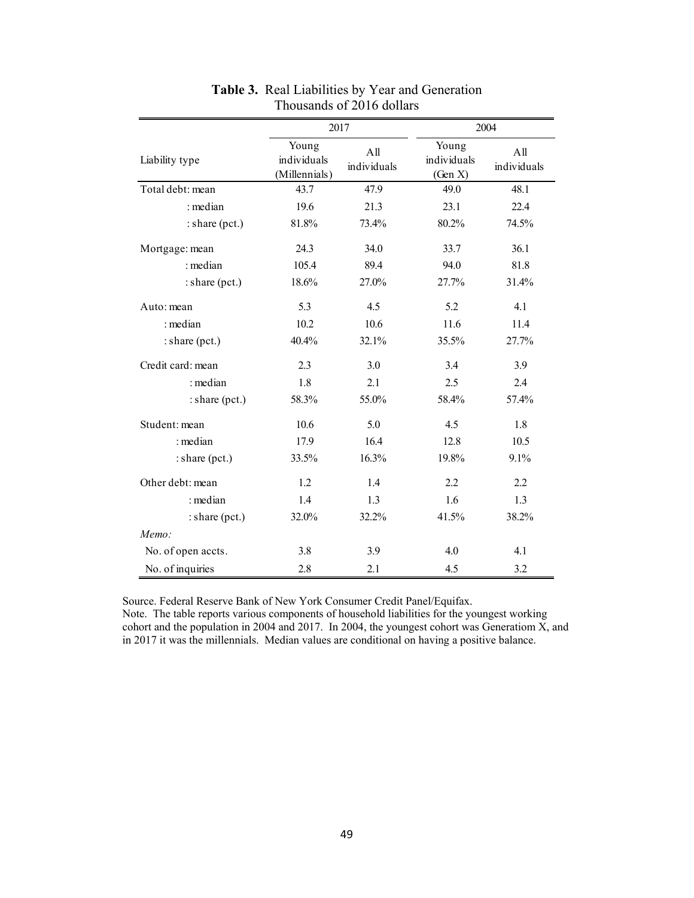**Table 3.** Real Liabilities by Year and Generation
Thousands of 2016 dollars

| Liability type | 2017 | | 2004 | |
|---|---|---|---|---|
| | Young individuals (Millennials) | All individuals | Young individuals (Gen X) | All individuals |
| Total debt: mean | 43.7 | 47.9 | 49.0 | 48.1 |
| : median | 19.6 | 21.3 | 23.1 | 22.4 |
| : share (pct.) | 81.8% | 73.4% | 80.2% | 74.5% |
| Mortgage: mean | 24.3 | 34.0 | 33.7 | 36.1 |
| : median | 105.4 | 89.4 | 94.0 | 81.8 |
| : share (pct.) | 18.6% | 27.0% | 27.7% | 31.4% |
| Auto: mean | 5.3 | 4.5 | 5.2 | 4.1 |
| : median | 10.2 | 10.6 | 11.6 | 11.4 |
| : share (pct.) | 40.4% | 32.1% | 35.5% | 27.7% |
| Credit card: mean | 2.3 | 3.0 | 3.4 | 3.9 |
| : median | 1.8 | 2.1 | 2.5 | 2.4 |
| : share (pct.) | 58.3% | 55.0% | 58.4% | 57.4% |
| Student: mean | 10.6 | 5.0 | 4.5 | 1.8 |
| : median | 17.9 | 16.4 | 12.8 | 10.5 |
| : share (pct.) | 33.5% | 16.3% | 19.8% | 9.1% |
| Other debt: mean | 1.2 | 1.4 | 2.2 | 2.2 |
| : median | 1.4 | 1.3 | 1.6 | 1.3 |
| : share (pct.) | 32.0% | 32.2% | 41.5% | 38.2% |
| *Memo:* | | | | |
| No. of open accts. | 3.8 | 3.9 | 4.0 | 4.1 |
| No. of inquiries | 2.8 | 2.1 | 4.5 | 3.2 |

Source. Federal Reserve Bank of New York Consumer Credit Panel/Equifax.
Note. The table reports various components of household liabilities for the youngest working cohort and the population in 2004 and 2017. In 2004, the youngest cohort was Generatiom X, and in 2017 it was the millennials. Median values are conditional on having a positive balance.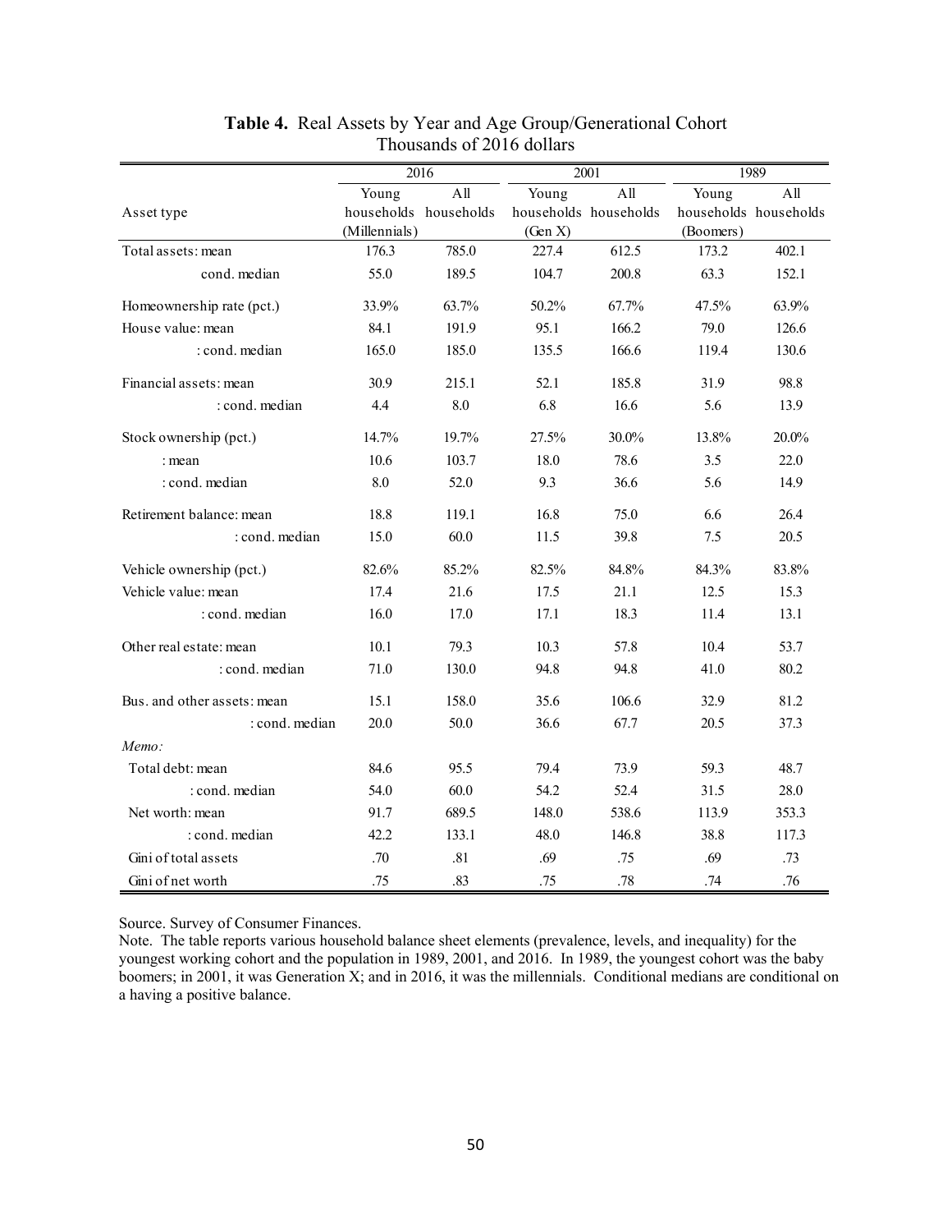**Table 4.** Real Assets by Year and Age Group/Generational Cohort
Thousands of 2016 dollars

| Asset type | 2016 | | 2001 | | 1989 | |
|---|---|---|---|---|---|---|
| | Young households (Millennials) | All households | Young households (Gen X) | All households | Young households (Boomers) | All households |
| Total assets: mean | 176.3 | 785.0 | 227.4 | 612.5 | 173.2 | 402.1 |
| cond. median | 55.0 | 189.5 | 104.7 | 200.8 | 63.3 | 152.1 |
| Homeownership rate (pct.) | 33.9% | 63.7% | 50.2% | 67.7% | 47.5% | 63.9% |
| House value: mean | 84.1 | 191.9 | 95.1 | 166.2 | 79.0 | 126.6 |
| : cond. median | 165.0 | 185.0 | 135.5 | 166.6 | 119.4 | 130.6 |
| Financial assets: mean | 30.9 | 215.1 | 52.1 | 185.8 | 31.9 | 98.8 |
| : cond. median | 4.4 | 8.0 | 6.8 | 16.6 | 5.6 | 13.9 |
| Stock ownership (pct.) | 14.7% | 19.7% | 27.5% | 30.0% | 13.8% | 20.0% |
| : mean | 10.6 | 103.7 | 18.0 | 78.6 | 3.5 | 22.0 |
| : cond. median | 8.0 | 52.0 | 9.3 | 36.6 | 5.6 | 14.9 |
| Retirement balance: mean | 18.8 | 119.1 | 16.8 | 75.0 | 6.6 | 26.4 |
| : cond. median | 15.0 | 60.0 | 11.5 | 39.8 | 7.5 | 20.5 |
| Vehicle ownership (pct.) | 82.6% | 85.2% | 82.5% | 84.8% | 84.3% | 83.8% |
| Vehicle value: mean | 17.4 | 21.6 | 17.5 | 21.1 | 12.5 | 15.3 |
| : cond. median | 16.0 | 17.0 | 17.1 | 18.3 | 11.4 | 13.1 |
| Other real estate: mean | 10.1 | 79.3 | 10.3 | 57.8 | 10.4 | 53.7 |
| : cond. median | 71.0 | 130.0 | 94.8 | 94.8 | 41.0 | 80.2 |
| Bus. and other assets: mean | 15.1 | 158.0 | 35.6 | 106.6 | 32.9 | 81.2 |
| : cond. median | 20.0 | 50.0 | 36.6 | 67.7 | 20.5 | 37.3 |
| *Memo:* | | | | | | |
| Total debt: mean | 84.6 | 95.5 | 79.4 | 73.9 | 59.3 | 48.7 |
| : cond. median | 54.0 | 60.0 | 54.2 | 52.4 | 31.5 | 28.0 |
| Net worth: mean | 91.7 | 689.5 | 148.0 | 538.6 | 113.9 | 353.3 |
| : cond. median | 42.2 | 133.1 | 48.0 | 146.8 | 38.8 | 117.3 |
| Gini of total assets | .70 | .81 | .69 | .75 | .69 | .73 |
| Gini of net worth | .75 | .83 | .75 | .78 | .74 | .76 |

Source. Survey of Consumer Finances.
Note. The table reports various household balance sheet elements (prevalence, levels, and inequality) for the youngest working cohort and the population in 1989, 2001, and 2016. In 1989, the youngest cohort was the baby boomers; in 2001, it was Generation X; and in 2016, it was the millennials. Conditional medians are conditional on a having a positive balance.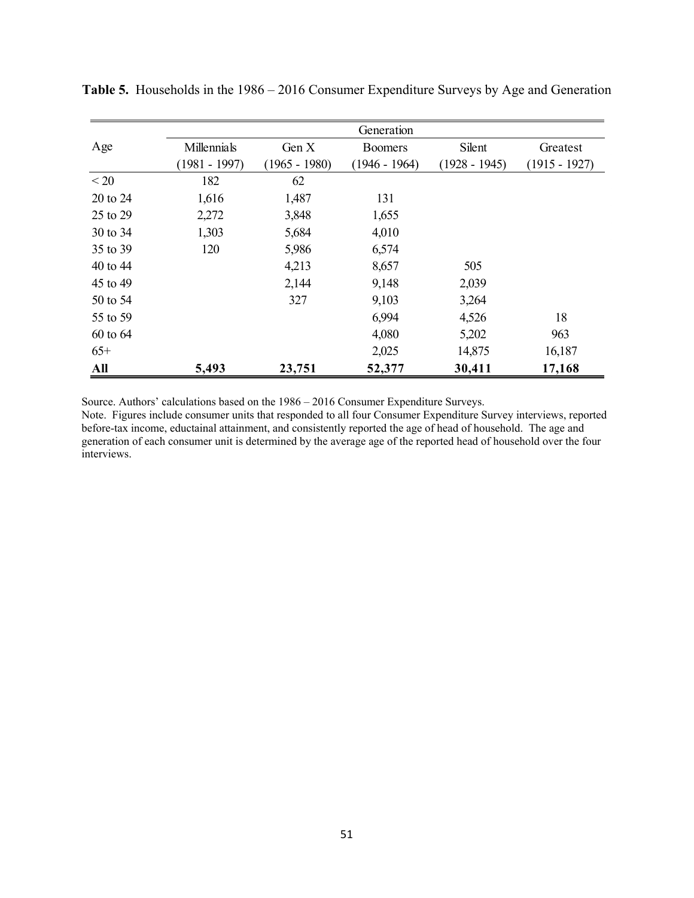**Table 5.** Households in the 1986 – 2016 Consumer Expenditure Surveys by Age and Generation

| Age | Generation | | | | |
|---|---|---|---|---|---|
| | Millennials (1981 - 1997) | Gen X (1965 - 1980) | Boomers (1946 - 1964) | Silent (1928 - 1945) | Greatest (1915 - 1927) |
| < 20 | 182 | 62 | | | |
| 20 to 24 | 1,616 | 1,487 | 131 | | |
| 25 to 29 | 2,272 | 3,848 | 1,655 | | |
| 30 to 34 | 1,303 | 5,684 | 4,010 | | |
| 35 to 39 | 120 | 5,986 | 6,574 | | |
| 40 to 44 | | 4,213 | 8,657 | 505 | |
| 45 to 49 | | 2,144 | 9,148 | 2,039 | |
| 50 to 54 | | 327 | 9,103 | 3,264 | |
| 55 to 59 | | | 6,994 | 4,526 | 18 |
| 60 to 64 | | | 4,080 | 5,202 | 963 |
| 65+ | | | 2,025 | 14,875 | 16,187 |
| **All** | **5,493** | **23,751** | **52,377** | **30,411** | **17,168** |

Source. Authors' calculations based on the 1986 – 2016 Consumer Expenditure Surveys.

Note. Figures include consumer units that responded to all four Consumer Expenditure Survey interviews, reported before-tax income, eductainal attainment, and consistently reported the age of head of household. The age and generation of each consumer unit is determined by the average age of the reported head of household over the four interviews.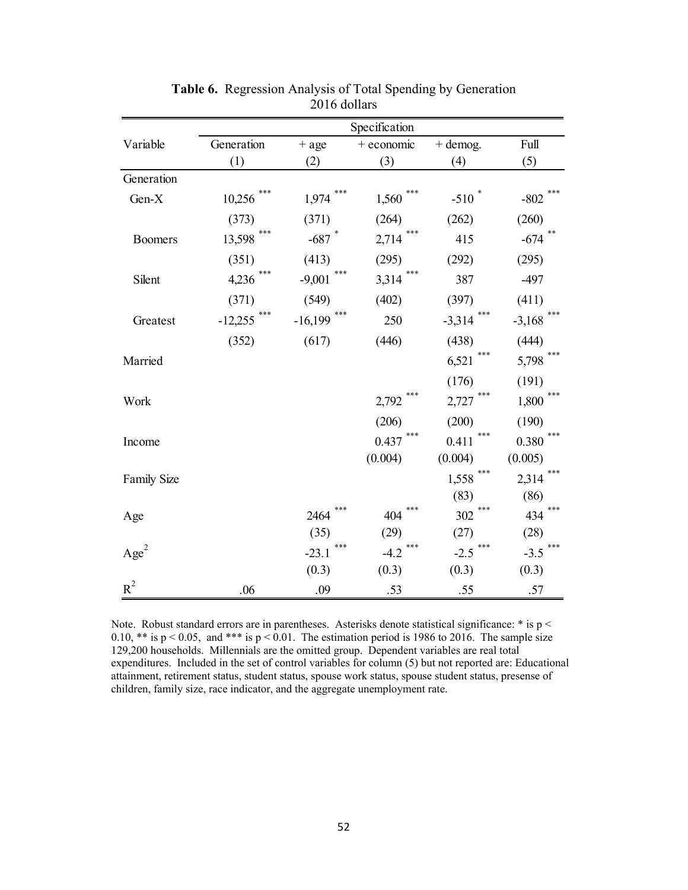**Table 6.** Regression Analysis of Total Spending by Generation
2016 dollars

| Variable | Generation (1) | + age (2) | + economic (3) | + demog. (4) | Full (5) |
|---|---|---|---|---|---|
| Generation | | | | | |
| Gen-X | 10,256 *** | 1,974 *** | 1,560 *** | -510 * | -802 *** |
| | (373) | (371) | (264) | (262) | (260) |
| Boomers | 13,598 *** | -687 * | 2,714 *** | 415 | -674 ** |
| | (351) | (413) | (295) | (292) | (295) |
| Silent | 4,236 *** | -9,001 *** | 3,314 *** | 387 | -497 |
| | (371) | (549) | (402) | (397) | (411) |
| Greatest | -12,255 *** | -16,199 *** | 250 | -3,314 *** | -3,168 *** |
| | (352) | (617) | (446) | (438) | (444) |
| Married | | | | 6,521 *** | 5,798 *** |
| | | | | (176) | (191) |
| Work | | | 2,792 *** | 2,727 *** | 1,800 *** |
| | | | (206) | (200) | (190) |
| Income | | | 0.437 *** | 0.411 *** | 0.380 *** |
| | | | (0.004) | (0.004) | (0.005) |
| Family Size | | | | 1,558 *** | 2,314 *** |
| | | | | (83) | (86) |
| Age | | 2464 *** | 404 *** | 302 *** | 434 *** |
| | | (35) | (29) | (27) | (28) |
| $Age^2$ | | -23.1 *** | -4.2 *** | -2.5 *** | -3.5 *** |
| | | (0.3) | (0.3) | (0.3) | (0.3) |
| $R^2$ | .06 | .09 | .53 | .55 | .57 |

Note. Robust standard errors are in parentheses. Asterisks denote statistical significance: * is $p < 0.10$, ** is $p < 0.05$, and *** is $p < 0.01$. The estimation period is 1986 to 2016. The sample size 129,200 households. Millennials are the omitted group. Dependent variables are real total expenditures. Included in the set of control variables for column (5) but not reported are: Educational attainment, retirement status, student status, spouse work status, spouse student status, presense of children, family size, race indicator, and the aggregate unemployment rate.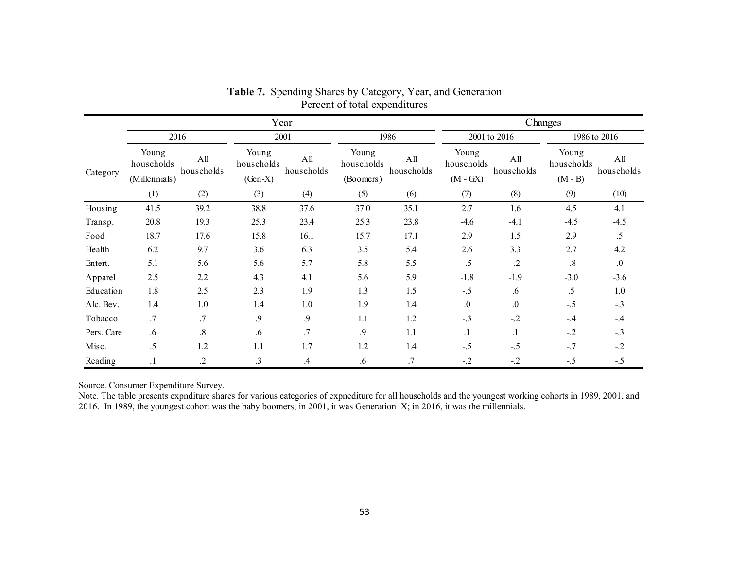**Table 7.** Spending Shares by Category, Year, and Generation
Percent of total expenditures

| Category | Year | | | | | | Changes | | | |
|---|---|---|---|---|---|---|---|---|---|---|
| | 2016 | | 2001 | | 1986 | | 2001 to 2016 | | 1986 to 2016 | |
| | Young households (Millennials) | All households | Young households (Gen-X) | All households | Young households (Boomers) | All households | Young households (M - GX) | All households | Young households (M - B) | All households |
| | (1) | (2) | (3) | (4) | (5) | (6) | (7) | (8) | (9) | (10) |
| Housing | 41.5 | 39.2 | 38.8 | 37.6 | 37.0 | 35.1 | 2.7 | 1.6 | 4.5 | 4.1 |
| Transp. | 20.8 | 19.3 | 25.3 | 23.4 | 25.3 | 23.8 | -4.6 | -4.1 | -4.5 | -4.5 |
| Food | 18.7 | 17.6 | 15.8 | 16.1 | 15.7 | 17.1 | 2.9 | 1.5 | 2.9 | .5 |
| Health | 6.2 | 9.7 | 3.6 | 6.3 | 3.5 | 5.4 | 2.6 | 3.3 | 2.7 | 4.2 |
| Entert. | 5.1 | 5.6 | 5.6 | 5.7 | 5.8 | 5.5 | -.5 | -.2 | -.8 | .0 |
| Apparel | 2.5 | 2.2 | 4.3 | 4.1 | 5.6 | 5.9 | -1.8 | -1.9 | -3.0 | -3.6 |
| Education | 1.8 | 2.5 | 2.3 | 1.9 | 1.3 | 1.5 | -.5 | .6 | .5 | 1.0 |
| Alc. Bev. | 1.4 | 1.0 | 1.4 | 1.0 | 1.9 | 1.4 | .0 | .0 | -.5 | -.3 |
| Tobacco | .7 | .7 | .9 | .9 | 1.1 | 1.2 | -.3 | -.2 | -.4 | -.4 |
| Pers. Care | .6 | .8 | .6 | .7 | .9 | 1.1 | .1 | .1 | -.2 | -.3 |
| Misc. | .5 | 1.2 | 1.1 | 1.7 | 1.2 | 1.4 | -.5 | -.5 | -.7 | -.2 |
| Reading | .1 | .2 | .3 | .4 | .6 | .7 | -.2 | -.2 | -.5 | -.5 |

Source. Consumer Expenditure Survey.
Note. The table presents expnditure shares for various categories of expnediture for all households and the youngest working cohorts in 1989, 2001, and 2016. In 1989, the youngest cohort was the baby boomers; in 2001, it was Generation X; in 2016, it was the millennials.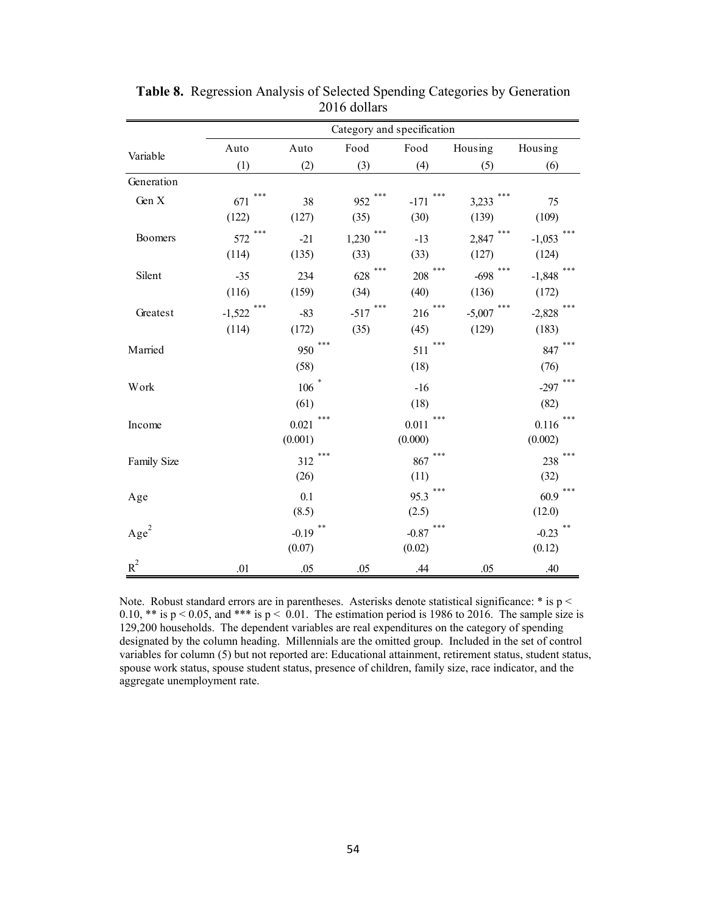**Table 8.** Regression Analysis of Selected Spending Categories by Generation
2016 dollars

| Variable | Auto (1) | Auto (2) | Food (3) | Food (4) | Housing (5) | Housing (6) |
|---|---|---|---|---|---|---|
| | Category and specification | | | | | |
| Generation | | | | | | |
| Gen X | 671 *** | 38 | 952 *** | -171 *** | 3,233 *** | 75 |
| | (122) | (127) | (35) | (30) | (139) | (109) |
| Boomers | 572 *** | -21 | 1,230 *** | -13 | 2,847 *** | -1,053 *** |
| | (114) | (135) | (33) | (33) | (127) | (124) |
| Silent | -35 | 234 | 628 *** | 208 *** | -698 *** | -1,848 *** |
| | (116) | (159) | (34) | (40) | (136) | (172) |
| Greatest | -1,522 *** | -83 | -517 *** | 216 *** | -5,007 *** | -2,828 *** |
| | (114) | (172) | (35) | (45) | (129) | (183) |
| Married | | 950 *** | | 511 *** | | 847 *** |
| | | (58) | | (18) | | (76) |
| Work | | 106 * | | -16 | | -297 *** |
| | | (61) | | (18) | | (82) |
| Income | | 0.021 *** | | 0.011 *** | | 0.116 *** |
| | | (0.001) | | (0.000) | | (0.002) |
| Family Size | | 312 *** | | 867 *** | | 238 *** |
| | | (26) | | (11) | | (32) |
| Age | | 0.1 | | 95.3 *** | | 60.9 *** |
| | | (8.5) | | (2.5) | | (12.0) |
| $Age^2$ | | -0.19 ** | | -0.87 *** | | -0.23 ** |
| | | (0.07) | | (0.02) | | (0.12) |
| $R^2$ | .01 | .05 | .05 | .44 | .05 | .40 |

Note. Robust standard errors are in parentheses. Asterisks denote statistical significance: * is $p < 0.10$, ** is $p < 0.05$, and *** is $p < 0.01$. The estimation period is 1986 to 2016. The sample size is 129,200 households. The dependent variables are real expenditures on the category of spending designated by the column heading. Millennials are the omitted group. Included in the set of control variables for column (5) but not reported are: Educational attainment, retirement status, student status, spouse work status, spouse student status, presence of children, family size, race indicator, and the aggregate unemployment rate.